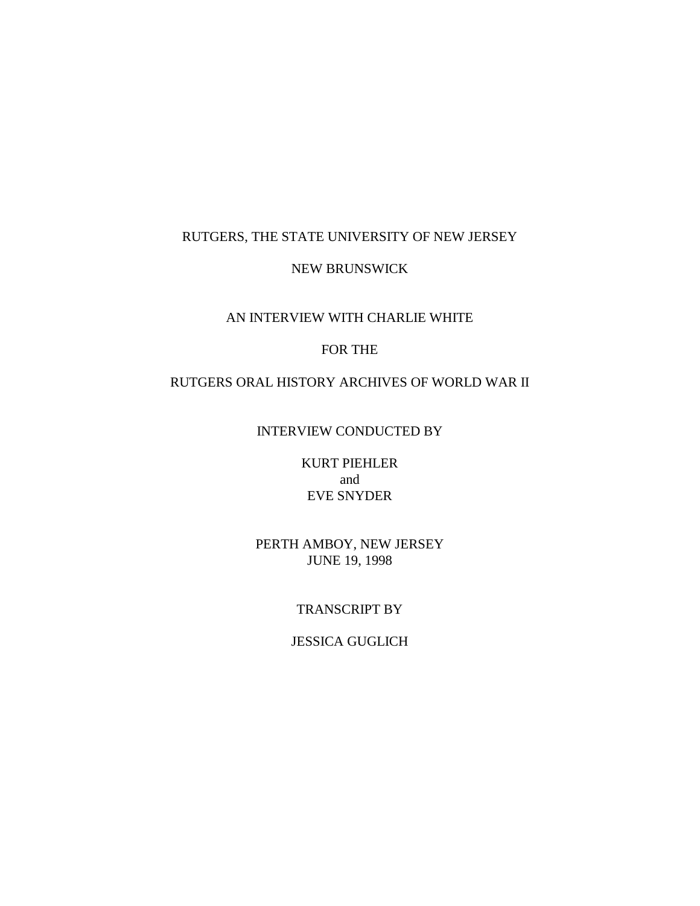RUTGERS, THE STATE UNIVERSITY OF NEW JERSEY

NEW BRUNSWICK

AN INTERVIEW WITH CHARLIE WHITE

FOR THE

RUTGERS ORAL HISTORY ARCHIVES OF WORLD WAR II

INTERVIEW CONDUCTED BY

KURT PIEHLER
and
EVE SNYDER

PERTH AMBOY, NEW JERSEY
JUNE 19, 1998

TRANSCRIPT BY

JESSICA GUGLICH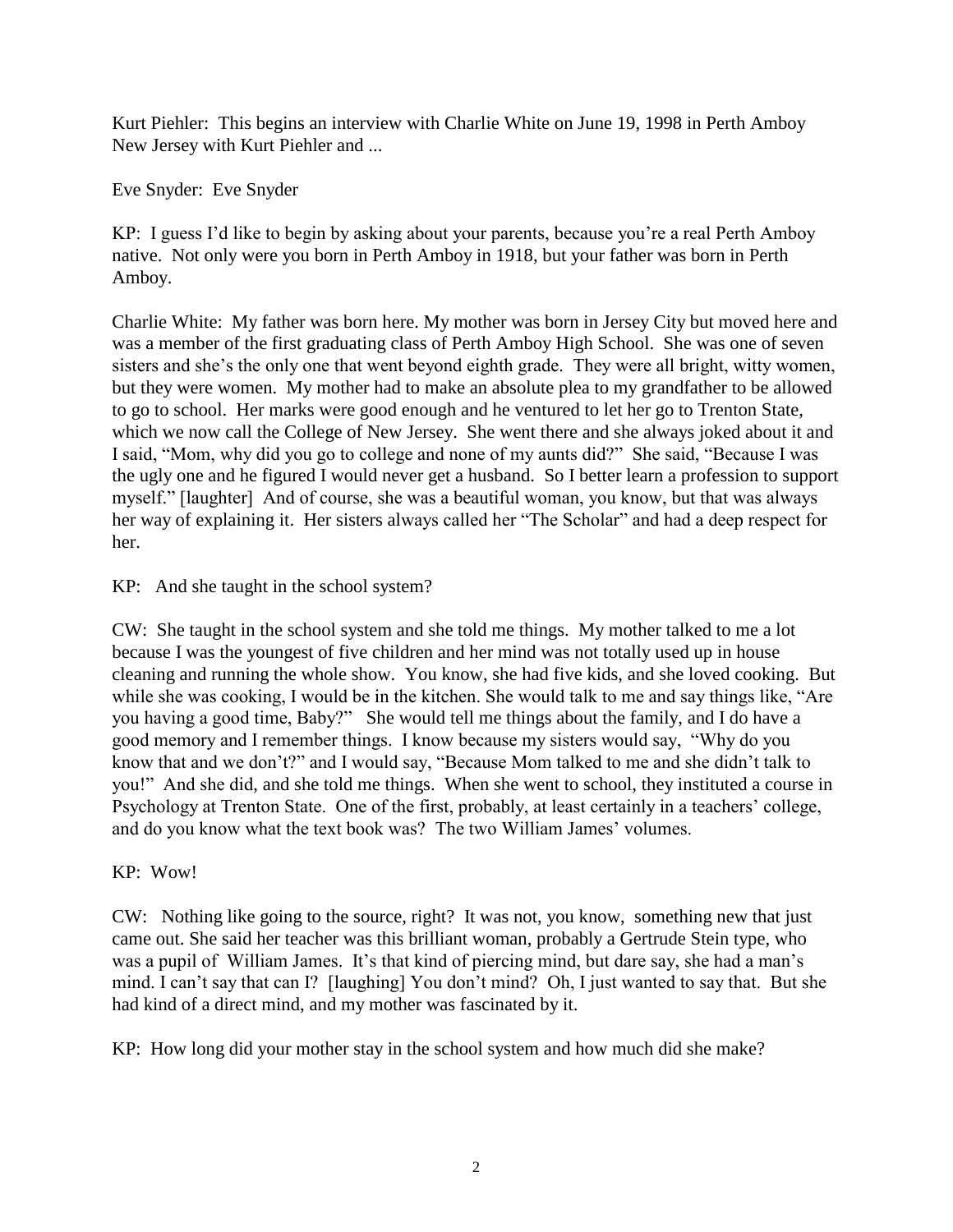Kurt Piehler: This begins an interview with Charlie White on June 19, 1998 in Perth Amboy New Jersey with Kurt Piehler and ...

Eve Snyder: Eve Snyder

KP: I guess I'd like to begin by asking about your parents, because you're a real Perth Amboy native. Not only were you born in Perth Amboy in 1918, but your father was born in Perth Amboy.

Charlie White: My father was born here. My mother was born in Jersey City but moved here and was a member of the first graduating class of Perth Amboy High School. She was one of seven sisters and she's the only one that went beyond eighth grade. They were all bright, witty women, but they were women. My mother had to make an absolute plea to my grandfather to be allowed to go to school. Her marks were good enough and he ventured to let her go to Trenton State, which we now call the College of New Jersey. She went there and she always joked about it and I said, "Mom, why did you go to college and none of my aunts did?" She said, "Because I was the ugly one and he figured I would never get a husband. So I better learn a profession to support myself." [laughter] And of course, she was a beautiful woman, you know, but that was always her way of explaining it. Her sisters always called her "The Scholar" and had a deep respect for her.

KP: And she taught in the school system?

CW: She taught in the school system and she told me things. My mother talked to me a lot because I was the youngest of five children and her mind was not totally used up in house cleaning and running the whole show. You know, she had five kids, and she loved cooking. But while she was cooking, I would be in the kitchen. She would talk to me and say things like, "Are you having a good time, Baby?" She would tell me things about the family, and I do have a good memory and I remember things. I know because my sisters would say, "Why do you know that and we don't?" and I would say, "Because Mom talked to me and she didn't talk to you!" And she did, and she told me things. When she went to school, they instituted a course in Psychology at Trenton State. One of the first, probably, at least certainly in a teachers' college, and do you know what the text book was? The two William James' volumes.

KP: Wow!

CW: Nothing like going to the source, right? It was not, you know, something new that just came out. She said her teacher was this brilliant woman, probably a Gertrude Stein type, who was a pupil of William James. It's that kind of piercing mind, but dare say, she had a man's mind. I can't say that can I? [laughing] You don't mind? Oh, I just wanted to say that. But she had kind of a direct mind, and my mother was fascinated by it.

KP: How long did your mother stay in the school system and how much did she make?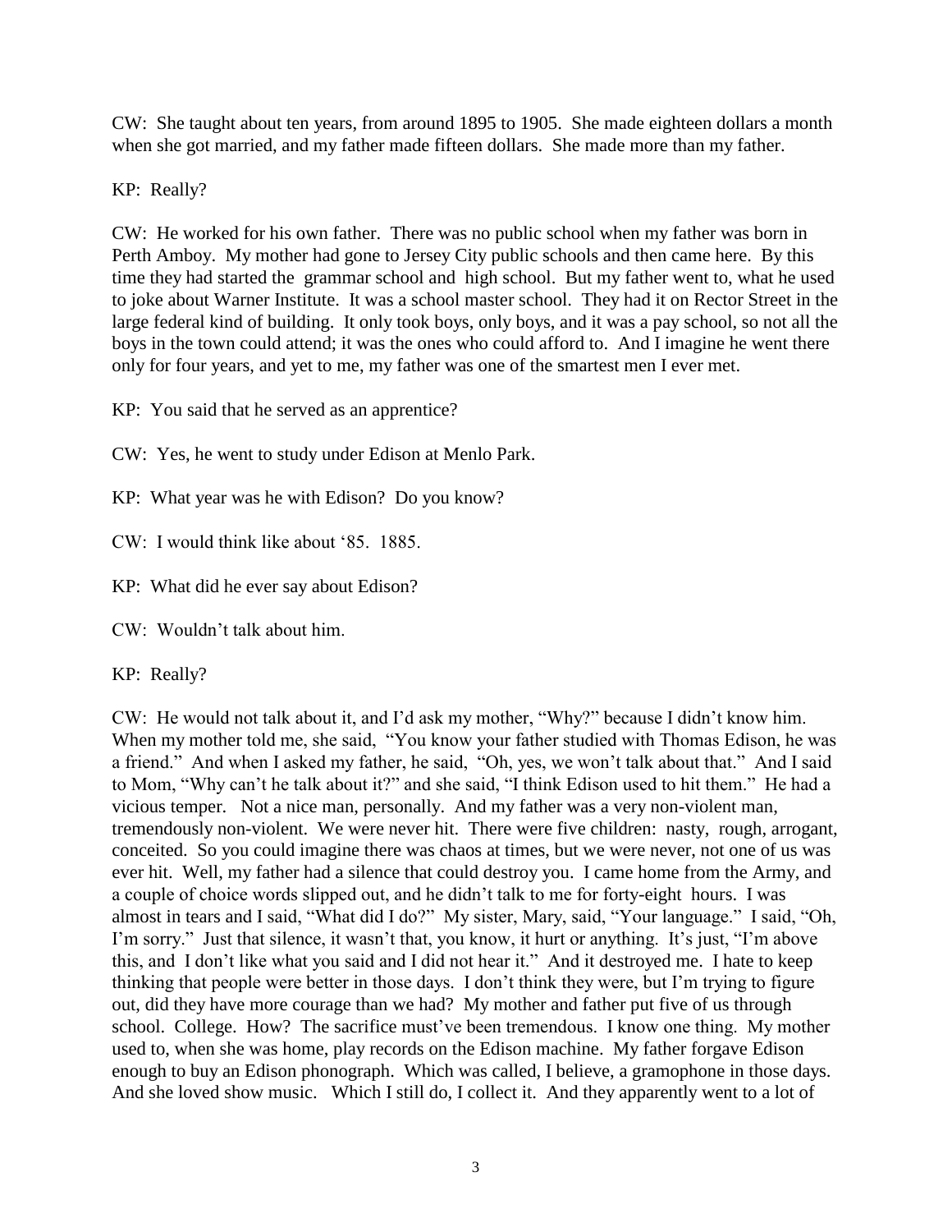CW: She taught about ten years, from around 1895 to 1905. She made eighteen dollars a month when she got married, and my father made fifteen dollars. She made more than my father.

KP: Really?

CW: He worked for his own father. There was no public school when my father was born in Perth Amboy. My mother had gone to Jersey City public schools and then came here. By this time they had started the grammar school and high school. But my father went to, what he used to joke about Warner Institute. It was a school master school. They had it on Rector Street in the large federal kind of building. It only took boys, only boys, and it was a pay school, so not all the boys in the town could attend; it was the ones who could afford to. And I imagine he went there only for four years, and yet to me, my father was one of the smartest men I ever met.

KP: You said that he served as an apprentice?

CW: Yes, he went to study under Edison at Menlo Park.

KP: What year was he with Edison? Do you know?

CW: I would think like about '85. 1885.

KP: What did he ever say about Edison?

CW: Wouldn't talk about him.

KP: Really?

CW: He would not talk about it, and I'd ask my mother, "Why?" because I didn't know him. When my mother told me, she said, "You know your father studied with Thomas Edison, he was a friend." And when I asked my father, he said, "Oh, yes, we won't talk about that." And I said to Mom, "Why can't he talk about it?" and she said, "I think Edison used to hit them." He had a vicious temper. Not a nice man, personally. And my father was a very non-violent man, tremendously non-violent. We were never hit. There were five children: nasty, rough, arrogant, conceited. So you could imagine there was chaos at times, but we were never, not one of us was ever hit. Well, my father had a silence that could destroy you. I came home from the Army, and a couple of choice words slipped out, and he didn't talk to me for forty-eight hours. I was almost in tears and I said, "What did I do?" My sister, Mary, said, "Your language." I said, "Oh, I'm sorry." Just that silence, it wasn't that, you know, it hurt or anything. It's just, "I'm above this, and I don't like what you said and I did not hear it." And it destroyed me. I hate to keep thinking that people were better in those days. I don't think they were, but I'm trying to figure out, did they have more courage than we had? My mother and father put five of us through school. College. How? The sacrifice must've been tremendous. I know one thing. My mother used to, when she was home, play records on the Edison machine. My father forgave Edison enough to buy an Edison phonograph. Which was called, I believe, a gramophone in those days. And she loved show music. Which I still do, I collect it. And they apparently went to a lot of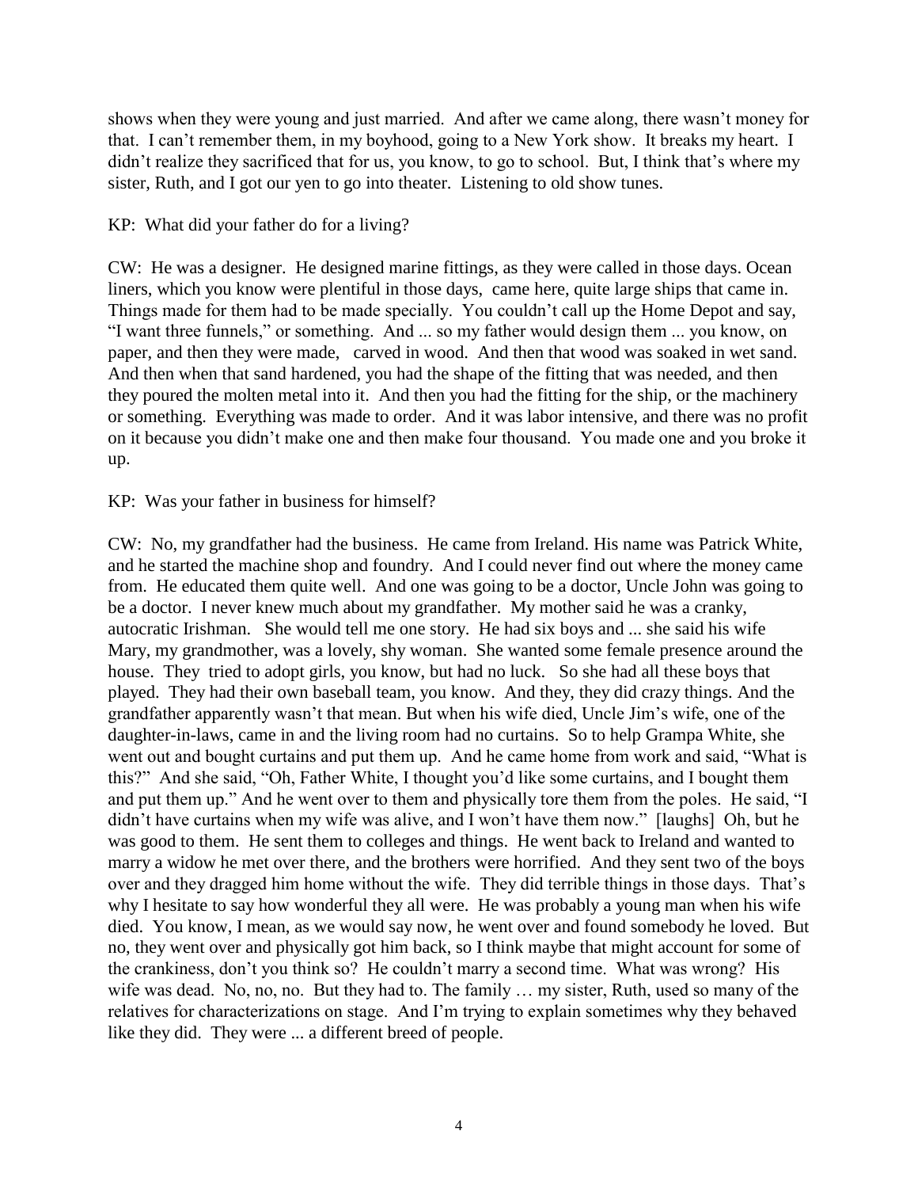shows when they were young and just married. And after we came along, there wasn't money for that. I can't remember them, in my boyhood, going to a New York show. It breaks my heart. I didn't realize they sacrificed that for us, you know, to go to school. But, I think that's where my sister, Ruth, and I got our yen to go into theater. Listening to old show tunes.

KP: What did your father do for a living?

CW: He was a designer. He designed marine fittings, as they were called in those days. Ocean liners, which you know were plentiful in those days, came here, quite large ships that came in. Things made for them had to be made specially. You couldn't call up the Home Depot and say, "I want three funnels," or something. And ... so my father would design them ... you know, on paper, and then they were made, carved in wood. And then that wood was soaked in wet sand. And then when that sand hardened, you had the shape of the fitting that was needed, and then they poured the molten metal into it. And then you had the fitting for the ship, or the machinery or something. Everything was made to order. And it was labor intensive, and there was no profit on it because you didn't make one and then make four thousand. You made one and you broke it up.

KP: Was your father in business for himself?

CW: No, my grandfather had the business. He came from Ireland. His name was Patrick White, and he started the machine shop and foundry. And I could never find out where the money came from. He educated them quite well. And one was going to be a doctor, Uncle John was going to be a doctor. I never knew much about my grandfather. My mother said he was a cranky, autocratic Irishman. She would tell me one story. He had six boys and ... she said his wife Mary, my grandmother, was a lovely, shy woman. She wanted some female presence around the house. They tried to adopt girls, you know, but had no luck. So she had all these boys that played. They had their own baseball team, you know. And they, they did crazy things. And the grandfather apparently wasn't that mean. But when his wife died, Uncle Jim's wife, one of the daughter-in-laws, came in and the living room had no curtains. So to help Grampa White, she went out and bought curtains and put them up. And he came home from work and said, "What is this?" And she said, "Oh, Father White, I thought you'd like some curtains, and I bought them and put them up." And he went over to them and physically tore them from the poles. He said, "I didn't have curtains when my wife was alive, and I won't have them now." [laughs] Oh, but he was good to them. He sent them to colleges and things. He went back to Ireland and wanted to marry a widow he met over there, and the brothers were horrified. And they sent two of the boys over and they dragged him home without the wife. They did terrible things in those days. That's why I hesitate to say how wonderful they all were. He was probably a young man when his wife died. You know, I mean, as we would say now, he went over and found somebody he loved. But no, they went over and physically got him back, so I think maybe that might account for some of the crankiness, don't you think so? He couldn't marry a second time. What was wrong? His wife was dead. No, no, no. But they had to. The family … my sister, Ruth, used so many of the relatives for characterizations on stage. And I'm trying to explain sometimes why they behaved like they did. They were ... a different breed of people.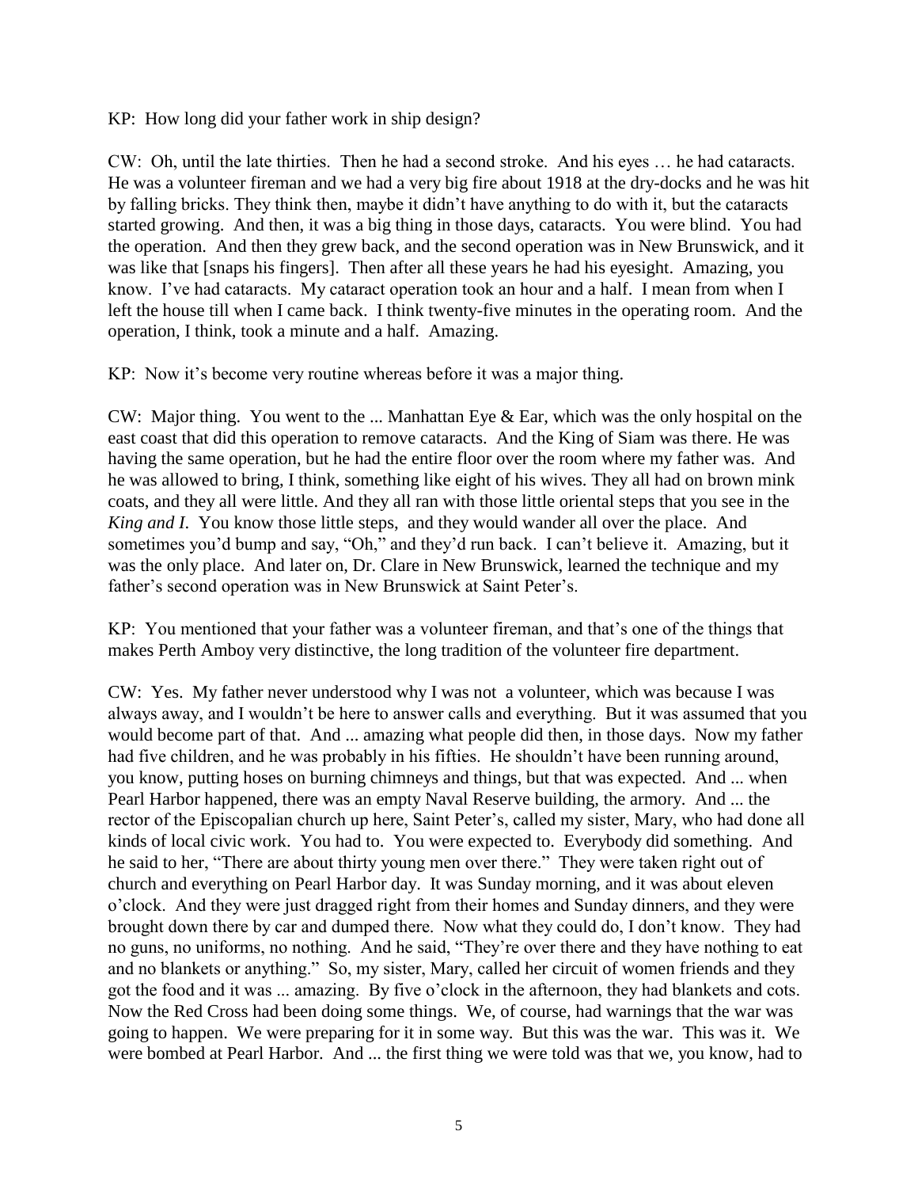KP: How long did your father work in ship design?

CW: Oh, until the late thirties. Then he had a second stroke. And his eyes … he had cataracts. He was a volunteer fireman and we had a very big fire about 1918 at the dry-docks and he was hit by falling bricks. They think then, maybe it didn't have anything to do with it, but the cataracts started growing. And then, it was a big thing in those days, cataracts. You were blind. You had the operation. And then they grew back, and the second operation was in New Brunswick, and it was like that [snaps his fingers]. Then after all these years he had his eyesight. Amazing, you know. I've had cataracts. My cataract operation took an hour and a half. I mean from when I left the house till when I came back. I think twenty-five minutes in the operating room. And the operation, I think, took a minute and a half. Amazing.

KP: Now it's become very routine whereas before it was a major thing.

CW: Major thing. You went to the ... Manhattan Eye & Ear, which was the only hospital on the east coast that did this operation to remove cataracts. And the King of Siam was there. He was having the same operation, but he had the entire floor over the room where my father was. And he was allowed to bring, I think, something like eight of his wives. They all had on brown mink coats, and they all were little. And they all ran with those little oriental steps that you see in the *King and I*. You know those little steps, and they would wander all over the place. And sometimes you'd bump and say, "Oh," and they'd run back. I can't believe it. Amazing, but it was the only place. And later on, Dr. Clare in New Brunswick, learned the technique and my father's second operation was in New Brunswick at Saint Peter's.

KP: You mentioned that your father was a volunteer fireman, and that's one of the things that makes Perth Amboy very distinctive, the long tradition of the volunteer fire department.

CW: Yes. My father never understood why I was not a volunteer, which was because I was always away, and I wouldn't be here to answer calls and everything. But it was assumed that you would become part of that. And ... amazing what people did then, in those days. Now my father had five children, and he was probably in his fifties. He shouldn't have been running around, you know, putting hoses on burning chimneys and things, but that was expected. And ... when Pearl Harbor happened, there was an empty Naval Reserve building, the armory. And ... the rector of the Episcopalian church up here, Saint Peter's, called my sister, Mary, who had done all kinds of local civic work. You had to. You were expected to. Everybody did something. And he said to her, "There are about thirty young men over there." They were taken right out of church and everything on Pearl Harbor day. It was Sunday morning, and it was about eleven o'clock. And they were just dragged right from their homes and Sunday dinners, and they were brought down there by car and dumped there. Now what they could do, I don't know. They had no guns, no uniforms, no nothing. And he said, "They're over there and they have nothing to eat and no blankets or anything." So, my sister, Mary, called her circuit of women friends and they got the food and it was ... amazing. By five o'clock in the afternoon, they had blankets and cots. Now the Red Cross had been doing some things. We, of course, had warnings that the war was going to happen. We were preparing for it in some way. But this was the war. This was it. We were bombed at Pearl Harbor. And ... the first thing we were told was that we, you know, had to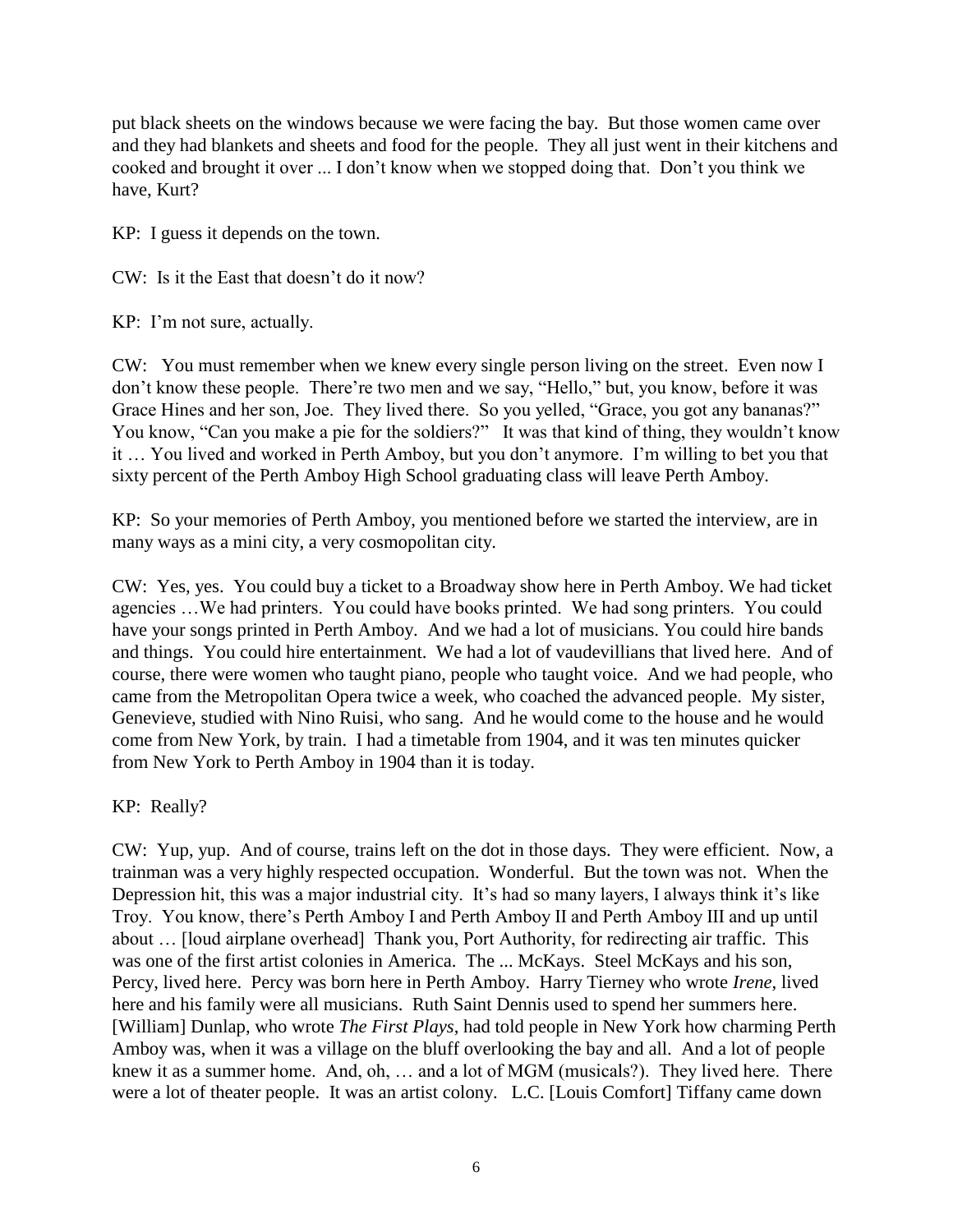put black sheets on the windows because we were facing the bay. But those women came over and they had blankets and sheets and food for the people. They all just went in their kitchens and cooked and brought it over ... I don't know when we stopped doing that. Don't you think we have, Kurt?

KP: I guess it depends on the town.

CW: Is it the East that doesn't do it now?

KP: I'm not sure, actually.

CW: You must remember when we knew every single person living on the street. Even now I don't know these people. There're two men and we say, "Hello," but, you know, before it was Grace Hines and her son, Joe. They lived there. So you yelled, "Grace, you got any bananas?" You know, "Can you make a pie for the soldiers?" It was that kind of thing, they wouldn't know it … You lived and worked in Perth Amboy, but you don't anymore. I'm willing to bet you that sixty percent of the Perth Amboy High School graduating class will leave Perth Amboy.

KP: So your memories of Perth Amboy, you mentioned before we started the interview, are in many ways as a mini city, a very cosmopolitan city.

CW: Yes, yes. You could buy a ticket to a Broadway show here in Perth Amboy. We had ticket agencies …We had printers. You could have books printed. We had song printers. You could have your songs printed in Perth Amboy. And we had a lot of musicians. You could hire bands and things. You could hire entertainment. We had a lot of vaudevillians that lived here. And of course, there were women who taught piano, people who taught voice. And we had people, who came from the Metropolitan Opera twice a week, who coached the advanced people. My sister, Genevieve, studied with Nino Ruisi, who sang. And he would come to the house and he would come from New York, by train. I had a timetable from 1904, and it was ten minutes quicker from New York to Perth Amboy in 1904 than it is today.

KP: Really?

CW: Yup, yup. And of course, trains left on the dot in those days. They were efficient. Now, a trainman was a very highly respected occupation. Wonderful. But the town was not. When the Depression hit, this was a major industrial city. It's had so many layers, I always think it's like Troy. You know, there's Perth Amboy I and Perth Amboy II and Perth Amboy III and up until about … [loud airplane overhead] Thank you, Port Authority, for redirecting air traffic. This was one of the first artist colonies in America. The ... McKays. Steel McKays and his son, Percy, lived here. Percy was born here in Perth Amboy. Harry Tierney who wrote *Irene*, lived here and his family were all musicians. Ruth Saint Dennis used to spend her summers here. [William] Dunlap, who wrote *The First Plays*, had told people in New York how charming Perth Amboy was, when it was a village on the bluff overlooking the bay and all. And a lot of people knew it as a summer home. And, oh, … and a lot of MGM (musicals?). They lived here. There were a lot of theater people. It was an artist colony. L.C. [Louis Comfort] Tiffany came down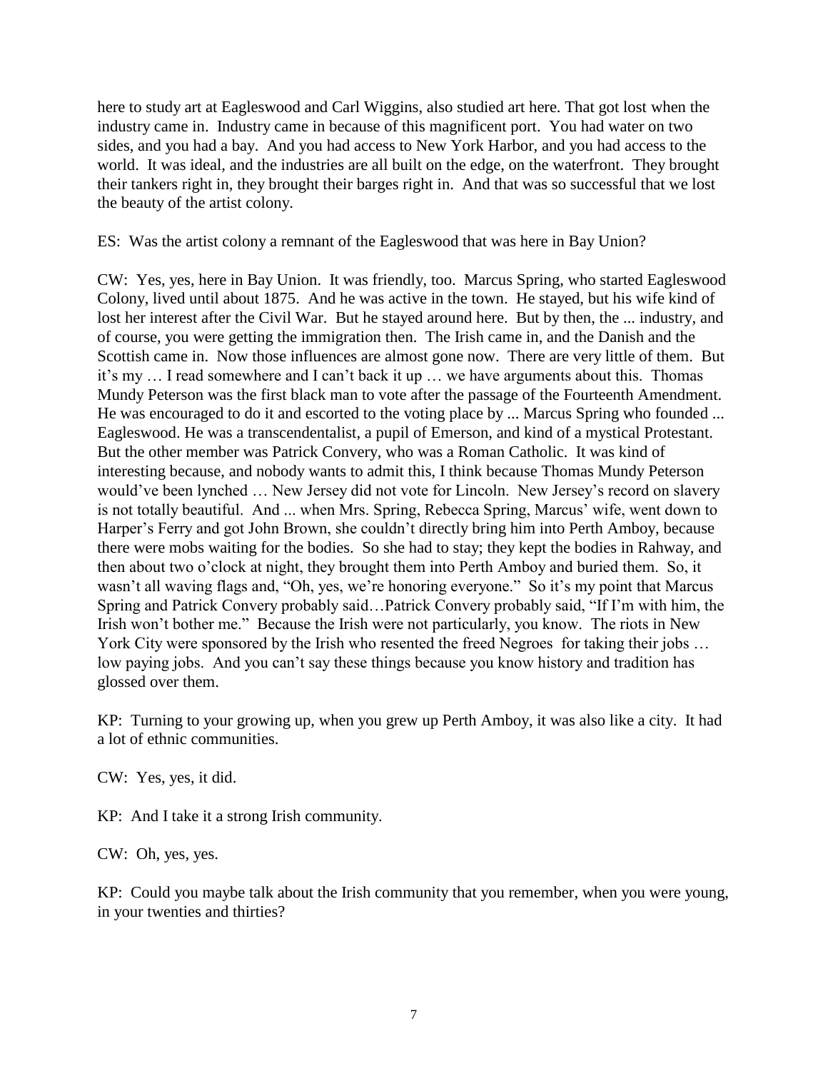here to study art at Eagleswood and Carl Wiggins, also studied art here. That got lost when the industry came in. Industry came in because of this magnificent port. You had water on two sides, and you had a bay. And you had access to New York Harbor, and you had access to the world. It was ideal, and the industries are all built on the edge, on the waterfront. They brought their tankers right in, they brought their barges right in. And that was so successful that we lost the beauty of the artist colony.

ES: Was the artist colony a remnant of the Eagleswood that was here in Bay Union?

CW: Yes, yes, here in Bay Union. It was friendly, too. Marcus Spring, who started Eagleswood Colony, lived until about 1875. And he was active in the town. He stayed, but his wife kind of lost her interest after the Civil War. But he stayed around here. But by then, the ... industry, and of course, you were getting the immigration then. The Irish came in, and the Danish and the Scottish came in. Now those influences are almost gone now. There are very little of them. But it's my … I read somewhere and I can't back it up … we have arguments about this. Thomas Mundy Peterson was the first black man to vote after the passage of the Fourteenth Amendment. He was encouraged to do it and escorted to the voting place by ... Marcus Spring who founded ... Eagleswood. He was a transcendentalist, a pupil of Emerson, and kind of a mystical Protestant. But the other member was Patrick Convery, who was a Roman Catholic. It was kind of interesting because, and nobody wants to admit this, I think because Thomas Mundy Peterson would've been lynched … New Jersey did not vote for Lincoln. New Jersey's record on slavery is not totally beautiful. And ... when Mrs. Spring, Rebecca Spring, Marcus' wife, went down to Harper's Ferry and got John Brown, she couldn't directly bring him into Perth Amboy, because there were mobs waiting for the bodies. So she had to stay; they kept the bodies in Rahway, and then about two o'clock at night, they brought them into Perth Amboy and buried them. So, it wasn't all waving flags and, "Oh, yes, we're honoring everyone." So it's my point that Marcus Spring and Patrick Convery probably said…Patrick Convery probably said, "If I'm with him, the Irish won't bother me." Because the Irish were not particularly, you know. The riots in New York City were sponsored by the Irish who resented the freed Negroes for taking their jobs … low paying jobs. And you can't say these things because you know history and tradition has glossed over them.

KP: Turning to your growing up, when you grew up Perth Amboy, it was also like a city. It had a lot of ethnic communities.

CW: Yes, yes, it did.

KP: And I take it a strong Irish community.

CW: Oh, yes, yes.

KP: Could you maybe talk about the Irish community that you remember, when you were young, in your twenties and thirties?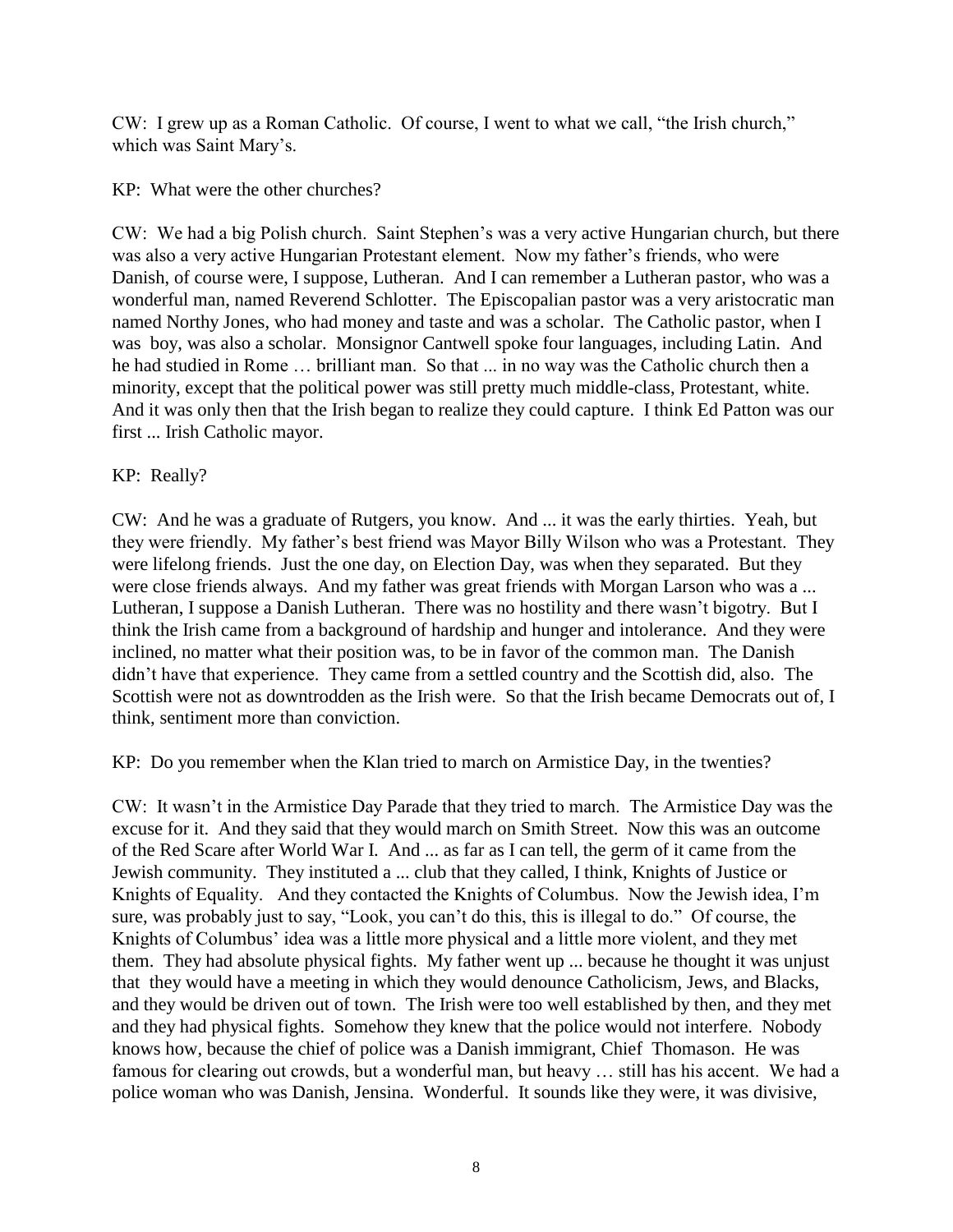CW: I grew up as a Roman Catholic. Of course, I went to what we call, "the Irish church," which was Saint Mary's.

KP: What were the other churches?

CW: We had a big Polish church. Saint Stephen's was a very active Hungarian church, but there was also a very active Hungarian Protestant element. Now my father's friends, who were Danish, of course were, I suppose, Lutheran. And I can remember a Lutheran pastor, who was a wonderful man, named Reverend Schlotter. The Episcopalian pastor was a very aristocratic man named Northy Jones, who had money and taste and was a scholar. The Catholic pastor, when I was boy, was also a scholar. Monsignor Cantwell spoke four languages, including Latin. And he had studied in Rome … brilliant man. So that ... in no way was the Catholic church then a minority, except that the political power was still pretty much middle-class, Protestant, white. And it was only then that the Irish began to realize they could capture. I think Ed Patton was our first ... Irish Catholic mayor.

KP: Really?

CW: And he was a graduate of Rutgers, you know. And ... it was the early thirties. Yeah, but they were friendly. My father's best friend was Mayor Billy Wilson who was a Protestant. They were lifelong friends. Just the one day, on Election Day, was when they separated. But they were close friends always. And my father was great friends with Morgan Larson who was a ... Lutheran, I suppose a Danish Lutheran. There was no hostility and there wasn't bigotry. But I think the Irish came from a background of hardship and hunger and intolerance. And they were inclined, no matter what their position was, to be in favor of the common man. The Danish didn't have that experience. They came from a settled country and the Scottish did, also. The Scottish were not as downtrodden as the Irish were. So that the Irish became Democrats out of, I think, sentiment more than conviction.

KP: Do you remember when the Klan tried to march on Armistice Day, in the twenties?

CW: It wasn't in the Armistice Day Parade that they tried to march. The Armistice Day was the excuse for it. And they said that they would march on Smith Street. Now this was an outcome of the Red Scare after World War I. And ... as far as I can tell, the germ of it came from the Jewish community. They instituted a ... club that they called, I think, Knights of Justice or Knights of Equality. And they contacted the Knights of Columbus. Now the Jewish idea, I'm sure, was probably just to say, "Look, you can't do this, this is illegal to do." Of course, the Knights of Columbus' idea was a little more physical and a little more violent, and they met them. They had absolute physical fights. My father went up ... because he thought it was unjust that they would have a meeting in which they would denounce Catholicism, Jews, and Blacks, and they would be driven out of town. The Irish were too well established by then, and they met and they had physical fights. Somehow they knew that the police would not interfere. Nobody knows how, because the chief of police was a Danish immigrant, Chief Thomason. He was famous for clearing out crowds, but a wonderful man, but heavy … still has his accent. We had a police woman who was Danish, Jensina. Wonderful. It sounds like they were, it was divisive,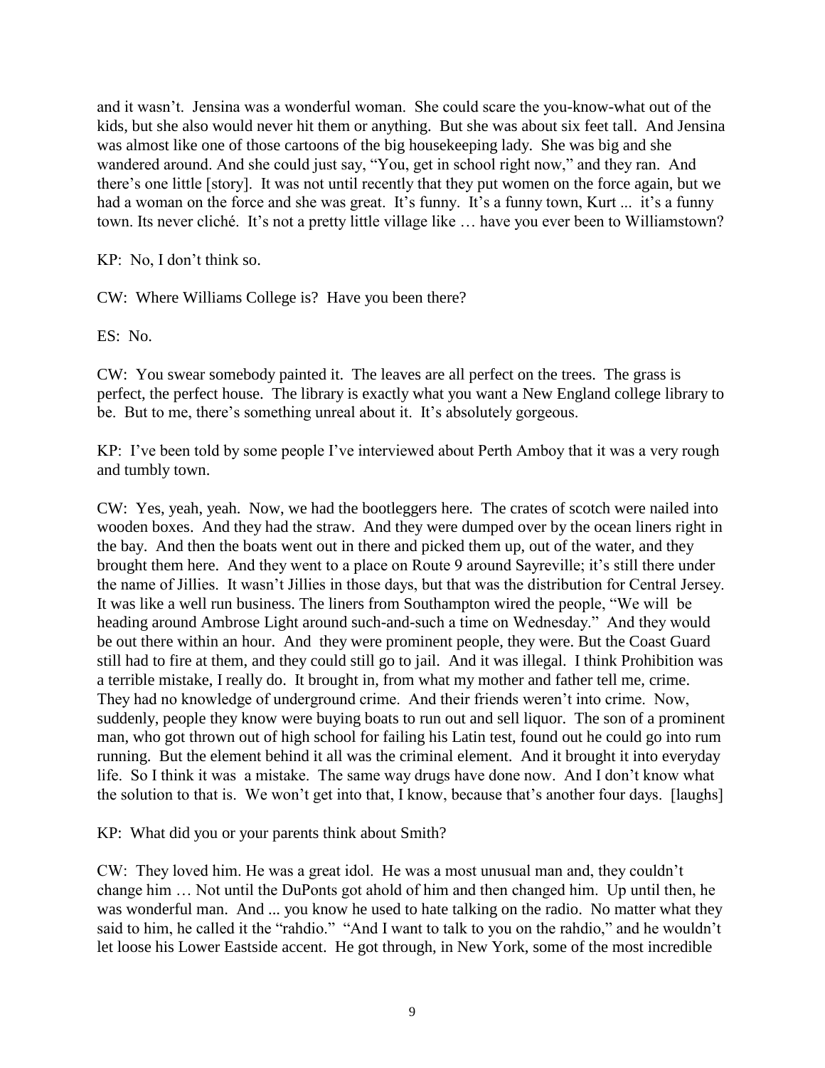and it wasn't. Jensina was a wonderful woman. She could scare the you-know-what out of the kids, but she also would never hit them or anything. But she was about six feet tall. And Jensina was almost like one of those cartoons of the big housekeeping lady. She was big and she wandered around. And she could just say, "You, get in school right now," and they ran. And there's one little [story]. It was not until recently that they put women on the force again, but we had a woman on the force and she was great. It's funny. It's a funny town, Kurt ... it's a funny town. Its never cliché. It's not a pretty little village like … have you ever been to Williamstown?

KP: No, I don't think so.

CW: Where Williams College is? Have you been there?

ES: No.

CW: You swear somebody painted it. The leaves are all perfect on the trees. The grass is perfect, the perfect house. The library is exactly what you want a New England college library to be. But to me, there's something unreal about it. It's absolutely gorgeous.

KP: I've been told by some people I've interviewed about Perth Amboy that it was a very rough and tumbly town.

CW: Yes, yeah, yeah. Now, we had the bootleggers here. The crates of scotch were nailed into wooden boxes. And they had the straw. And they were dumped over by the ocean liners right in the bay. And then the boats went out in there and picked them up, out of the water, and they brought them here. And they went to a place on Route 9 around Sayreville; it's still there under the name of Jillies. It wasn't Jillies in those days, but that was the distribution for Central Jersey. It was like a well run business. The liners from Southampton wired the people, "We will be heading around Ambrose Light around such-and-such a time on Wednesday." And they would be out there within an hour. And they were prominent people, they were. But the Coast Guard still had to fire at them, and they could still go to jail. And it was illegal. I think Prohibition was a terrible mistake, I really do. It brought in, from what my mother and father tell me, crime. They had no knowledge of underground crime. And their friends weren't into crime. Now, suddenly, people they know were buying boats to run out and sell liquor. The son of a prominent man, who got thrown out of high school for failing his Latin test, found out he could go into rum running. But the element behind it all was the criminal element. And it brought it into everyday life. So I think it was a mistake. The same way drugs have done now. And I don't know what the solution to that is. We won't get into that, I know, because that's another four days. [laughs]

KP: What did you or your parents think about Smith?

CW: They loved him. He was a great idol. He was a most unusual man and, they couldn't change him … Not until the DuPonts got ahold of him and then changed him. Up until then, he was wonderful man. And ... you know he used to hate talking on the radio. No matter what they said to him, he called it the "rahdio." "And I want to talk to you on the rahdio," and he wouldn't let loose his Lower Eastside accent. He got through, in New York, some of the most incredible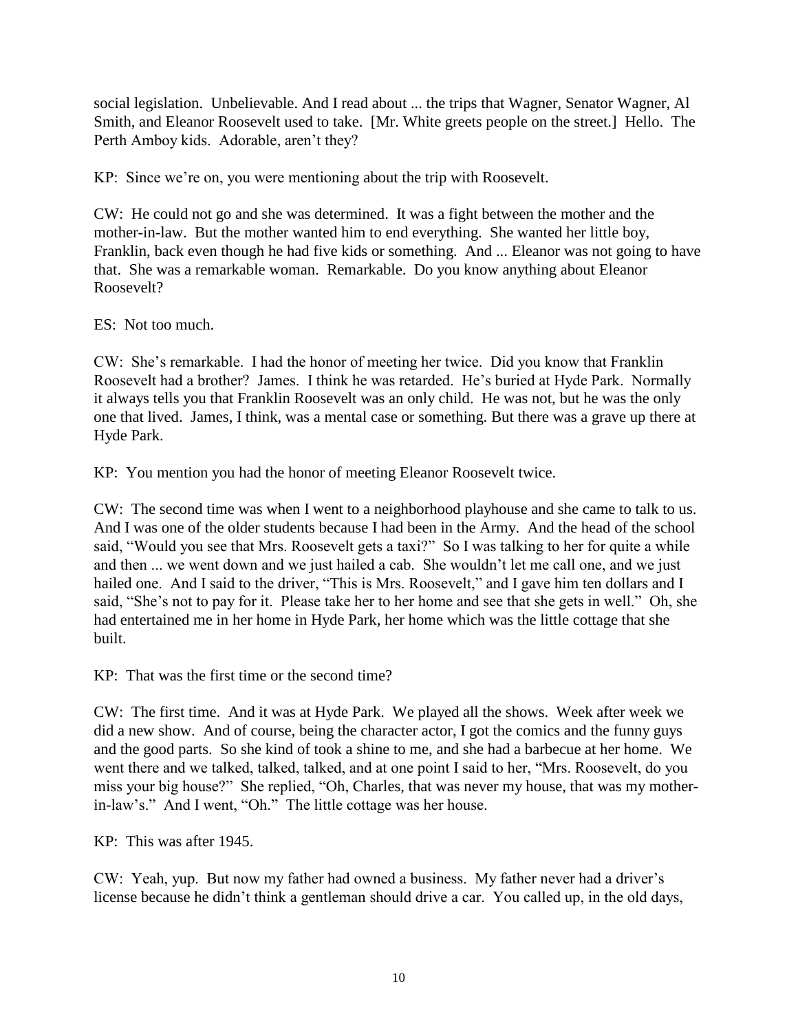social legislation. Unbelievable. And I read about ... the trips that Wagner, Senator Wagner, Al Smith, and Eleanor Roosevelt used to take. [Mr. White greets people on the street.] Hello. The Perth Amboy kids. Adorable, aren't they?

KP: Since we're on, you were mentioning about the trip with Roosevelt.

CW: He could not go and she was determined. It was a fight between the mother and the mother-in-law. But the mother wanted him to end everything. She wanted her little boy, Franklin, back even though he had five kids or something. And ... Eleanor was not going to have that. She was a remarkable woman. Remarkable. Do you know anything about Eleanor Roosevelt?

ES: Not too much.

CW: She's remarkable. I had the honor of meeting her twice. Did you know that Franklin Roosevelt had a brother? James. I think he was retarded. He's buried at Hyde Park. Normally it always tells you that Franklin Roosevelt was an only child. He was not, but he was the only one that lived. James, I think, was a mental case or something. But there was a grave up there at Hyde Park.

KP: You mention you had the honor of meeting Eleanor Roosevelt twice.

CW: The second time was when I went to a neighborhood playhouse and she came to talk to us. And I was one of the older students because I had been in the Army. And the head of the school said, "Would you see that Mrs. Roosevelt gets a taxi?" So I was talking to her for quite a while and then ... we went down and we just hailed a cab. She wouldn't let me call one, and we just hailed one. And I said to the driver, "This is Mrs. Roosevelt," and I gave him ten dollars and I said, "She's not to pay for it. Please take her to her home and see that she gets in well." Oh, she had entertained me in her home in Hyde Park, her home which was the little cottage that she built.

KP: That was the first time or the second time?

CW: The first time. And it was at Hyde Park. We played all the shows. Week after week we did a new show. And of course, being the character actor, I got the comics and the funny guys and the good parts. So she kind of took a shine to me, and she had a barbecue at her home. We went there and we talked, talked, talked, and at one point I said to her, "Mrs. Roosevelt, do you miss your big house?" She replied, "Oh, Charles, that was never my house, that was my mother-in-law's." And I went, "Oh." The little cottage was her house.

KP: This was after 1945.

CW: Yeah, yup. But now my father had owned a business. My father never had a driver's license because he didn't think a gentleman should drive a car. You called up, in the old days,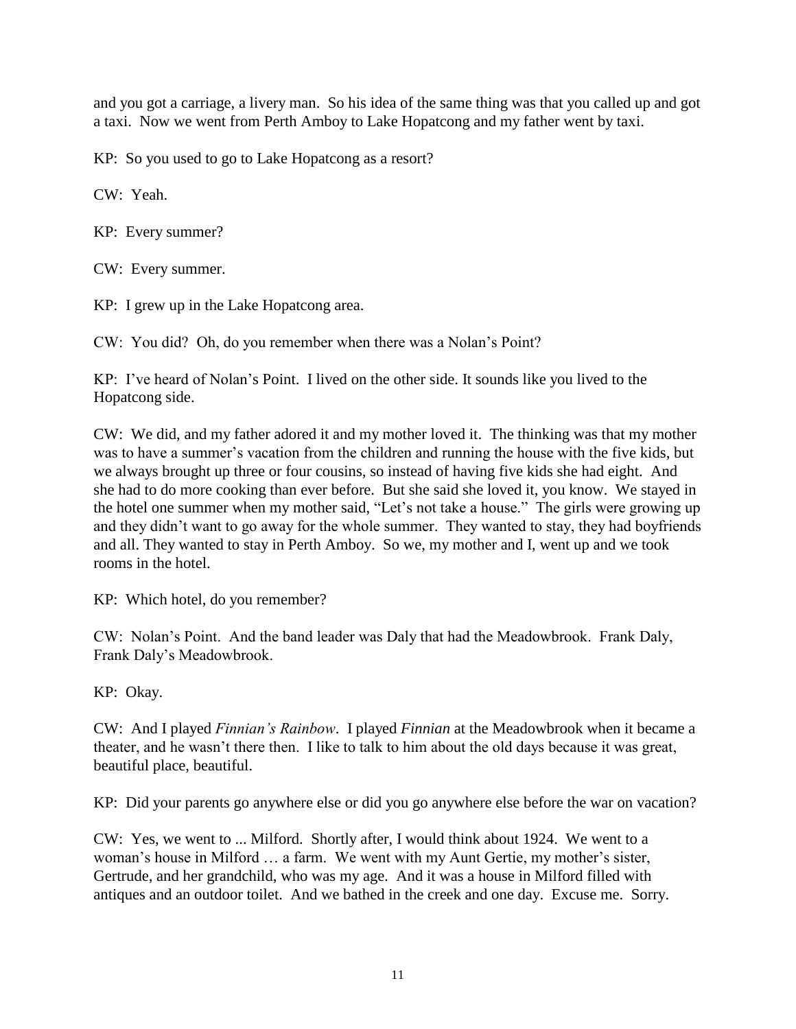and you got a carriage, a livery man. So his idea of the same thing was that you called up and got a taxi. Now we went from Perth Amboy to Lake Hopatcong and my father went by taxi.

KP: So you used to go to Lake Hopatcong as a resort?

CW: Yeah.

KP: Every summer?

CW: Every summer.

KP: I grew up in the Lake Hopatcong area.

CW: You did? Oh, do you remember when there was a Nolan's Point?

KP: I've heard of Nolan's Point. I lived on the other side. It sounds like you lived to the Hopatcong side.

CW: We did, and my father adored it and my mother loved it. The thinking was that my mother was to have a summer's vacation from the children and running the house with the five kids, but we always brought up three or four cousins, so instead of having five kids she had eight. And she had to do more cooking than ever before. But she said she loved it, you know. We stayed in the hotel one summer when my mother said, "Let's not take a house." The girls were growing up and they didn't want to go away for the whole summer. They wanted to stay, they had boyfriends and all. They wanted to stay in Perth Amboy. So we, my mother and I, went up and we took rooms in the hotel.

KP: Which hotel, do you remember?

CW: Nolan's Point. And the band leader was Daly that had the Meadowbrook. Frank Daly, Frank Daly's Meadowbrook.

KP: Okay.

CW: And I played *Finnian's Rainbow*. I played *Finnian* at the Meadowbrook when it became a theater, and he wasn't there then. I like to talk to him about the old days because it was great, beautiful place, beautiful.

KP: Did your parents go anywhere else or did you go anywhere else before the war on vacation?

CW: Yes, we went to ... Milford. Shortly after, I would think about 1924. We went to a woman's house in Milford … a farm. We went with my Aunt Gertie, my mother's sister, Gertrude, and her grandchild, who was my age. And it was a house in Milford filled with antiques and an outdoor toilet. And we bathed in the creek and one day. Excuse me. Sorry.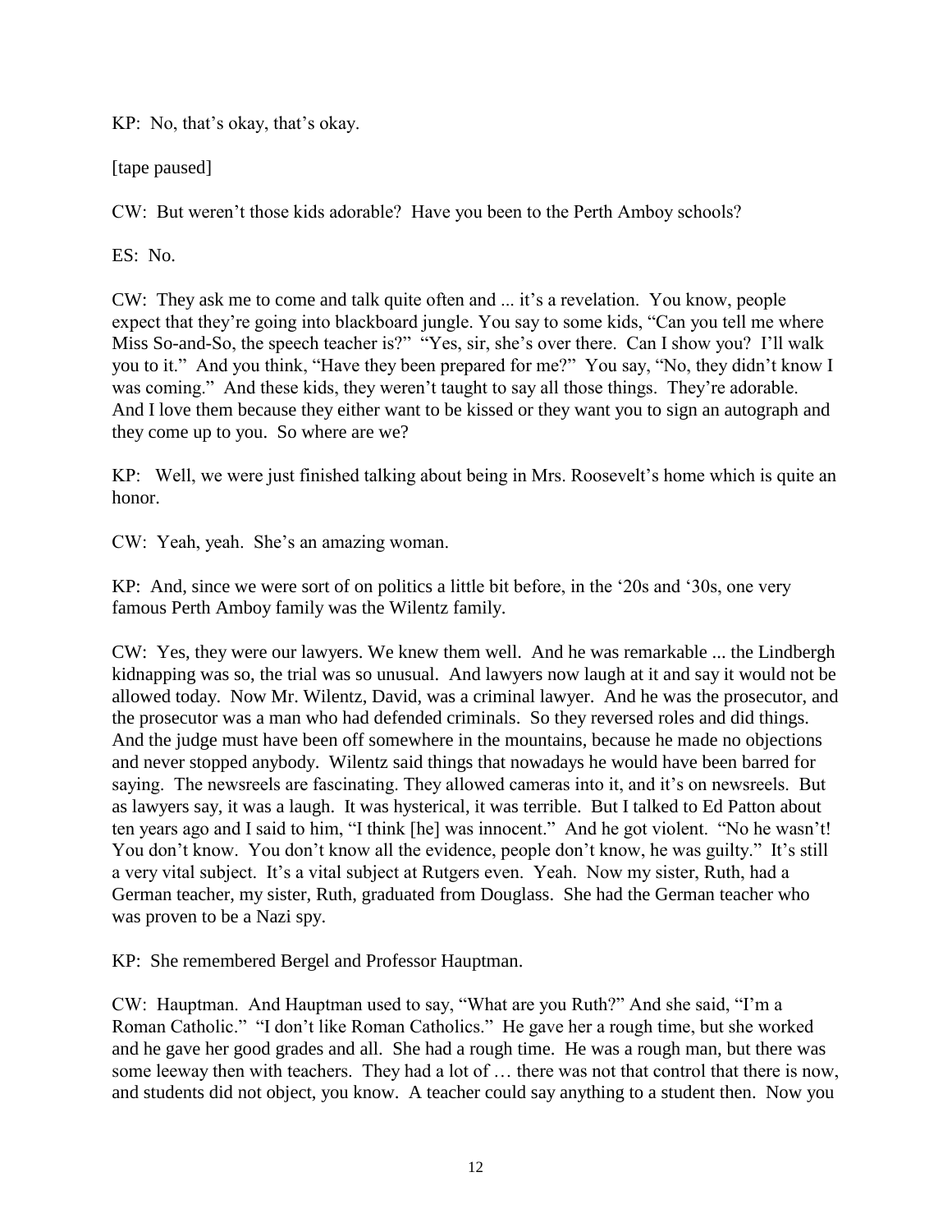KP: No, that's okay, that's okay.

[tape paused]

CW: But weren't those kids adorable? Have you been to the Perth Amboy schools?

ES: No.

CW: They ask me to come and talk quite often and ... it's a revelation. You know, people expect that they're going into blackboard jungle. You say to some kids, "Can you tell me where Miss So-and-So, the speech teacher is?" "Yes, sir, she's over there. Can I show you? I'll walk you to it." And you think, "Have they been prepared for me?" You say, "No, they didn't know I was coming." And these kids, they weren't taught to say all those things. They're adorable. And I love them because they either want to be kissed or they want you to sign an autograph and they come up to you. So where are we?

KP: Well, we were just finished talking about being in Mrs. Roosevelt's home which is quite an honor.

CW: Yeah, yeah. She's an amazing woman.

KP: And, since we were sort of on politics a little bit before, in the '20s and '30s, one very famous Perth Amboy family was the Wilentz family.

CW: Yes, they were our lawyers. We knew them well. And he was remarkable ... the Lindbergh kidnapping was so, the trial was so unusual. And lawyers now laugh at it and say it would not be allowed today. Now Mr. Wilentz, David, was a criminal lawyer. And he was the prosecutor, and the prosecutor was a man who had defended criminals. So they reversed roles and did things. And the judge must have been off somewhere in the mountains, because he made no objections and never stopped anybody. Wilentz said things that nowadays he would have been barred for saying. The newsreels are fascinating. They allowed cameras into it, and it's on newsreels. But as lawyers say, it was a laugh. It was hysterical, it was terrible. But I talked to Ed Patton about ten years ago and I said to him, "I think [he] was innocent." And he got violent. "No he wasn't! You don't know. You don't know all the evidence, people don't know, he was guilty." It's still a very vital subject. It's a vital subject at Rutgers even. Yeah. Now my sister, Ruth, had a German teacher, my sister, Ruth, graduated from Douglass. She had the German teacher who was proven to be a Nazi spy.

KP: She remembered Bergel and Professor Hauptman.

CW: Hauptman. And Hauptman used to say, "What are you Ruth?" And she said, "I'm a Roman Catholic." "I don't like Roman Catholics." He gave her a rough time, but she worked and he gave her good grades and all. She had a rough time. He was a rough man, but there was some leeway then with teachers. They had a lot of … there was not that control that there is now, and students did not object, you know. A teacher could say anything to a student then. Now you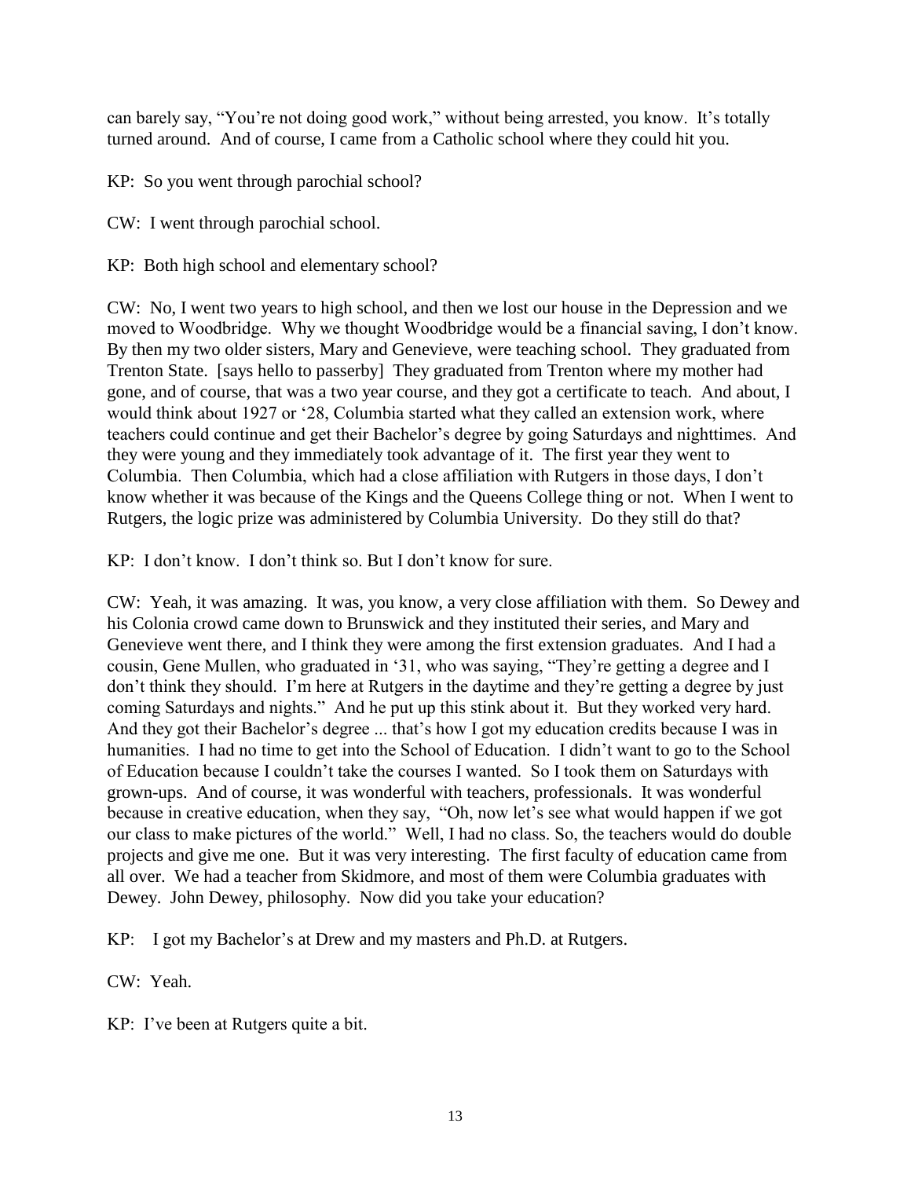can barely say, "You're not doing good work," without being arrested, you know. It's totally turned around. And of course, I came from a Catholic school where they could hit you.

KP: So you went through parochial school?

CW: I went through parochial school.

KP: Both high school and elementary school?

CW: No, I went two years to high school, and then we lost our house in the Depression and we moved to Woodbridge. Why we thought Woodbridge would be a financial saving, I don't know. By then my two older sisters, Mary and Genevieve, were teaching school. They graduated from Trenton State. [says hello to passerby] They graduated from Trenton where my mother had gone, and of course, that was a two year course, and they got a certificate to teach. And about, I would think about 1927 or '28, Columbia started what they called an extension work, where teachers could continue and get their Bachelor's degree by going Saturdays and nighttimes. And they were young and they immediately took advantage of it. The first year they went to Columbia. Then Columbia, which had a close affiliation with Rutgers in those days, I don't know whether it was because of the Kings and the Queens College thing or not. When I went to Rutgers, the logic prize was administered by Columbia University. Do they still do that?

KP: I don't know. I don't think so. But I don't know for sure.

CW: Yeah, it was amazing. It was, you know, a very close affiliation with them. So Dewey and his Colonia crowd came down to Brunswick and they instituted their series, and Mary and Genevieve went there, and I think they were among the first extension graduates. And I had a cousin, Gene Mullen, who graduated in '31, who was saying, "They're getting a degree and I don't think they should. I'm here at Rutgers in the daytime and they're getting a degree by just coming Saturdays and nights." And he put up this stink about it. But they worked very hard. And they got their Bachelor's degree ... that's how I got my education credits because I was in humanities. I had no time to get into the School of Education. I didn't want to go to the School of Education because I couldn't take the courses I wanted. So I took them on Saturdays with grown-ups. And of course, it was wonderful with teachers, professionals. It was wonderful because in creative education, when they say, "Oh, now let's see what would happen if we got our class to make pictures of the world." Well, I had no class. So, the teachers would do double projects and give me one. But it was very interesting. The first faculty of education came from all over. We had a teacher from Skidmore, and most of them were Columbia graduates with Dewey. John Dewey, philosophy. Now did you take your education?

KP: I got my Bachelor's at Drew and my masters and Ph.D. at Rutgers.

CW: Yeah.

KP: I've been at Rutgers quite a bit.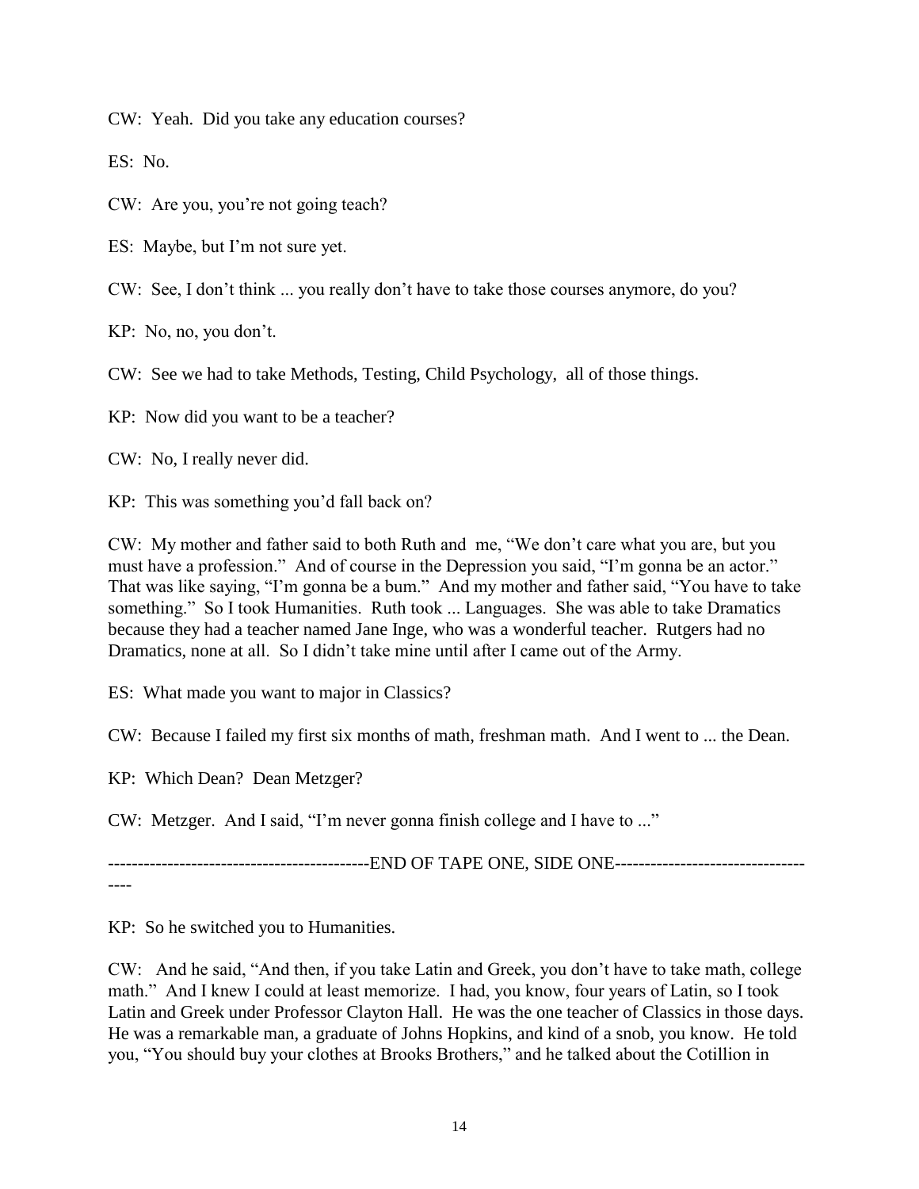CW: Yeah. Did you take any education courses?

ES: No.

CW: Are you, you're not going teach?

ES: Maybe, but I'm not sure yet.

CW: See, I don't think ... you really don't have to take those courses anymore, do you?

KP: No, no, you don't.

CW: See we had to take Methods, Testing, Child Psychology, all of those things.

KP: Now did you want to be a teacher?

CW: No, I really never did.

KP: This was something you'd fall back on?

CW: My mother and father said to both Ruth and me, "We don't care what you are, but you must have a profession." And of course in the Depression you said, "I'm gonna be an actor." That was like saying, "I'm gonna be a bum." And my mother and father said, "You have to take something." So I took Humanities. Ruth took ... Languages. She was able to take Dramatics because they had a teacher named Jane Inge, who was a wonderful teacher. Rutgers had no Dramatics, none at all. So I didn't take mine until after I came out of the Army.

ES: What made you want to major in Classics?

CW: Because I failed my first six months of math, freshman math. And I went to ... the Dean.

KP: Which Dean? Dean Metzger?

CW: Metzger. And I said, "I'm never gonna finish college and I have to ..."

-------------------------------------------END OF TAPE ONE, SIDE ONE------------------------------------

KP: So he switched you to Humanities.

CW: And he said, "And then, if you take Latin and Greek, you don't have to take math, college math." And I knew I could at least memorize. I had, you know, four years of Latin, so I took Latin and Greek under Professor Clayton Hall. He was the one teacher of Classics in those days. He was a remarkable man, a graduate of Johns Hopkins, and kind of a snob, you know. He told you, "You should buy your clothes at Brooks Brothers," and he talked about the Cotillion in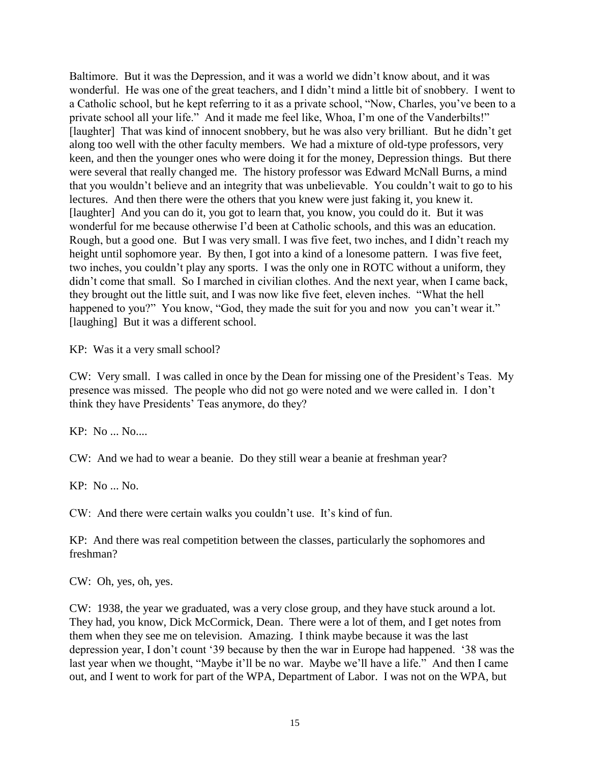Baltimore. But it was the Depression, and it was a world we didn't know about, and it was wonderful. He was one of the great teachers, and I didn't mind a little bit of snobbery. I went to a Catholic school, but he kept referring to it as a private school, "Now, Charles, you've been to a private school all your life." And it made me feel like, Whoa, I'm one of the Vanderbilts!" [laughter] That was kind of innocent snobbery, but he was also very brilliant. But he didn't get along too well with the other faculty members. We had a mixture of old-type professors, very keen, and then the younger ones who were doing it for the money, Depression things. But there were several that really changed me. The history professor was Edward McNall Burns, a mind that you wouldn't believe and an integrity that was unbelievable. You couldn't wait to go to his lectures. And then there were the others that you knew were just faking it, you knew it. [laughter] And you can do it, you got to learn that, you know, you could do it. But it was wonderful for me because otherwise I'd been at Catholic schools, and this was an education. Rough, but a good one. But I was very small. I was five feet, two inches, and I didn't reach my height until sophomore year. By then, I got into a kind of a lonesome pattern. I was five feet, two inches, you couldn't play any sports. I was the only one in ROTC without a uniform, they didn't come that small. So I marched in civilian clothes. And the next year, when I came back, they brought out the little suit, and I was now like five feet, eleven inches. "What the hell happened to you?" You know, "God, they made the suit for you and now you can't wear it." [laughing] But it was a different school.

KP: Was it a very small school?

CW: Very small. I was called in once by the Dean for missing one of the President's Teas. My presence was missed. The people who did not go were noted and we were called in. I don't think they have Presidents' Teas anymore, do they?

KP: No ... No....

CW: And we had to wear a beanie. Do they still wear a beanie at freshman year?

KP: No ... No.

CW: And there were certain walks you couldn't use. It's kind of fun.

KP: And there was real competition between the classes, particularly the sophomores and freshman?

CW: Oh, yes, oh, yes.

CW: 1938, the year we graduated, was a very close group, and they have stuck around a lot. They had, you know, Dick McCormick, Dean. There were a lot of them, and I get notes from them when they see me on television. Amazing. I think maybe because it was the last depression year, I don't count '39 because by then the war in Europe had happened. '38 was the last year when we thought, "Maybe it'll be no war. Maybe we'll have a life." And then I came out, and I went to work for part of the WPA, Department of Labor. I was not on the WPA, but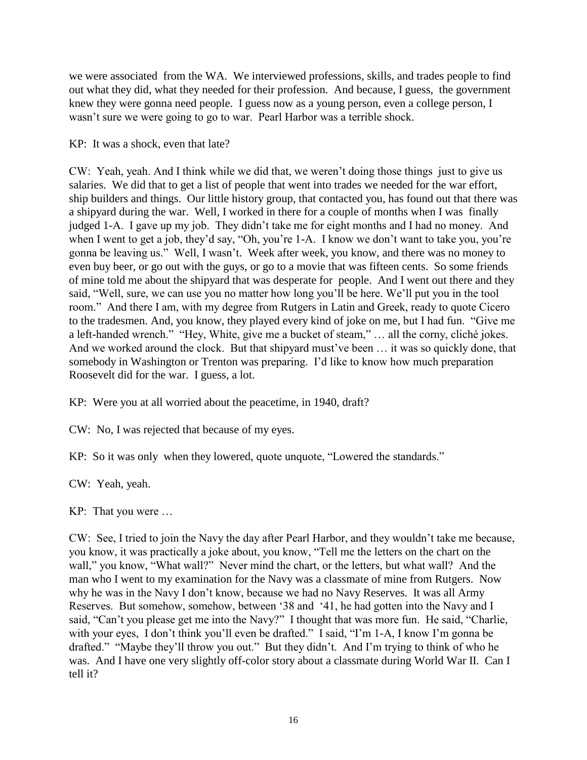we were associated from the WA. We interviewed professions, skills, and trades people to find out what they did, what they needed for their profession. And because, I guess, the government knew they were gonna need people. I guess now as a young person, even a college person, I wasn't sure we were going to go to war. Pearl Harbor was a terrible shock.

KP: It was a shock, even that late?

CW: Yeah, yeah. And I think while we did that, we weren't doing those things just to give us salaries. We did that to get a list of people that went into trades we needed for the war effort, ship builders and things. Our little history group, that contacted you, has found out that there was a shipyard during the war. Well, I worked in there for a couple of months when I was finally judged 1-A. I gave up my job. They didn't take me for eight months and I had no money. And when I went to get a job, they'd say, "Oh, you're 1-A. I know we don't want to take you, you're gonna be leaving us." Well, I wasn't. Week after week, you know, and there was no money to even buy beer, or go out with the guys, or go to a movie that was fifteen cents. So some friends of mine told me about the shipyard that was desperate for people. And I went out there and they said, "Well, sure, we can use you no matter how long you'll be here. We'll put you in the tool room." And there I am, with my degree from Rutgers in Latin and Greek, ready to quote Cicero to the tradesmen. And, you know, they played every kind of joke on me, but I had fun. "Give me a left-handed wrench." "Hey, White, give me a bucket of steam," … all the corny, cliché jokes. And we worked around the clock. But that shipyard must've been … it was so quickly done, that somebody in Washington or Trenton was preparing. I'd like to know how much preparation Roosevelt did for the war. I guess, a lot.

KP: Were you at all worried about the peacetime, in 1940, draft?

CW: No, I was rejected that because of my eyes.

KP: So it was only when they lowered, quote unquote, "Lowered the standards."

CW: Yeah, yeah.

KP: That you were …

CW: See, I tried to join the Navy the day after Pearl Harbor, and they wouldn't take me because, you know, it was practically a joke about, you know, "Tell me the letters on the chart on the wall," you know, "What wall?" Never mind the chart, or the letters, but what wall? And the man who I went to my examination for the Navy was a classmate of mine from Rutgers. Now why he was in the Navy I don't know, because we had no Navy Reserves. It was all Army Reserves. But somehow, somehow, between '38 and '41, he had gotten into the Navy and I said, "Can't you please get me into the Navy?" I thought that was more fun. He said, "Charlie, with your eyes, I don't think you'll even be drafted." I said, "I'm 1-A, I know I'm gonna be drafted." "Maybe they'll throw you out." But they didn't. And I'm trying to think of who he was. And I have one very slightly off-color story about a classmate during World War II. Can I tell it?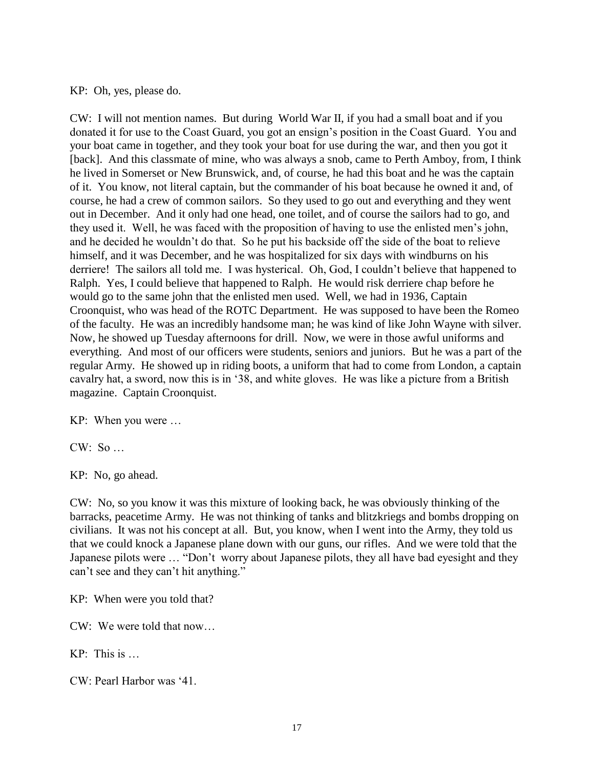KP: Oh, yes, please do.

CW: I will not mention names. But during World War II, if you had a small boat and if you donated it for use to the Coast Guard, you got an ensign's position in the Coast Guard. You and your boat came in together, and they took your boat for use during the war, and then you got it [back]. And this classmate of mine, who was always a snob, came to Perth Amboy, from, I think he lived in Somerset or New Brunswick, and, of course, he had this boat and he was the captain of it. You know, not literal captain, but the commander of his boat because he owned it and, of course, he had a crew of common sailors. So they used to go out and everything and they went out in December. And it only had one head, one toilet, and of course the sailors had to go, and they used it. Well, he was faced with the proposition of having to use the enlisted men's john, and he decided he wouldn't do that. So he put his backside off the side of the boat to relieve himself, and it was December, and he was hospitalized for six days with windburns on his derriere! The sailors all told me. I was hysterical. Oh, God, I couldn't believe that happened to Ralph. Yes, I could believe that happened to Ralph. He would risk derriere chap before he would go to the same john that the enlisted men used. Well, we had in 1936, Captain Croonquist, who was head of the ROTC Department. He was supposed to have been the Romeo of the faculty. He was an incredibly handsome man; he was kind of like John Wayne with silver. Now, he showed up Tuesday afternoons for drill. Now, we were in those awful uniforms and everything. And most of our officers were students, seniors and juniors. But he was a part of the regular Army. He showed up in riding boots, a uniform that had to come from London, a captain cavalry hat, a sword, now this is in '38, and white gloves. He was like a picture from a British magazine. Captain Croonquist.

KP: When you were …

CW: So …

KP: No, go ahead.

CW: No, so you know it was this mixture of looking back, he was obviously thinking of the barracks, peacetime Army. He was not thinking of tanks and blitzkriegs and bombs dropping on civilians. It was not his concept at all. But, you know, when I went into the Army, they told us that we could knock a Japanese plane down with our guns, our rifles. And we were told that the Japanese pilots were … "Don't worry about Japanese pilots, they all have bad eyesight and they can't see and they can't hit anything."

KP: When were you told that?

CW: We were told that now…

KP: This is …

CW: Pearl Harbor was '41.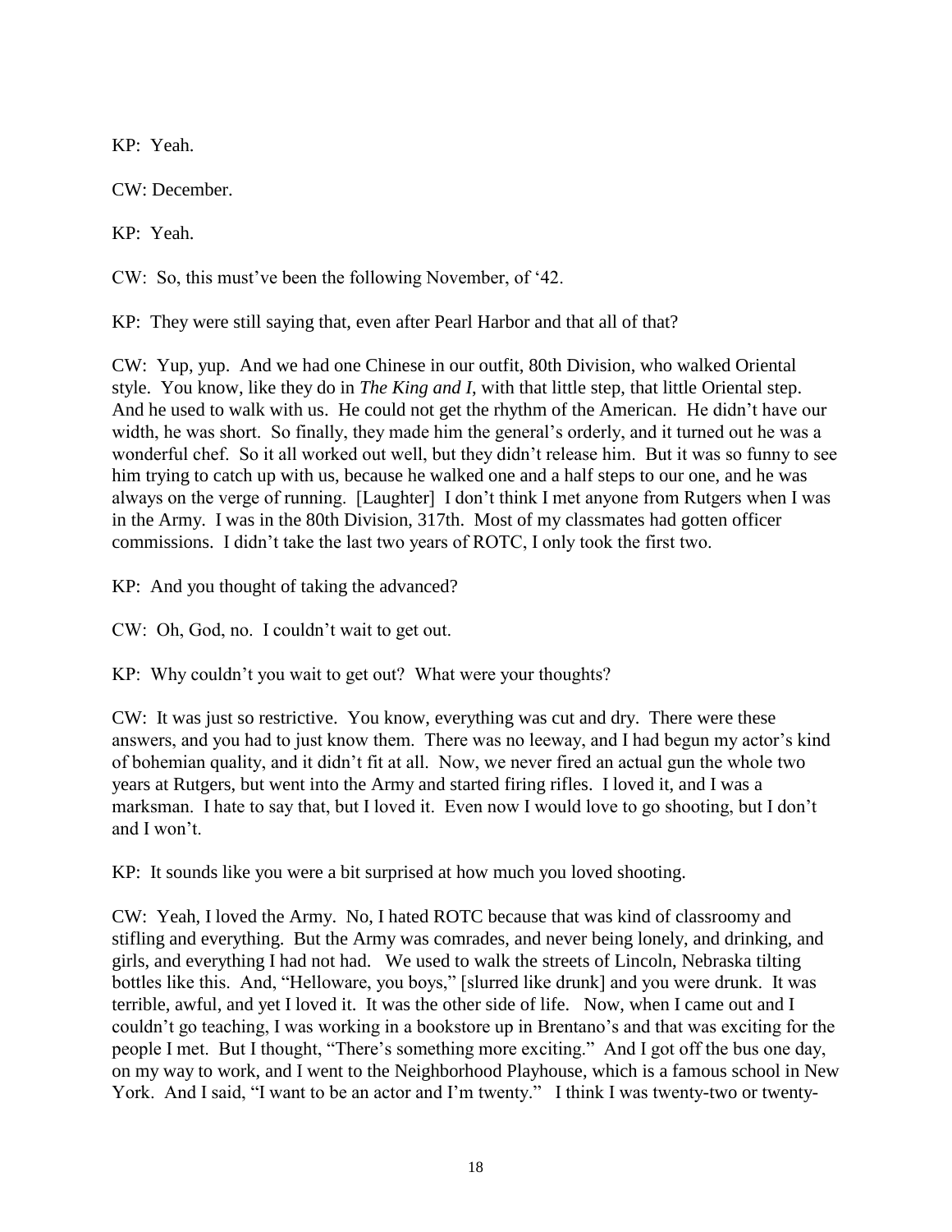KP: Yeah.

CW: December.

KP: Yeah.

CW: So, this must've been the following November, of '42.

KP: They were still saying that, even after Pearl Harbor and that all of that?

CW: Yup, yup. And we had one Chinese in our outfit, 80th Division, who walked Oriental style. You know, like they do in *The King and I*, with that little step, that little Oriental step. And he used to walk with us. He could not get the rhythm of the American. He didn't have our width, he was short. So finally, they made him the general's orderly, and it turned out he was a wonderful chef. So it all worked out well, but they didn't release him. But it was so funny to see him trying to catch up with us, because he walked one and a half steps to our one, and he was always on the verge of running. [Laughter] I don't think I met anyone from Rutgers when I was in the Army. I was in the 80th Division, 317th. Most of my classmates had gotten officer commissions. I didn't take the last two years of ROTC, I only took the first two.

KP: And you thought of taking the advanced?

CW: Oh, God, no. I couldn't wait to get out.

KP: Why couldn't you wait to get out? What were your thoughts?

CW: It was just so restrictive. You know, everything was cut and dry. There were these answers, and you had to just know them. There was no leeway, and I had begun my actor's kind of bohemian quality, and it didn't fit at all. Now, we never fired an actual gun the whole two years at Rutgers, but went into the Army and started firing rifles. I loved it, and I was a marksman. I hate to say that, but I loved it. Even now I would love to go shooting, but I don't and I won't.

KP: It sounds like you were a bit surprised at how much you loved shooting.

CW: Yeah, I loved the Army. No, I hated ROTC because that was kind of classroomy and stifling and everything. But the Army was comrades, and never being lonely, and drinking, and girls, and everything I had not had. We used to walk the streets of Lincoln, Nebraska tilting bottles like this. And, "Helloware, you boys," [slurred like drunk] and you were drunk. It was terrible, awful, and yet I loved it. It was the other side of life. Now, when I came out and I couldn't go teaching, I was working in a bookstore up in Brentano's and that was exciting for the people I met. But I thought, "There's something more exciting." And I got off the bus one day, on my way to work, and I went to the Neighborhood Playhouse, which is a famous school in New York. And I said, "I want to be an actor and I'm twenty." I think I was twenty-two or twenty-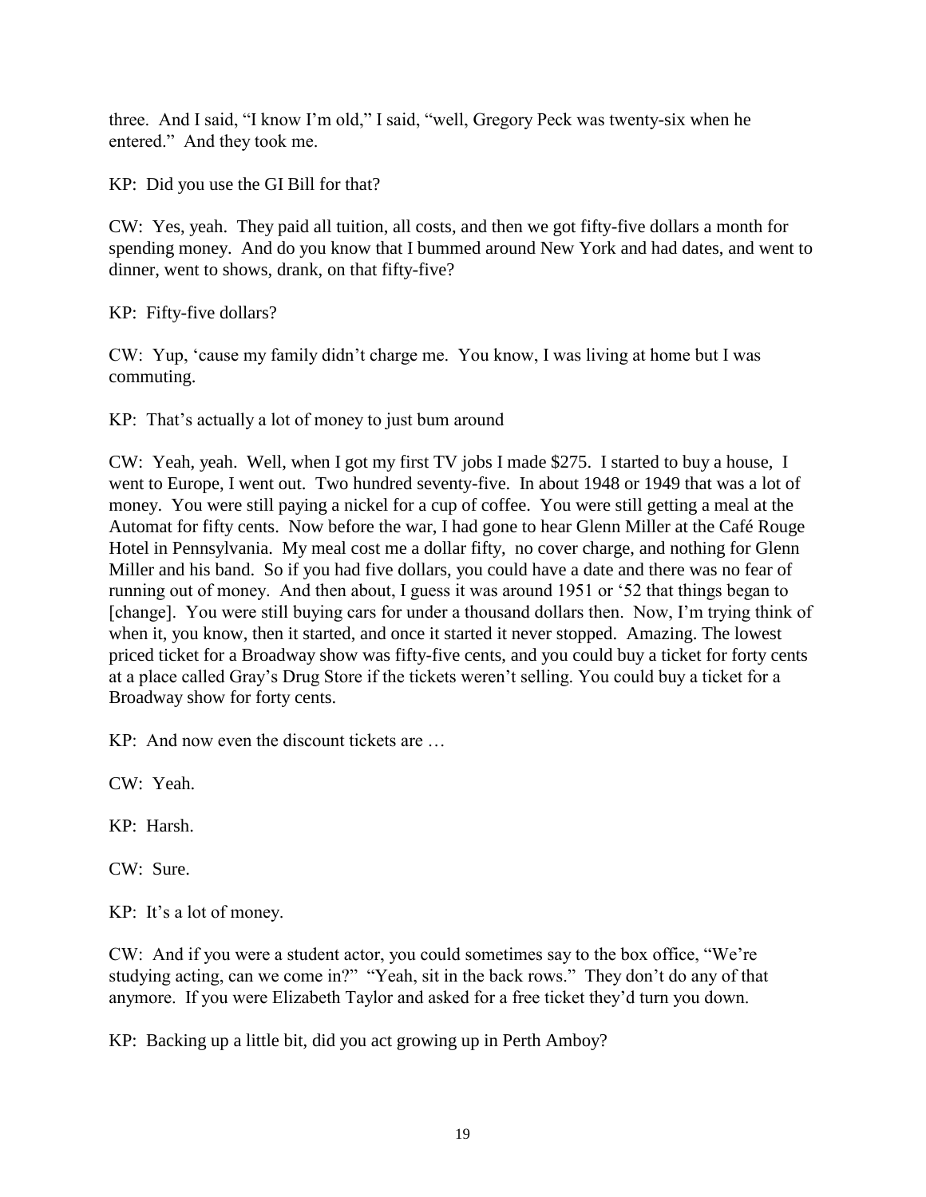three. And I said, "I know I'm old," I said, "well, Gregory Peck was twenty-six when he entered." And they took me.

KP: Did you use the GI Bill for that?

CW: Yes, yeah. They paid all tuition, all costs, and then we got fifty-five dollars a month for spending money. And do you know that I bummed around New York and had dates, and went to dinner, went to shows, drank, on that fifty-five?

KP: Fifty-five dollars?

CW: Yup, 'cause my family didn't charge me. You know, I was living at home but I was commuting.

KP: That's actually a lot of money to just bum around

CW: Yeah, yeah. Well, when I got my first TV jobs I made $275. I started to buy a house, I went to Europe, I went out. Two hundred seventy-five. In about 1948 or 1949 that was a lot of money. You were still paying a nickel for a cup of coffee. You were still getting a meal at the Automat for fifty cents. Now before the war, I had gone to hear Glenn Miller at the Café Rouge Hotel in Pennsylvania. My meal cost me a dollar fifty, no cover charge, and nothing for Glenn Miller and his band. So if you had five dollars, you could have a date and there was no fear of running out of money. And then about, I guess it was around 1951 or '52 that things began to [change]. You were still buying cars for under a thousand dollars then. Now, I'm trying think of when it, you know, then it started, and once it started it never stopped. Amazing. The lowest priced ticket for a Broadway show was fifty-five cents, and you could buy a ticket for forty cents at a place called Gray's Drug Store if the tickets weren't selling. You could buy a ticket for a Broadway show for forty cents.

KP: And now even the discount tickets are …

CW: Yeah.

KP: Harsh.

CW: Sure.

KP: It's a lot of money.

CW: And if you were a student actor, you could sometimes say to the box office, "We're studying acting, can we come in?" "Yeah, sit in the back rows." They don't do any of that anymore. If you were Elizabeth Taylor and asked for a free ticket they'd turn you down.

KP: Backing up a little bit, did you act growing up in Perth Amboy?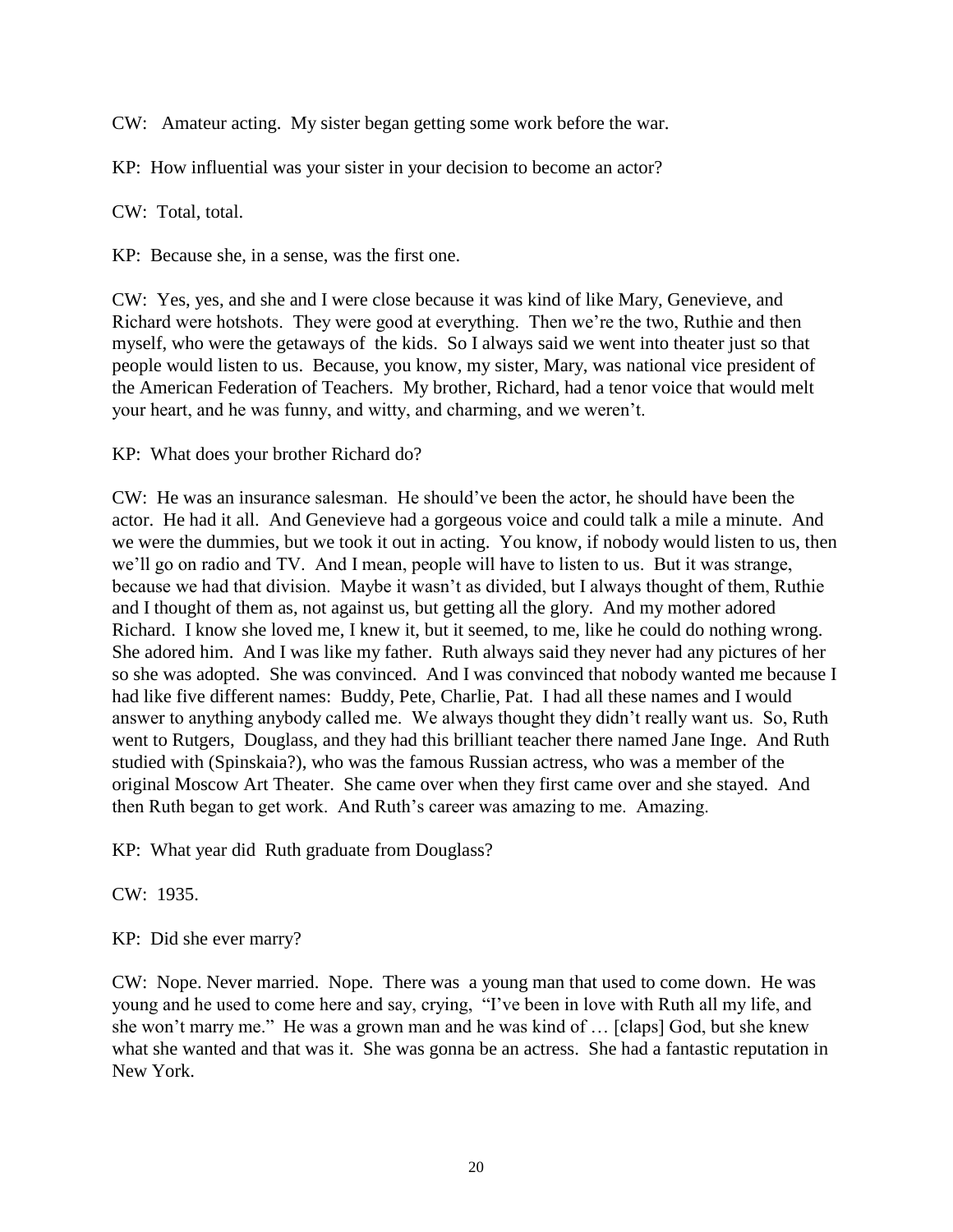CW: Amateur acting. My sister began getting some work before the war.

KP: How influential was your sister in your decision to become an actor?

CW: Total, total.

KP: Because she, in a sense, was the first one.

CW: Yes, yes, and she and I were close because it was kind of like Mary, Genevieve, and Richard were hotshots. They were good at everything. Then we're the two, Ruthie and then myself, who were the getaways of the kids. So I always said we went into theater just so that people would listen to us. Because, you know, my sister, Mary, was national vice president of the American Federation of Teachers. My brother, Richard, had a tenor voice that would melt your heart, and he was funny, and witty, and charming, and we weren't.

KP: What does your brother Richard do?

CW: He was an insurance salesman. He should've been the actor, he should have been the actor. He had it all. And Genevieve had a gorgeous voice and could talk a mile a minute. And we were the dummies, but we took it out in acting. You know, if nobody would listen to us, then we'll go on radio and TV. And I mean, people will have to listen to us. But it was strange, because we had that division. Maybe it wasn't as divided, but I always thought of them, Ruthie and I thought of them as, not against us, but getting all the glory. And my mother adored Richard. I know she loved me, I knew it, but it seemed, to me, like he could do nothing wrong. She adored him. And I was like my father. Ruth always said they never had any pictures of her so she was adopted. She was convinced. And I was convinced that nobody wanted me because I had like five different names: Buddy, Pete, Charlie, Pat. I had all these names and I would answer to anything anybody called me. We always thought they didn't really want us. So, Ruth went to Rutgers, Douglass, and they had this brilliant teacher there named Jane Inge. And Ruth studied with (Spinskaia?), who was the famous Russian actress, who was a member of the original Moscow Art Theater. She came over when they first came over and she stayed. And then Ruth began to get work. And Ruth's career was amazing to me. Amazing.

KP: What year did Ruth graduate from Douglass?

CW: 1935.

KP: Did she ever marry?

CW: Nope. Never married. Nope. There was a young man that used to come down. He was young and he used to come here and say, crying, "I've been in love with Ruth all my life, and she won't marry me." He was a grown man and he was kind of … [claps] God, but she knew what she wanted and that was it. She was gonna be an actress. She had a fantastic reputation in New York.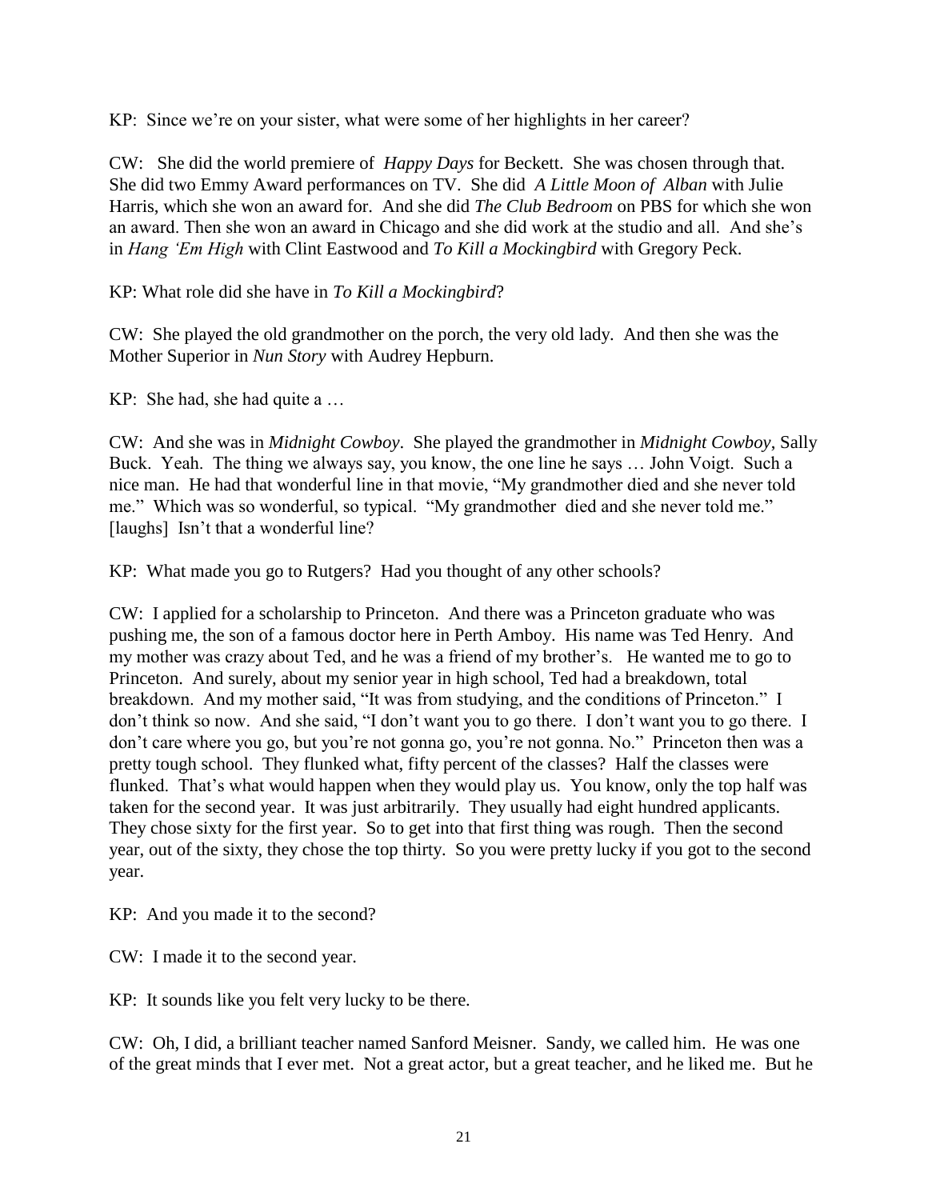KP: Since we're on your sister, what were some of her highlights in her career?

CW: She did the world premiere of *Happy Days* for Beckett. She was chosen through that. She did two Emmy Award performances on TV. She did *A Little Moon of Alban* with Julie Harris, which she won an award for. And she did *The Club Bedroom* on PBS for which she won an award. Then she won an award in Chicago and she did work at the studio and all. And she's in *Hang 'Em High* with Clint Eastwood and *To Kill a Mockingbird* with Gregory Peck.

KP: What role did she have in *To Kill a Mockingbird*?

CW: She played the old grandmother on the porch, the very old lady. And then she was the Mother Superior in *Nun Story* with Audrey Hepburn.

KP: She had, she had quite a …

CW: And she was in *Midnight Cowboy*. She played the grandmother in *Midnight Cowboy*, Sally Buck. Yeah. The thing we always say, you know, the one line he says … John Voigt. Such a nice man. He had that wonderful line in that movie, "My grandmother died and she never told me." Which was so wonderful, so typical. "My grandmother died and she never told me." [laughs] Isn't that a wonderful line?

KP: What made you go to Rutgers? Had you thought of any other schools?

CW: I applied for a scholarship to Princeton. And there was a Princeton graduate who was pushing me, the son of a famous doctor here in Perth Amboy. His name was Ted Henry. And my mother was crazy about Ted, and he was a friend of my brother's. He wanted me to go to Princeton. And surely, about my senior year in high school, Ted had a breakdown, total breakdown. And my mother said, "It was from studying, and the conditions of Princeton." I don't think so now. And she said, "I don't want you to go there. I don't want you to go there. I don't care where you go, but you're not gonna go, you're not gonna. No." Princeton then was a pretty tough school. They flunked what, fifty percent of the classes? Half the classes were flunked. That's what would happen when they would play us. You know, only the top half was taken for the second year. It was just arbitrarily. They usually had eight hundred applicants. They chose sixty for the first year. So to get into that first thing was rough. Then the second year, out of the sixty, they chose the top thirty. So you were pretty lucky if you got to the second year.

KP: And you made it to the second?

CW: I made it to the second year.

KP: It sounds like you felt very lucky to be there.

CW: Oh, I did, a brilliant teacher named Sanford Meisner. Sandy, we called him. He was one of the great minds that I ever met. Not a great actor, but a great teacher, and he liked me. But he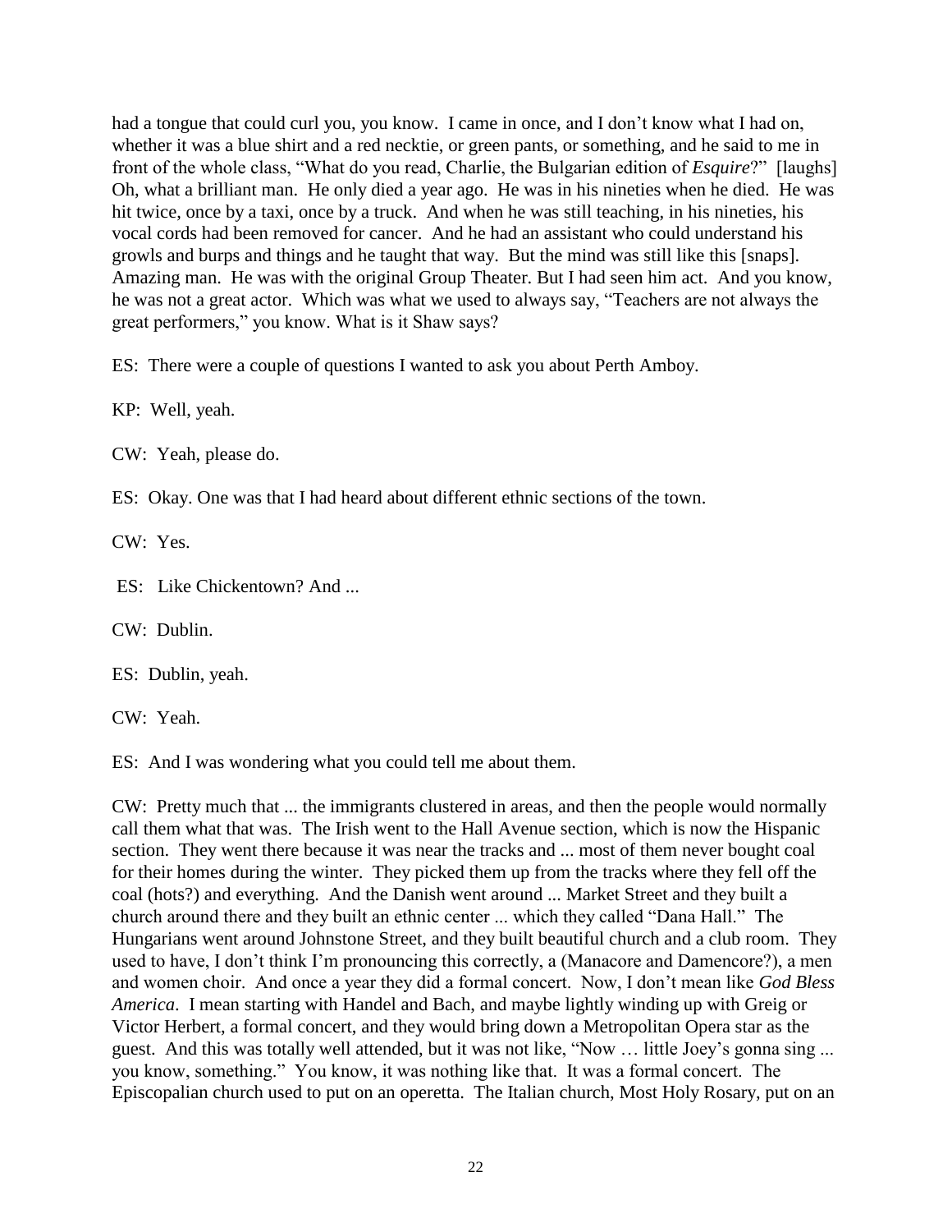had a tongue that could curl you, you know. I came in once, and I don't know what I had on, whether it was a blue shirt and a red necktie, or green pants, or something, and he said to me in front of the whole class, "What do you read, Charlie, the Bulgarian edition of *Esquire*?" [laughs] Oh, what a brilliant man. He only died a year ago. He was in his nineties when he died. He was hit twice, once by a taxi, once by a truck. And when he was still teaching, in his nineties, his vocal cords had been removed for cancer. And he had an assistant who could understand his growls and burps and things and he taught that way. But the mind was still like this [snaps]. Amazing man. He was with the original Group Theater. But I had seen him act. And you know, he was not a great actor. Which was what we used to always say, "Teachers are not always the great performers," you know. What is it Shaw says?

ES: There were a couple of questions I wanted to ask you about Perth Amboy.

KP: Well, yeah.

CW: Yeah, please do.

ES: Okay. One was that I had heard about different ethnic sections of the town.

CW: Yes.

ES: Like Chickentown? And ...

CW: Dublin.

ES: Dublin, yeah.

CW: Yeah.

ES: And I was wondering what you could tell me about them.

CW: Pretty much that ... the immigrants clustered in areas, and then the people would normally call them what that was. The Irish went to the Hall Avenue section, which is now the Hispanic section. They went there because it was near the tracks and ... most of them never bought coal for their homes during the winter. They picked them up from the tracks where they fell off the coal (hots?) and everything. And the Danish went around ... Market Street and they built a church around there and they built an ethnic center ... which they called "Dana Hall." The Hungarians went around Johnstone Street, and they built beautiful church and a club room. They used to have, I don't think I'm pronouncing this correctly, a (Manacore and Damencore?), a men and women choir. And once a year they did a formal concert. Now, I don't mean like *God Bless America*. I mean starting with Handel and Bach, and maybe lightly winding up with Greig or Victor Herbert, a formal concert, and they would bring down a Metropolitan Opera star as the guest. And this was totally well attended, but it was not like, "Now … little Joey's gonna sing ... you know, something." You know, it was nothing like that. It was a formal concert. The Episcopalian church used to put on an operetta. The Italian church, Most Holy Rosary, put on an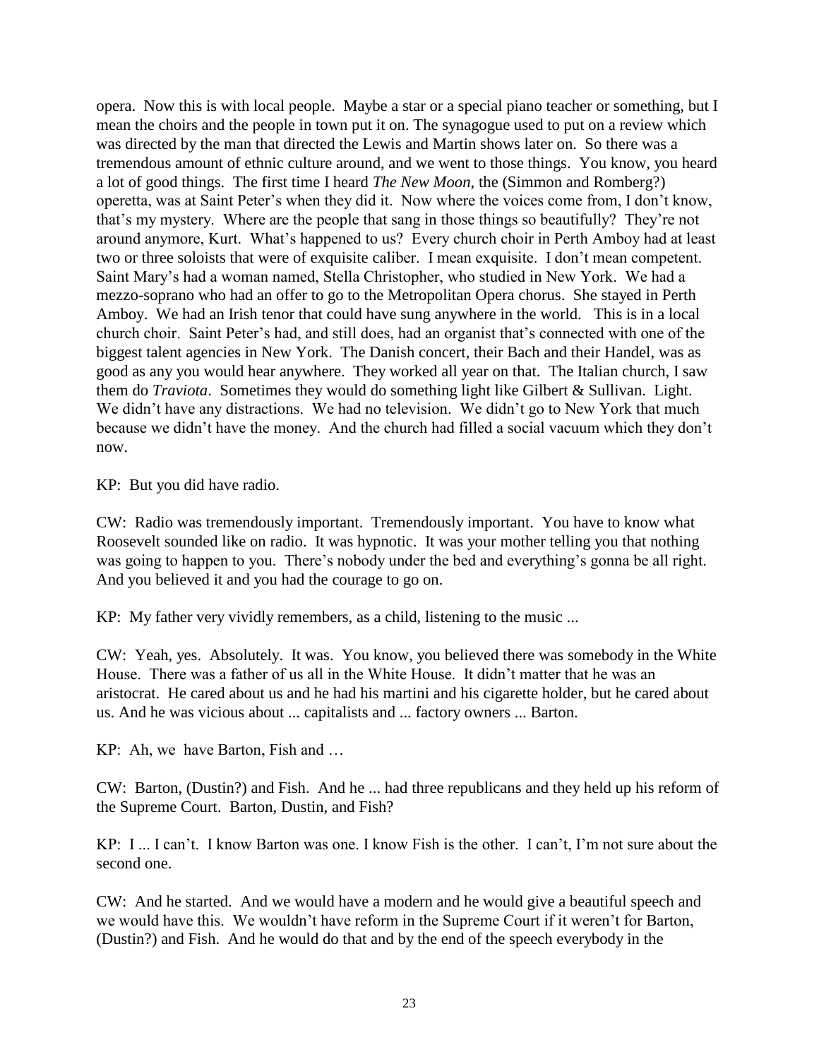opera. Now this is with local people. Maybe a star or a special piano teacher or something, but I mean the choirs and the people in town put it on. The synagogue used to put on a review which was directed by the man that directed the Lewis and Martin shows later on. So there was a tremendous amount of ethnic culture around, and we went to those things. You know, you heard a lot of good things. The first time I heard *The New Moon*, the (Simmon and Romberg?) operetta, was at Saint Peter's when they did it. Now where the voices come from, I don't know, that's my mystery. Where are the people that sang in those things so beautifully? They're not around anymore, Kurt. What's happened to us? Every church choir in Perth Amboy had at least two or three soloists that were of exquisite caliber. I mean exquisite. I don't mean competent. Saint Mary's had a woman named, Stella Christopher, who studied in New York. We had a mezzo-soprano who had an offer to go to the Metropolitan Opera chorus. She stayed in Perth Amboy. We had an Irish tenor that could have sung anywhere in the world. This is in a local church choir. Saint Peter's had, and still does, had an organist that's connected with one of the biggest talent agencies in New York. The Danish concert, their Bach and their Handel, was as good as any you would hear anywhere. They worked all year on that. The Italian church, I saw them do *Traviota*. Sometimes they would do something light like Gilbert & Sullivan. Light. We didn't have any distractions. We had no television. We didn't go to New York that much because we didn't have the money. And the church had filled a social vacuum which they don't now.

KP: But you did have radio.

CW: Radio was tremendously important. Tremendously important. You have to know what Roosevelt sounded like on radio. It was hypnotic. It was your mother telling you that nothing was going to happen to you. There's nobody under the bed and everything's gonna be all right. And you believed it and you had the courage to go on.

KP: My father very vividly remembers, as a child, listening to the music ...

CW: Yeah, yes. Absolutely. It was. You know, you believed there was somebody in the White House. There was a father of us all in the White House. It didn't matter that he was an aristocrat. He cared about us and he had his martini and his cigarette holder, but he cared about us. And he was vicious about ... capitalists and ... factory owners ... Barton.

KP: Ah, we have Barton, Fish and …

CW: Barton, (Dustin?) and Fish. And he ... had three republicans and they held up his reform of the Supreme Court. Barton, Dustin, and Fish?

KP: I ... I can't. I know Barton was one. I know Fish is the other. I can't, I'm not sure about the second one.

CW: And he started. And we would have a modern and he would give a beautiful speech and we would have this. We wouldn't have reform in the Supreme Court if it weren't for Barton, (Dustin?) and Fish. And he would do that and by the end of the speech everybody in the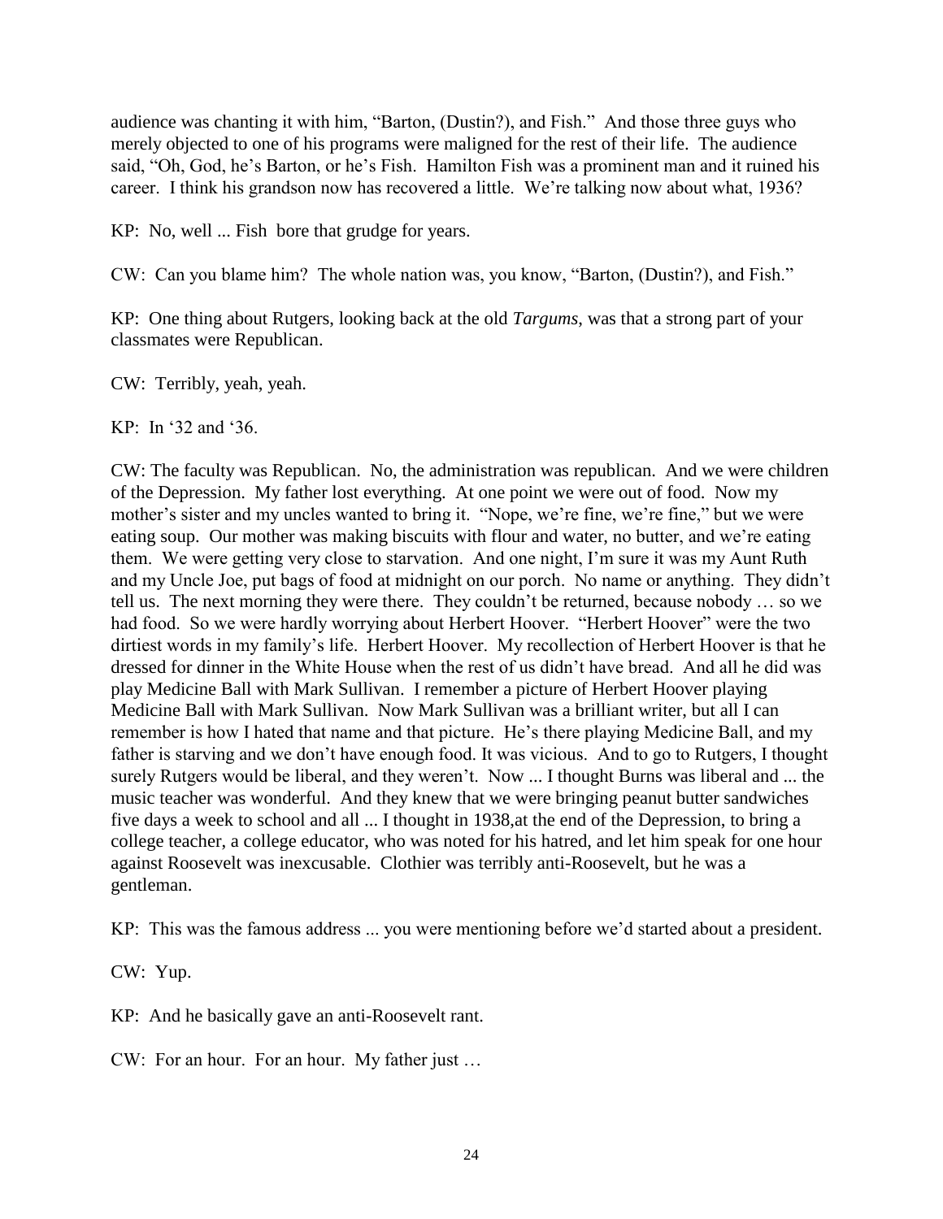audience was chanting it with him, "Barton, (Dustin?), and Fish." And those three guys who merely objected to one of his programs were maligned for the rest of their life. The audience said, "Oh, God, he's Barton, or he's Fish. Hamilton Fish was a prominent man and it ruined his career. I think his grandson now has recovered a little. We're talking now about what, 1936?

KP: No, well ... Fish bore that grudge for years.

CW: Can you blame him? The whole nation was, you know, "Barton, (Dustin?), and Fish."

KP: One thing about Rutgers, looking back at the old *Targums*, was that a strong part of your classmates were Republican.

CW: Terribly, yeah, yeah.

KP: In '32 and '36.

CW: The faculty was Republican. No, the administration was republican. And we were children of the Depression. My father lost everything. At one point we were out of food. Now my mother's sister and my uncles wanted to bring it. "Nope, we're fine, we're fine," but we were eating soup. Our mother was making biscuits with flour and water, no butter, and we're eating them. We were getting very close to starvation. And one night, I'm sure it was my Aunt Ruth and my Uncle Joe, put bags of food at midnight on our porch. No name or anything. They didn't tell us. The next morning they were there. They couldn't be returned, because nobody … so we had food. So we were hardly worrying about Herbert Hoover. "Herbert Hoover" were the two dirtiest words in my family's life. Herbert Hoover. My recollection of Herbert Hoover is that he dressed for dinner in the White House when the rest of us didn't have bread. And all he did was play Medicine Ball with Mark Sullivan. I remember a picture of Herbert Hoover playing Medicine Ball with Mark Sullivan. Now Mark Sullivan was a brilliant writer, but all I can remember is how I hated that name and that picture. He's there playing Medicine Ball, and my father is starving and we don't have enough food. It was vicious. And to go to Rutgers, I thought surely Rutgers would be liberal, and they weren't. Now ... I thought Burns was liberal and ... the music teacher was wonderful. And they knew that we were bringing peanut butter sandwiches five days a week to school and all ... I thought in 1938,at the end of the Depression, to bring a college teacher, a college educator, who was noted for his hatred, and let him speak for one hour against Roosevelt was inexcusable. Clothier was terribly anti-Roosevelt, but he was a gentleman.

KP: This was the famous address ... you were mentioning before we'd started about a president.

CW: Yup.

KP: And he basically gave an anti-Roosevelt rant.

CW: For an hour. For an hour. My father just …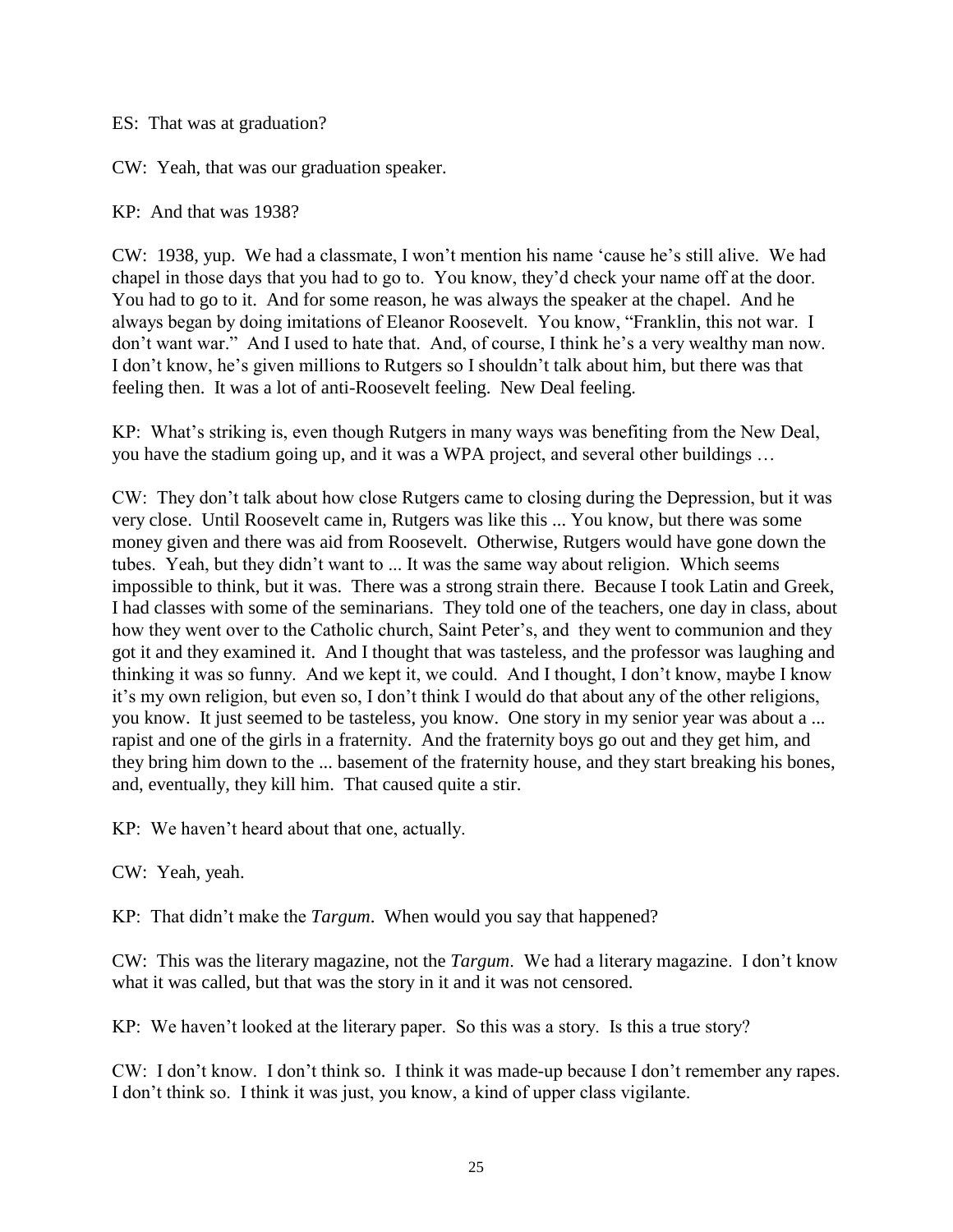ES: That was at graduation?

CW: Yeah, that was our graduation speaker.

KP: And that was 1938?

CW: 1938, yup. We had a classmate, I won't mention his name 'cause he's still alive. We had chapel in those days that you had to go to. You know, they'd check your name off at the door. You had to go to it. And for some reason, he was always the speaker at the chapel. And he always began by doing imitations of Eleanor Roosevelt. You know, "Franklin, this not war. I don't want war." And I used to hate that. And, of course, I think he's a very wealthy man now. I don't know, he's given millions to Rutgers so I shouldn't talk about him, but there was that feeling then. It was a lot of anti-Roosevelt feeling. New Deal feeling.

KP: What's striking is, even though Rutgers in many ways was benefiting from the New Deal, you have the stadium going up, and it was a WPA project, and several other buildings …

CW: They don't talk about how close Rutgers came to closing during the Depression, but it was very close. Until Roosevelt came in, Rutgers was like this ... You know, but there was some money given and there was aid from Roosevelt. Otherwise, Rutgers would have gone down the tubes. Yeah, but they didn't want to ... It was the same way about religion. Which seems impossible to think, but it was. There was a strong strain there. Because I took Latin and Greek, I had classes with some of the seminarians. They told one of the teachers, one day in class, about how they went over to the Catholic church, Saint Peter's, and they went to communion and they got it and they examined it. And I thought that was tasteless, and the professor was laughing and thinking it was so funny. And we kept it, we could. And I thought, I don't know, maybe I know it's my own religion, but even so, I don't think I would do that about any of the other religions, you know. It just seemed to be tasteless, you know. One story in my senior year was about a ... rapist and one of the girls in a fraternity. And the fraternity boys go out and they get him, and they bring him down to the ... basement of the fraternity house, and they start breaking his bones, and, eventually, they kill him. That caused quite a stir.

KP: We haven't heard about that one, actually.

CW: Yeah, yeah.

KP: That didn't make the *Targum*. When would you say that happened?

CW: This was the literary magazine, not the *Targum*. We had a literary magazine. I don't know what it was called, but that was the story in it and it was not censored.

KP: We haven't looked at the literary paper. So this was a story. Is this a true story?

CW: I don't know. I don't think so. I think it was made-up because I don't remember any rapes. I don't think so. I think it was just, you know, a kind of upper class vigilante.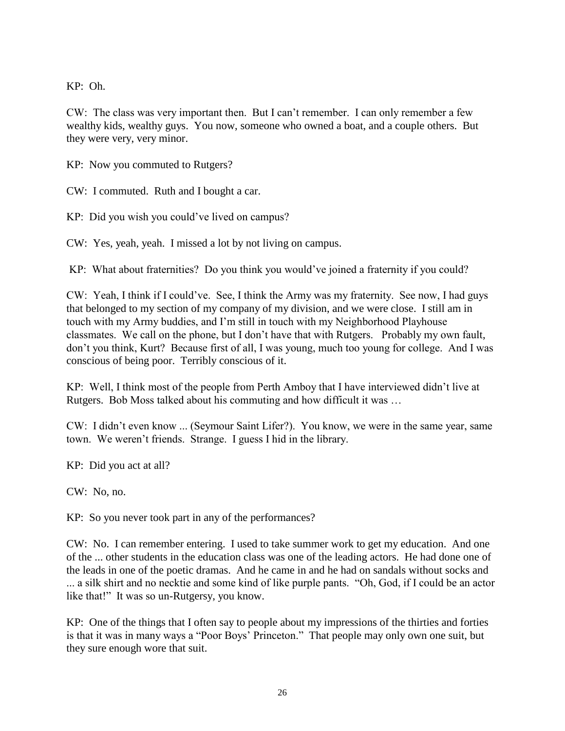KP: Oh.

CW: The class was very important then. But I can't remember. I can only remember a few wealthy kids, wealthy guys. You now, someone who owned a boat, and a couple others. But they were very, very minor.

KP: Now you commuted to Rutgers?

CW: I commuted. Ruth and I bought a car.

KP: Did you wish you could've lived on campus?

CW: Yes, yeah, yeah. I missed a lot by not living on campus.

KP: What about fraternities? Do you think you would've joined a fraternity if you could?

CW: Yeah, I think if I could've. See, I think the Army was my fraternity. See now, I had guys that belonged to my section of my company of my division, and we were close. I still am in touch with my Army buddies, and I'm still in touch with my Neighborhood Playhouse classmates. We call on the phone, but I don't have that with Rutgers. Probably my own fault, don't you think, Kurt? Because first of all, I was young, much too young for college. And I was conscious of being poor. Terribly conscious of it.

KP: Well, I think most of the people from Perth Amboy that I have interviewed didn't live at Rutgers. Bob Moss talked about his commuting and how difficult it was …

CW: I didn't even know ... (Seymour Saint Lifer?). You know, we were in the same year, same town. We weren't friends. Strange. I guess I hid in the library.

KP: Did you act at all?

CW: No, no.

KP: So you never took part in any of the performances?

CW: No. I can remember entering. I used to take summer work to get my education. And one of the ... other students in the education class was one of the leading actors. He had done one of the leads in one of the poetic dramas. And he came in and he had on sandals without socks and ... a silk shirt and no necktie and some kind of like purple pants. "Oh, God, if I could be an actor like that!" It was so un-Rutgersy, you know.

KP: One of the things that I often say to people about my impressions of the thirties and forties is that it was in many ways a "Poor Boys' Princeton." That people may only own one suit, but they sure enough wore that suit.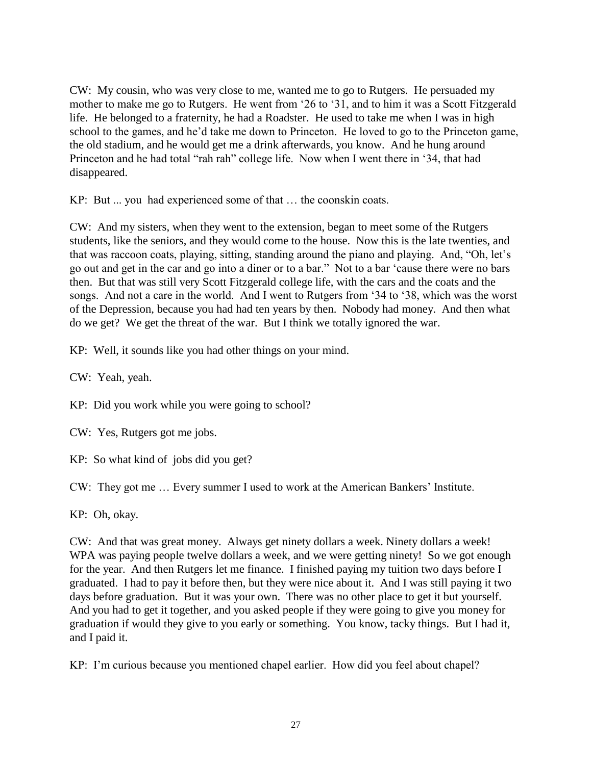CW: My cousin, who was very close to me, wanted me to go to Rutgers. He persuaded my mother to make me go to Rutgers. He went from '26 to '31, and to him it was a Scott Fitzgerald life. He belonged to a fraternity, he had a Roadster. He used to take me when I was in high school to the games, and he'd take me down to Princeton. He loved to go to the Princeton game, the old stadium, and he would get me a drink afterwards, you know. And he hung around Princeton and he had total "rah rah" college life. Now when I went there in '34, that had disappeared.

KP: But ... you had experienced some of that … the coonskin coats.

CW: And my sisters, when they went to the extension, began to meet some of the Rutgers students, like the seniors, and they would come to the house. Now this is the late twenties, and that was raccoon coats, playing, sitting, standing around the piano and playing. And, "Oh, let's go out and get in the car and go into a diner or to a bar." Not to a bar 'cause there were no bars then. But that was still very Scott Fitzgerald college life, with the cars and the coats and the songs. And not a care in the world. And I went to Rutgers from '34 to '38, which was the worst of the Depression, because you had had ten years by then. Nobody had money. And then what do we get? We get the threat of the war. But I think we totally ignored the war.

KP: Well, it sounds like you had other things on your mind.

CW: Yeah, yeah.

KP: Did you work while you were going to school?

CW: Yes, Rutgers got me jobs.

KP: So what kind of jobs did you get?

CW: They got me … Every summer I used to work at the American Bankers' Institute.

KP: Oh, okay.

CW: And that was great money. Always get ninety dollars a week. Ninety dollars a week! WPA was paying people twelve dollars a week, and we were getting ninety! So we got enough for the year. And then Rutgers let me finance. I finished paying my tuition two days before I graduated. I had to pay it before then, but they were nice about it. And I was still paying it two days before graduation. But it was your own. There was no other place to get it but yourself. And you had to get it together, and you asked people if they were going to give you money for graduation if would they give to you early or something. You know, tacky things. But I had it, and I paid it.

KP: I'm curious because you mentioned chapel earlier. How did you feel about chapel?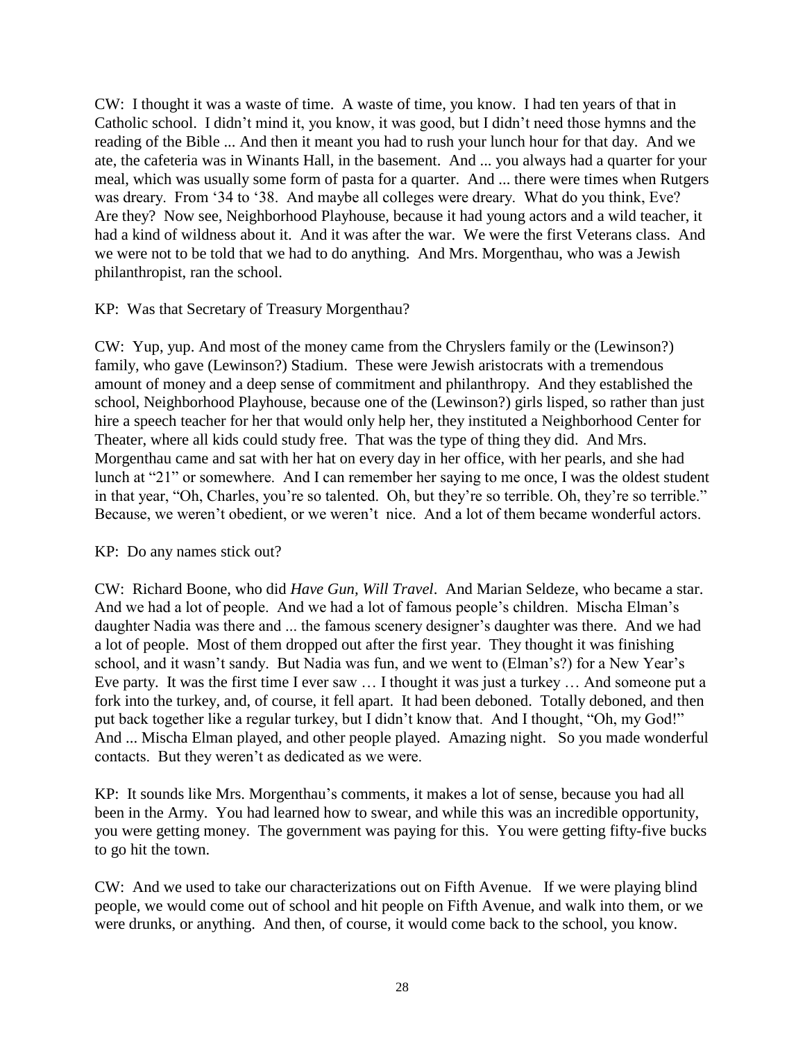CW: I thought it was a waste of time. A waste of time, you know. I had ten years of that in Catholic school. I didn't mind it, you know, it was good, but I didn't need those hymns and the reading of the Bible ... And then it meant you had to rush your lunch hour for that day. And we ate, the cafeteria was in Winants Hall, in the basement. And ... you always had a quarter for your meal, which was usually some form of pasta for a quarter. And ... there were times when Rutgers was dreary. From '34 to '38. And maybe all colleges were dreary. What do you think, Eve? Are they? Now see, Neighborhood Playhouse, because it had young actors and a wild teacher, it had a kind of wildness about it. And it was after the war. We were the first Veterans class. And we were not to be told that we had to do anything. And Mrs. Morgenthau, who was a Jewish philanthropist, ran the school.

KP: Was that Secretary of Treasury Morgenthau?

CW: Yup, yup. And most of the money came from the Chryslers family or the (Lewinson?) family, who gave (Lewinson?) Stadium. These were Jewish aristocrats with a tremendous amount of money and a deep sense of commitment and philanthropy. And they established the school, Neighborhood Playhouse, because one of the (Lewinson?) girls lisped, so rather than just hire a speech teacher for her that would only help her, they instituted a Neighborhood Center for Theater, where all kids could study free. That was the type of thing they did. And Mrs. Morgenthau came and sat with her hat on every day in her office, with her pearls, and she had lunch at "21" or somewhere. And I can remember her saying to me once, I was the oldest student in that year, "Oh, Charles, you're so talented. Oh, but they're so terrible. Oh, they're so terrible." Because, we weren't obedient, or we weren't nice. And a lot of them became wonderful actors.

KP: Do any names stick out?

CW: Richard Boone, who did *Have Gun, Will Travel*. And Marian Seldeze, who became a star. And we had a lot of people. And we had a lot of famous people's children. Mischa Elman's daughter Nadia was there and ... the famous scenery designer's daughter was there. And we had a lot of people. Most of them dropped out after the first year. They thought it was finishing school, and it wasn't sandy. But Nadia was fun, and we went to (Elman's?) for a New Year's Eve party. It was the first time I ever saw … I thought it was just a turkey … And someone put a fork into the turkey, and, of course, it fell apart. It had been deboned. Totally deboned, and then put back together like a regular turkey, but I didn't know that. And I thought, "Oh, my God!" And ... Mischa Elman played, and other people played. Amazing night. So you made wonderful contacts. But they weren't as dedicated as we were.

KP: It sounds like Mrs. Morgenthau's comments, it makes a lot of sense, because you had all been in the Army. You had learned how to swear, and while this was an incredible opportunity, you were getting money. The government was paying for this. You were getting fifty-five bucks to go hit the town.

CW: And we used to take our characterizations out on Fifth Avenue. If we were playing blind people, we would come out of school and hit people on Fifth Avenue, and walk into them, or we were drunks, or anything. And then, of course, it would come back to the school, you know.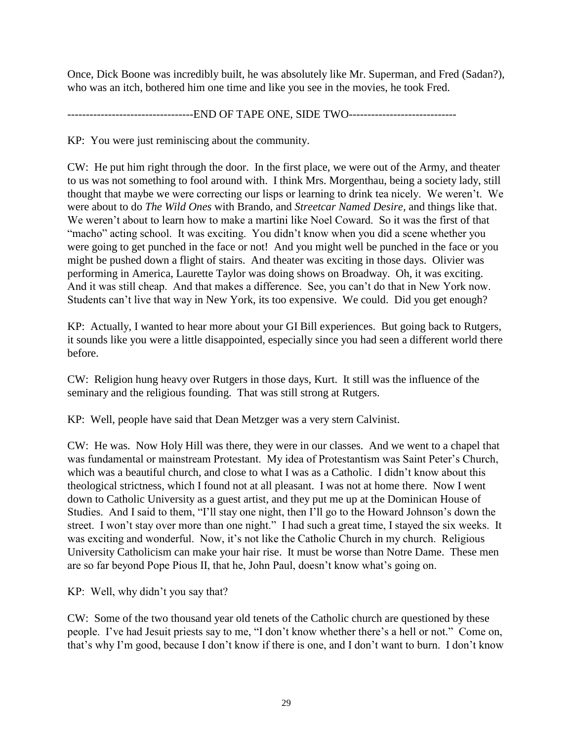Once, Dick Boone was incredibly built, he was absolutely like Mr. Superman, and Fred (Sadan?), who was an itch, bothered him one time and like you see in the movies, he took Fred.

----------------------------------END OF TAPE ONE, SIDE TWO-----------------------------

KP: You were just reminiscing about the community.

CW: He put him right through the door. In the first place, we were out of the Army, and theater to us was not something to fool around with. I think Mrs. Morgenthau, being a society lady, still thought that maybe we were correcting our lisps or learning to drink tea nicely. We weren't. We were about to do *The Wild Ones* with Brando, and *Streetcar Named Desire*, and things like that. We weren't about to learn how to make a martini like Noel Coward. So it was the first of that "macho" acting school. It was exciting. You didn't know when you did a scene whether you were going to get punched in the face or not! And you might well be punched in the face or you might be pushed down a flight of stairs. And theater was exciting in those days. Olivier was performing in America, Laurette Taylor was doing shows on Broadway. Oh, it was exciting. And it was still cheap. And that makes a difference. See, you can't do that in New York now. Students can't live that way in New York, its too expensive. We could. Did you get enough?

KP: Actually, I wanted to hear more about your GI Bill experiences. But going back to Rutgers, it sounds like you were a little disappointed, especially since you had seen a different world there before.

CW: Religion hung heavy over Rutgers in those days, Kurt. It still was the influence of the seminary and the religious founding. That was still strong at Rutgers.

KP: Well, people have said that Dean Metzger was a very stern Calvinist.

CW: He was. Now Holy Hill was there, they were in our classes. And we went to a chapel that was fundamental or mainstream Protestant. My idea of Protestantism was Saint Peter's Church, which was a beautiful church, and close to what I was as a Catholic. I didn't know about this theological strictness, which I found not at all pleasant. I was not at home there. Now I went down to Catholic University as a guest artist, and they put me up at the Dominican House of Studies. And I said to them, "I'll stay one night, then I'll go to the Howard Johnson's down the street. I won't stay over more than one night." I had such a great time, I stayed the six weeks. It was exciting and wonderful. Now, it's not like the Catholic Church in my church. Religious University Catholicism can make your hair rise. It must be worse than Notre Dame. These men are so far beyond Pope Pious II, that he, John Paul, doesn't know what's going on.

KP: Well, why didn't you say that?

CW: Some of the two thousand year old tenets of the Catholic church are questioned by these people. I've had Jesuit priests say to me, "I don't know whether there's a hell or not." Come on, that's why I'm good, because I don't know if there is one, and I don't want to burn. I don't know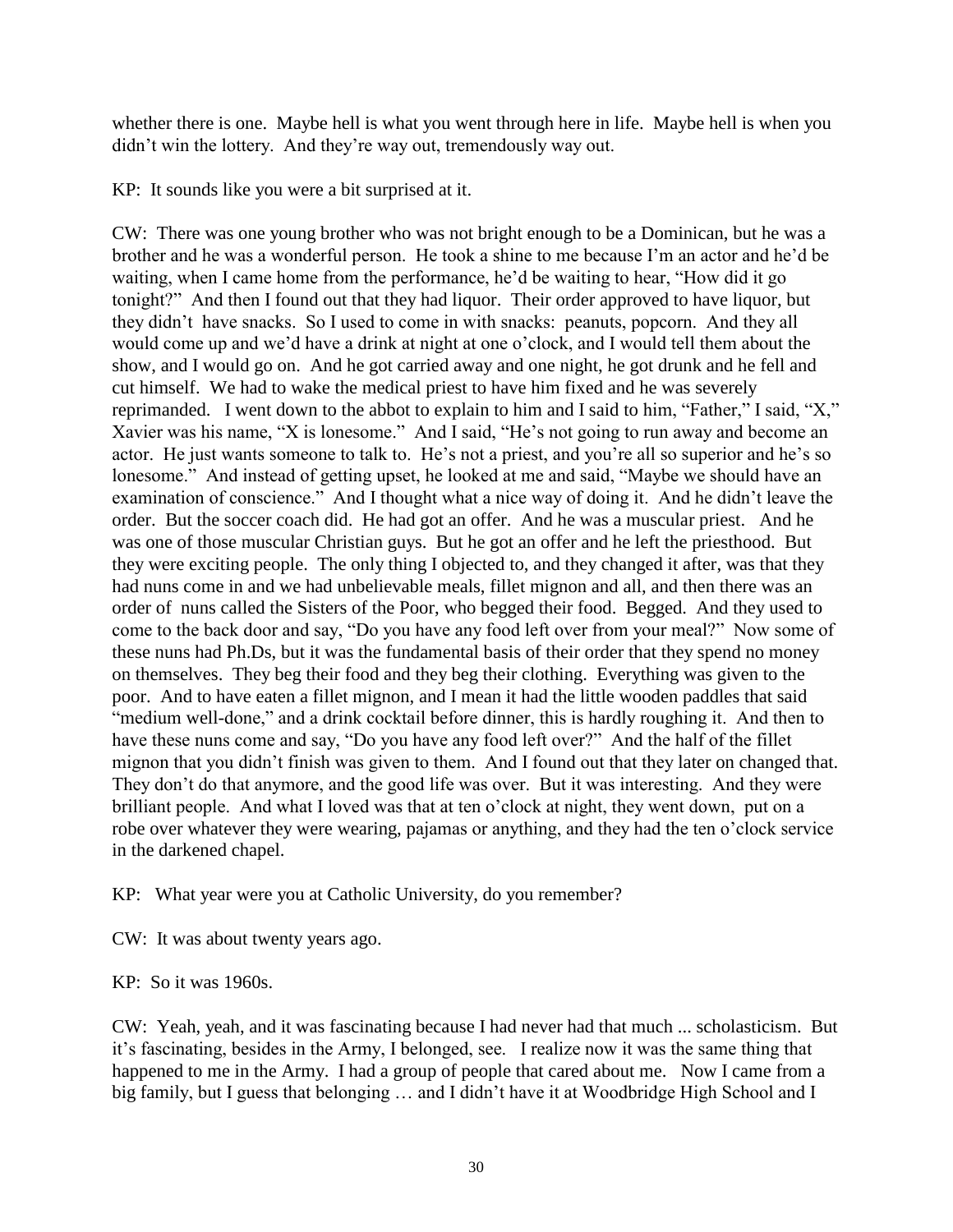whether there is one. Maybe hell is what you went through here in life. Maybe hell is when you didn't win the lottery. And they're way out, tremendously way out.

KP: It sounds like you were a bit surprised at it.

CW: There was one young brother who was not bright enough to be a Dominican, but he was a brother and he was a wonderful person. He took a shine to me because I'm an actor and he'd be waiting, when I came home from the performance, he'd be waiting to hear, "How did it go tonight?" And then I found out that they had liquor. Their order approved to have liquor, but they didn't have snacks. So I used to come in with snacks: peanuts, popcorn. And they all would come up and we'd have a drink at night at one o'clock, and I would tell them about the show, and I would go on. And he got carried away and one night, he got drunk and he fell and cut himself. We had to wake the medical priest to have him fixed and he was severely reprimanded. I went down to the abbot to explain to him and I said to him, "Father," I said, "X," Xavier was his name, "X is lonesome." And I said, "He's not going to run away and become an actor. He just wants someone to talk to. He's not a priest, and you're all so superior and he's so lonesome." And instead of getting upset, he looked at me and said, "Maybe we should have an examination of conscience." And I thought what a nice way of doing it. And he didn't leave the order. But the soccer coach did. He had got an offer. And he was a muscular priest. And he was one of those muscular Christian guys. But he got an offer and he left the priesthood. But they were exciting people. The only thing I objected to, and they changed it after, was that they had nuns come in and we had unbelievable meals, fillet mignon and all, and then there was an order of nuns called the Sisters of the Poor, who begged their food. Begged. And they used to come to the back door and say, "Do you have any food left over from your meal?" Now some of these nuns had Ph.Ds, but it was the fundamental basis of their order that they spend no money on themselves. They beg their food and they beg their clothing. Everything was given to the poor. And to have eaten a fillet mignon, and I mean it had the little wooden paddles that said "medium well-done," and a drink cocktail before dinner, this is hardly roughing it. And then to have these nuns come and say, "Do you have any food left over?" And the half of the fillet mignon that you didn't finish was given to them. And I found out that they later on changed that. They don't do that anymore, and the good life was over. But it was interesting. And they were brilliant people. And what I loved was that at ten o'clock at night, they went down, put on a robe over whatever they were wearing, pajamas or anything, and they had the ten o'clock service in the darkened chapel.

KP: What year were you at Catholic University, do you remember?

CW: It was about twenty years ago.

KP: So it was 1960s.

CW: Yeah, yeah, and it was fascinating because I had never had that much ... scholasticism. But it's fascinating, besides in the Army, I belonged, see. I realize now it was the same thing that happened to me in the Army. I had a group of people that cared about me. Now I came from a big family, but I guess that belonging … and I didn't have it at Woodbridge High School and I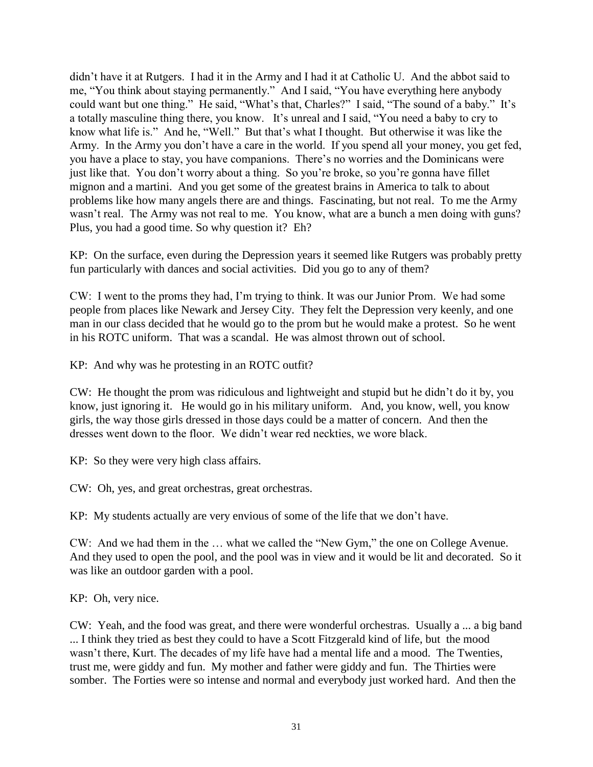didn't have it at Rutgers. I had it in the Army and I had it at Catholic U. And the abbot said to me, "You think about staying permanently." And I said, "You have everything here anybody could want but one thing." He said, "What's that, Charles?" I said, "The sound of a baby." It's a totally masculine thing there, you know. It's unreal and I said, "You need a baby to cry to know what life is." And he, "Well." But that's what I thought. But otherwise it was like the Army. In the Army you don't have a care in the world. If you spend all your money, you get fed, you have a place to stay, you have companions. There's no worries and the Dominicans were just like that. You don't worry about a thing. So you're broke, so you're gonna have fillet mignon and a martini. And you get some of the greatest brains in America to talk to about problems like how many angels there are and things. Fascinating, but not real. To me the Army wasn't real. The Army was not real to me. You know, what are a bunch a men doing with guns? Plus, you had a good time. So why question it? Eh?

KP: On the surface, even during the Depression years it seemed like Rutgers was probably pretty fun particularly with dances and social activities. Did you go to any of them?

CW: I went to the proms they had, I'm trying to think. It was our Junior Prom. We had some people from places like Newark and Jersey City. They felt the Depression very keenly, and one man in our class decided that he would go to the prom but he would make a protest. So he went in his ROTC uniform. That was a scandal. He was almost thrown out of school.

KP: And why was he protesting in an ROTC outfit?

CW: He thought the prom was ridiculous and lightweight and stupid but he didn't do it by, you know, just ignoring it. He would go in his military uniform. And, you know, well, you know girls, the way those girls dressed in those days could be a matter of concern. And then the dresses went down to the floor. We didn't wear red neckties, we wore black.

KP: So they were very high class affairs.

CW: Oh, yes, and great orchestras, great orchestras.

KP: My students actually are very envious of some of the life that we don't have.

CW: And we had them in the … what we called the "New Gym," the one on College Avenue. And they used to open the pool, and the pool was in view and it would be lit and decorated. So it was like an outdoor garden with a pool.

KP: Oh, very nice.

CW: Yeah, and the food was great, and there were wonderful orchestras. Usually a ... a big band ... I think they tried as best they could to have a Scott Fitzgerald kind of life, but the mood wasn't there, Kurt. The decades of my life have had a mental life and a mood. The Twenties, trust me, were giddy and fun. My mother and father were giddy and fun. The Thirties were somber. The Forties were so intense and normal and everybody just worked hard. And then the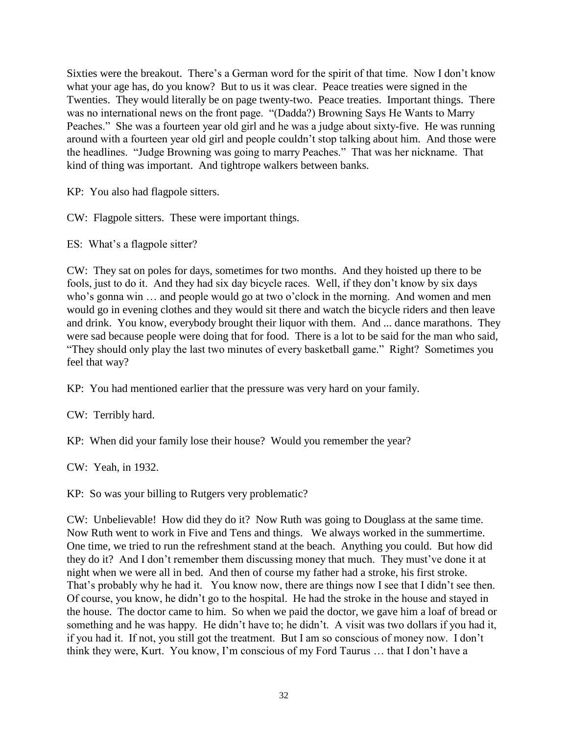Sixties were the breakout. There's a German word for the spirit of that time. Now I don't know what your age has, do you know? But to us it was clear. Peace treaties were signed in the Twenties. They would literally be on page twenty-two. Peace treaties. Important things. There was no international news on the front page. "(Dadda?) Browning Says He Wants to Marry Peaches." She was a fourteen year old girl and he was a judge about sixty-five. He was running around with a fourteen year old girl and people couldn't stop talking about him. And those were the headlines. "Judge Browning was going to marry Peaches." That was her nickname. That kind of thing was important. And tightrope walkers between banks.

KP: You also had flagpole sitters.

CW: Flagpole sitters. These were important things.

ES: What's a flagpole sitter?

CW: They sat on poles for days, sometimes for two months. And they hoisted up there to be fools, just to do it. And they had six day bicycle races. Well, if they don't know by six days who's gonna win … and people would go at two o'clock in the morning. And women and men would go in evening clothes and they would sit there and watch the bicycle riders and then leave and drink. You know, everybody brought their liquor with them. And ... dance marathons. They were sad because people were doing that for food. There is a lot to be said for the man who said, "They should only play the last two minutes of every basketball game." Right? Sometimes you feel that way?

KP: You had mentioned earlier that the pressure was very hard on your family.

CW: Terribly hard.

KP: When did your family lose their house? Would you remember the year?

CW: Yeah, in 1932.

KP: So was your billing to Rutgers very problematic?

CW: Unbelievable! How did they do it? Now Ruth was going to Douglass at the same time. Now Ruth went to work in Five and Tens and things. We always worked in the summertime. One time, we tried to run the refreshment stand at the beach. Anything you could. But how did they do it? And I don't remember them discussing money that much. They must've done it at night when we were all in bed. And then of course my father had a stroke, his first stroke. That's probably why he had it. You know now, there are things now I see that I didn't see then. Of course, you know, he didn't go to the hospital. He had the stroke in the house and stayed in the house. The doctor came to him. So when we paid the doctor, we gave him a loaf of bread or something and he was happy. He didn't have to; he didn't. A visit was two dollars if you had it, if you had it. If not, you still got the treatment. But I am so conscious of money now. I don't think they were, Kurt. You know, I'm conscious of my Ford Taurus … that I don't have a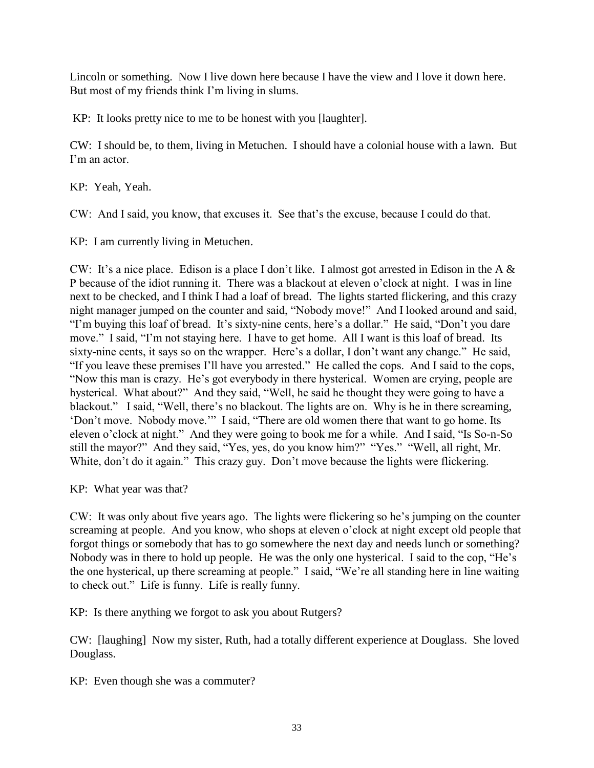Lincoln or something. Now I live down here because I have the view and I love it down here. But most of my friends think I'm living in slums.

KP: It looks pretty nice to me to be honest with you [laughter].

CW: I should be, to them, living in Metuchen. I should have a colonial house with a lawn. But I'm an actor.

KP: Yeah, Yeah.

CW: And I said, you know, that excuses it. See that's the excuse, because I could do that.

KP: I am currently living in Metuchen.

CW: It's a nice place. Edison is a place I don't like. I almost got arrested in Edison in the A & P because of the idiot running it. There was a blackout at eleven o'clock at night. I was in line next to be checked, and I think I had a loaf of bread. The lights started flickering, and this crazy night manager jumped on the counter and said, "Nobody move!" And I looked around and said, "I'm buying this loaf of bread. It's sixty-nine cents, here's a dollar." He said, "Don't you dare move." I said, "I'm not staying here. I have to get home. All I want is this loaf of bread. Its sixty-nine cents, it says so on the wrapper. Here's a dollar, I don't want any change." He said, "If you leave these premises I'll have you arrested." He called the cops. And I said to the cops, "Now this man is crazy. He's got everybody in there hysterical. Women are crying, people are hysterical. What about?" And they said, "Well, he said he thought they were going to have a blackout." I said, "Well, there's no blackout. The lights are on. Why is he in there screaming, 'Don't move. Nobody move.'" I said, "There are old women there that want to go home. Its eleven o'clock at night." And they were going to book me for a while. And I said, "Is So-n-So still the mayor?" And they said, "Yes, yes, do you know him?" "Yes." "Well, all right, Mr. White, don't do it again." This crazy guy. Don't move because the lights were flickering.

KP: What year was that?

CW: It was only about five years ago. The lights were flickering so he's jumping on the counter screaming at people. And you know, who shops at eleven o'clock at night except old people that forgot things or somebody that has to go somewhere the next day and needs lunch or something? Nobody was in there to hold up people. He was the only one hysterical. I said to the cop, "He's the one hysterical, up there screaming at people." I said, "We're all standing here in line waiting to check out." Life is funny. Life is really funny.

KP: Is there anything we forgot to ask you about Rutgers?

CW: [laughing] Now my sister, Ruth, had a totally different experience at Douglass. She loved Douglass.

KP: Even though she was a commuter?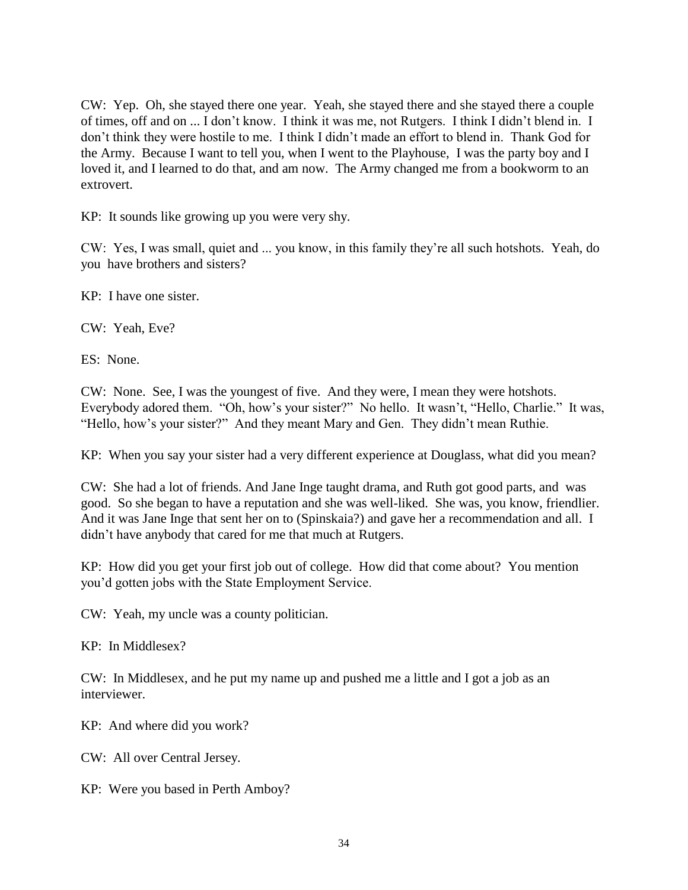CW: Yep. Oh, she stayed there one year. Yeah, she stayed there and she stayed there a couple of times, off and on ... I don't know. I think it was me, not Rutgers. I think I didn't blend in. I don't think they were hostile to me. I think I didn't made an effort to blend in. Thank God for the Army. Because I want to tell you, when I went to the Playhouse, I was the party boy and I loved it, and I learned to do that, and am now. The Army changed me from a bookworm to an extrovert.

KP: It sounds like growing up you were very shy.

CW: Yes, I was small, quiet and ... you know, in this family they're all such hotshots. Yeah, do you have brothers and sisters?

KP: I have one sister.

CW: Yeah, Eve?

ES: None.

CW: None. See, I was the youngest of five. And they were, I mean they were hotshots. Everybody adored them. "Oh, how's your sister?" No hello. It wasn't, "Hello, Charlie." It was, "Hello, how's your sister?" And they meant Mary and Gen. They didn't mean Ruthie.

KP: When you say your sister had a very different experience at Douglass, what did you mean?

CW: She had a lot of friends. And Jane Inge taught drama, and Ruth got good parts, and was good. So she began to have a reputation and she was well-liked. She was, you know, friendlier. And it was Jane Inge that sent her on to (Spinskaia?) and gave her a recommendation and all. I didn't have anybody that cared for me that much at Rutgers.

KP: How did you get your first job out of college. How did that come about? You mention you'd gotten jobs with the State Employment Service.

CW: Yeah, my uncle was a county politician.

KP: In Middlesex?

CW: In Middlesex, and he put my name up and pushed me a little and I got a job as an interviewer.

KP: And where did you work?

CW: All over Central Jersey.

KP: Were you based in Perth Amboy?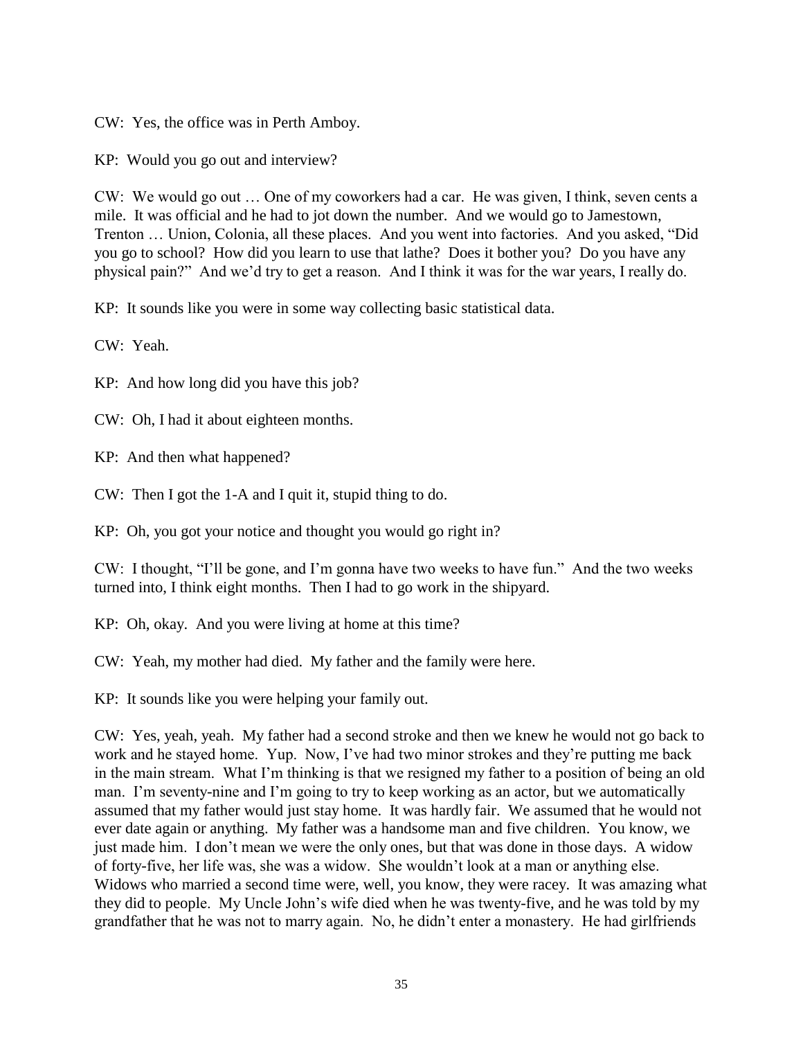CW: Yes, the office was in Perth Amboy.

KP: Would you go out and interview?

CW: We would go out … One of my coworkers had a car. He was given, I think, seven cents a mile. It was official and he had to jot down the number. And we would go to Jamestown, Trenton … Union, Colonia, all these places. And you went into factories. And you asked, "Did you go to school? How did you learn to use that lathe? Does it bother you? Do you have any physical pain?" And we'd try to get a reason. And I think it was for the war years, I really do.

KP: It sounds like you were in some way collecting basic statistical data.

CW: Yeah.

KP: And how long did you have this job?

CW: Oh, I had it about eighteen months.

KP: And then what happened?

CW: Then I got the 1-A and I quit it, stupid thing to do.

KP: Oh, you got your notice and thought you would go right in?

CW: I thought, "I'll be gone, and I'm gonna have two weeks to have fun." And the two weeks turned into, I think eight months. Then I had to go work in the shipyard.

KP: Oh, okay. And you were living at home at this time?

CW: Yeah, my mother had died. My father and the family were here.

KP: It sounds like you were helping your family out.

CW: Yes, yeah, yeah. My father had a second stroke and then we knew he would not go back to work and he stayed home. Yup. Now, I've had two minor strokes and they're putting me back in the main stream. What I'm thinking is that we resigned my father to a position of being an old man. I'm seventy-nine and I'm going to try to keep working as an actor, but we automatically assumed that my father would just stay home. It was hardly fair. We assumed that he would not ever date again or anything. My father was a handsome man and five children. You know, we just made him. I don't mean we were the only ones, but that was done in those days. A widow of forty-five, her life was, she was a widow. She wouldn't look at a man or anything else. Widows who married a second time were, well, you know, they were racey. It was amazing what they did to people. My Uncle John's wife died when he was twenty-five, and he was told by my grandfather that he was not to marry again. No, he didn't enter a monastery. He had girlfriends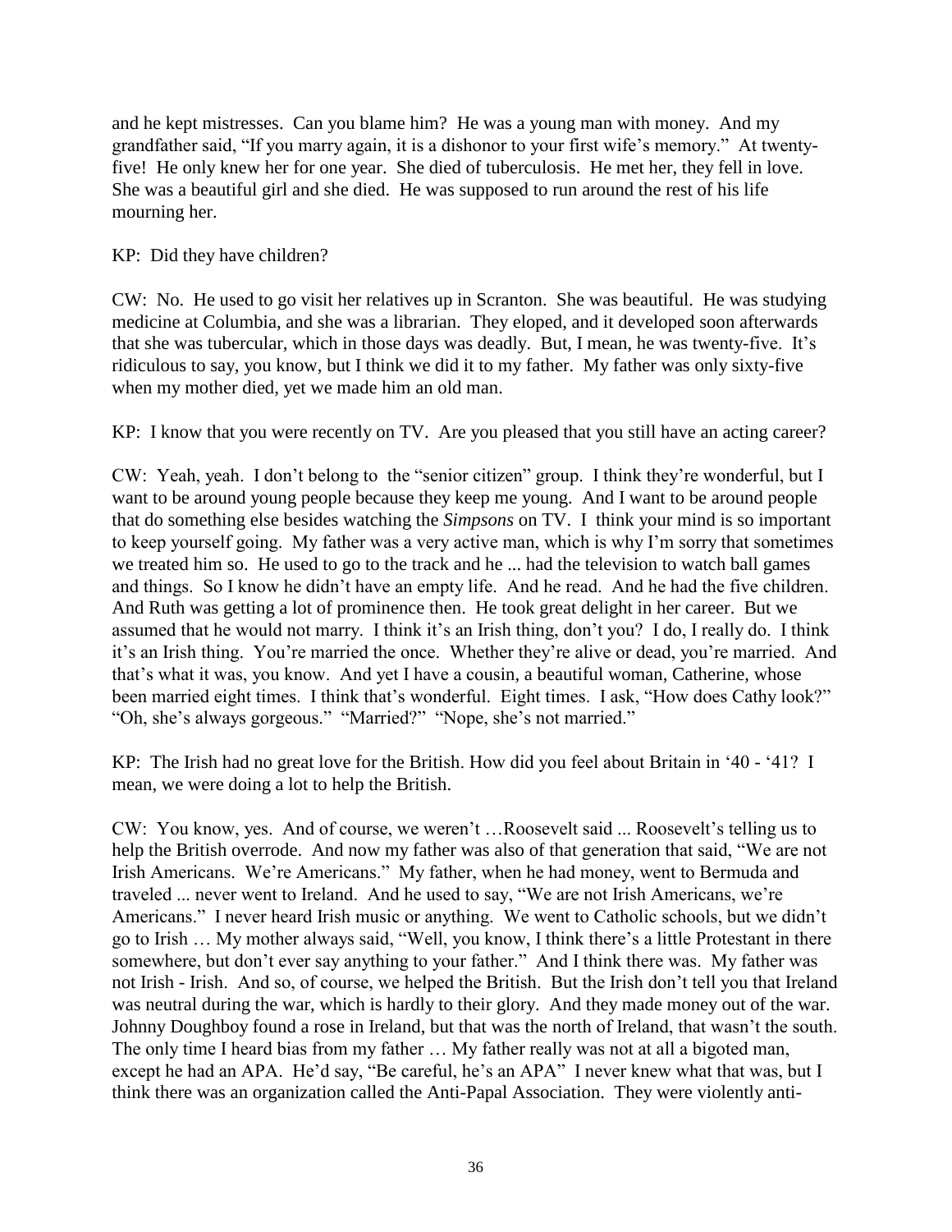and he kept mistresses. Can you blame him? He was a young man with money. And my grandfather said, "If you marry again, it is a dishonor to your first wife's memory." At twenty-five! He only knew her for one year. She died of tuberculosis. He met her, they fell in love. She was a beautiful girl and she died. He was supposed to run around the rest of his life mourning her.

KP: Did they have children?

CW: No. He used to go visit her relatives up in Scranton. She was beautiful. He was studying medicine at Columbia, and she was a librarian. They eloped, and it developed soon afterwards that she was tubercular, which in those days was deadly. But, I mean, he was twenty-five. It's ridiculous to say, you know, but I think we did it to my father. My father was only sixty-five when my mother died, yet we made him an old man.

KP: I know that you were recently on TV. Are you pleased that you still have an acting career?

CW: Yeah, yeah. I don't belong to the "senior citizen" group. I think they're wonderful, but I want to be around young people because they keep me young. And I want to be around people that do something else besides watching the *Simpsons* on TV. I think your mind is so important to keep yourself going. My father was a very active man, which is why I'm sorry that sometimes we treated him so. He used to go to the track and he ... had the television to watch ball games and things. So I know he didn't have an empty life. And he read. And he had the five children. And Ruth was getting a lot of prominence then. He took great delight in her career. But we assumed that he would not marry. I think it's an Irish thing, don't you? I do, I really do. I think it's an Irish thing. You're married the once. Whether they're alive or dead, you're married. And that's what it was, you know. And yet I have a cousin, a beautiful woman, Catherine, whose been married eight times. I think that's wonderful. Eight times. I ask, "How does Cathy look?" "Oh, she's always gorgeous." "Married?" "Nope, she's not married."

KP: The Irish had no great love for the British. How did you feel about Britain in '40 - '41? I mean, we were doing a lot to help the British.

CW: You know, yes. And of course, we weren't …Roosevelt said ... Roosevelt's telling us to help the British overrode. And now my father was also of that generation that said, "We are not Irish Americans. We're Americans." My father, when he had money, went to Bermuda and traveled ... never went to Ireland. And he used to say, "We are not Irish Americans, we're Americans." I never heard Irish music or anything. We went to Catholic schools, but we didn't go to Irish … My mother always said, "Well, you know, I think there's a little Protestant in there somewhere, but don't ever say anything to your father." And I think there was. My father was not Irish - Irish. And so, of course, we helped the British. But the Irish don't tell you that Ireland was neutral during the war, which is hardly to their glory. And they made money out of the war. Johnny Doughboy found a rose in Ireland, but that was the north of Ireland, that wasn't the south. The only time I heard bias from my father … My father really was not at all a bigoted man, except he had an APA. He'd say, "Be careful, he's an APA" I never knew what that was, but I think there was an organization called the Anti-Papal Association. They were violently anti-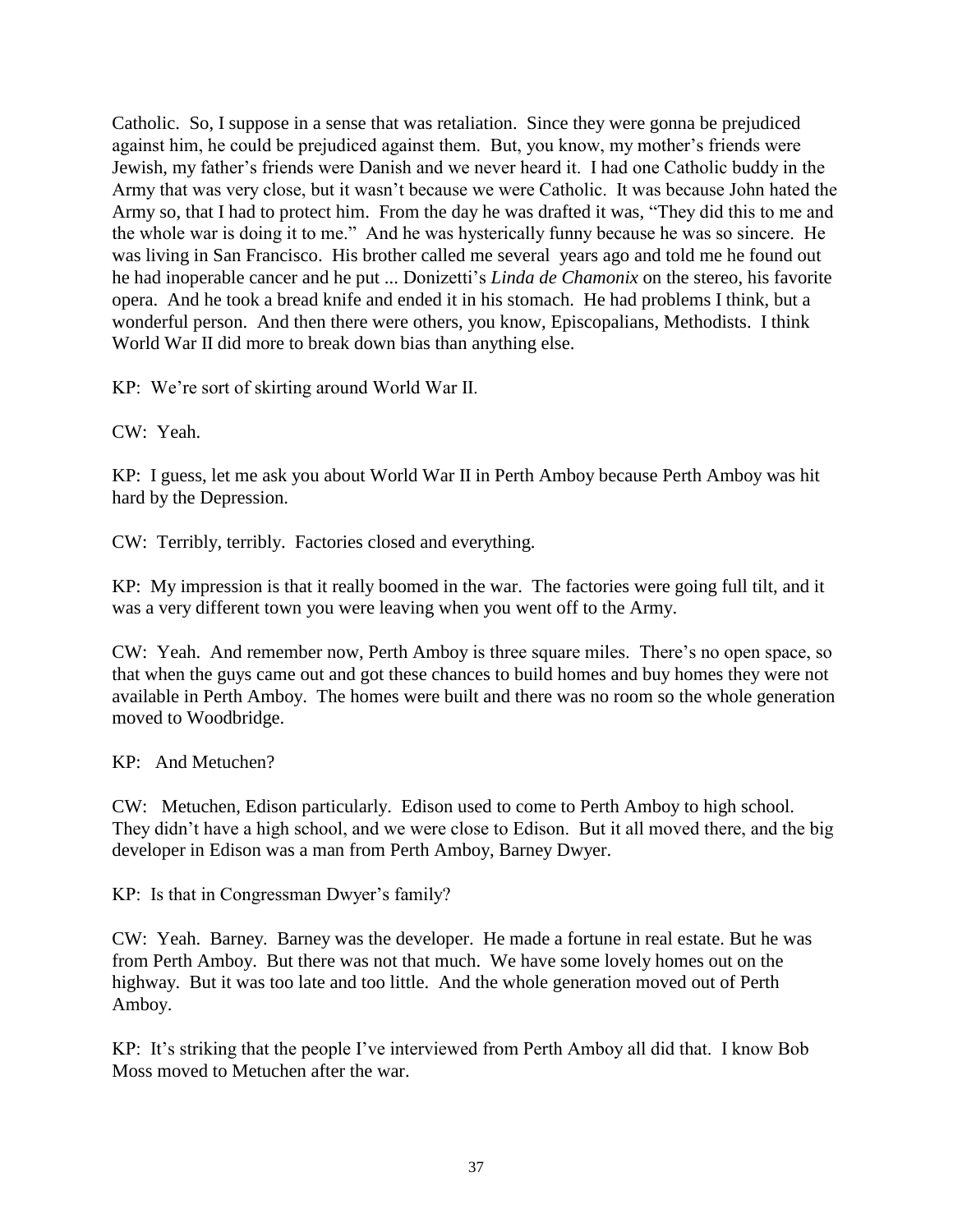Catholic. So, I suppose in a sense that was retaliation. Since they were gonna be prejudiced against him, he could be prejudiced against them. But, you know, my mother's friends were Jewish, my father's friends were Danish and we never heard it. I had one Catholic buddy in the Army that was very close, but it wasn't because we were Catholic. It was because John hated the Army so, that I had to protect him. From the day he was drafted it was, "They did this to me and the whole war is doing it to me." And he was hysterically funny because he was so sincere. He was living in San Francisco. His brother called me several years ago and told me he found out he had inoperable cancer and he put ... Donizetti's *Linda de Chamonix* on the stereo, his favorite opera. And he took a bread knife and ended it in his stomach. He had problems I think, but a wonderful person. And then there were others, you know, Episcopalians, Methodists. I think World War II did more to break down bias than anything else.

KP: We're sort of skirting around World War II.

CW: Yeah.

KP: I guess, let me ask you about World War II in Perth Amboy because Perth Amboy was hit hard by the Depression.

CW: Terribly, terribly. Factories closed and everything.

KP: My impression is that it really boomed in the war. The factories were going full tilt, and it was a very different town you were leaving when you went off to the Army.

CW: Yeah. And remember now, Perth Amboy is three square miles. There's no open space, so that when the guys came out and got these chances to build homes and buy homes they were not available in Perth Amboy. The homes were built and there was no room so the whole generation moved to Woodbridge.

KP: And Metuchen?

CW: Metuchen, Edison particularly. Edison used to come to Perth Amboy to high school. They didn't have a high school, and we were close to Edison. But it all moved there, and the big developer in Edison was a man from Perth Amboy, Barney Dwyer.

KP: Is that in Congressman Dwyer's family?

CW: Yeah. Barney. Barney was the developer. He made a fortune in real estate. But he was from Perth Amboy. But there was not that much. We have some lovely homes out on the highway. But it was too late and too little. And the whole generation moved out of Perth Amboy.

KP: It's striking that the people I've interviewed from Perth Amboy all did that. I know Bob Moss moved to Metuchen after the war.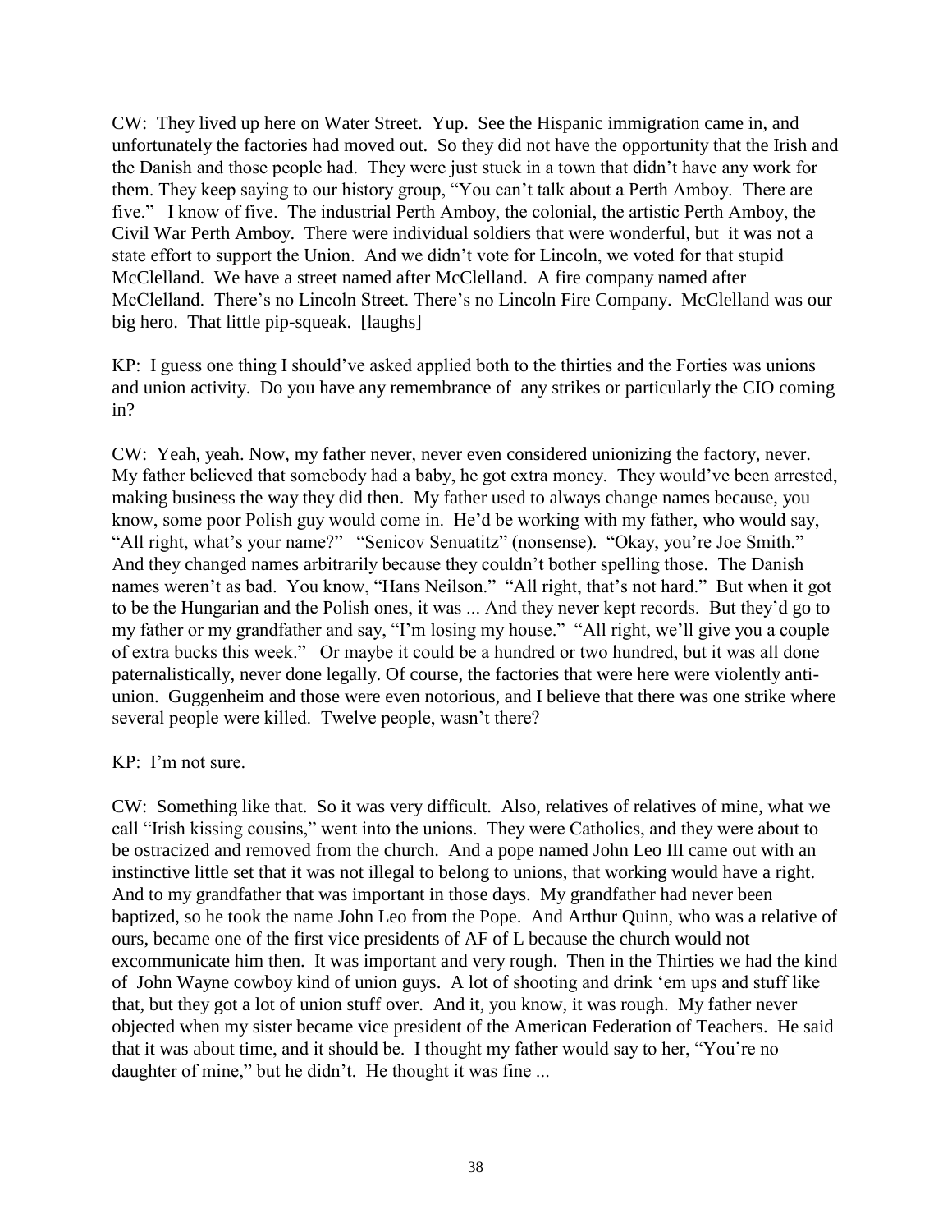CW: They lived up here on Water Street. Yup. See the Hispanic immigration came in, and unfortunately the factories had moved out. So they did not have the opportunity that the Irish and the Danish and those people had. They were just stuck in a town that didn't have any work for them. They keep saying to our history group, "You can't talk about a Perth Amboy. There are five." I know of five. The industrial Perth Amboy, the colonial, the artistic Perth Amboy, the Civil War Perth Amboy. There were individual soldiers that were wonderful, but it was not a state effort to support the Union. And we didn't vote for Lincoln, we voted for that stupid McClelland. We have a street named after McClelland. A fire company named after McClelland. There's no Lincoln Street. There's no Lincoln Fire Company. McClelland was our big hero. That little pip-squeak. [laughs]

KP: I guess one thing I should've asked applied both to the thirties and the Forties was unions and union activity. Do you have any remembrance of any strikes or particularly the CIO coming in?

CW: Yeah, yeah. Now, my father never, never even considered unionizing the factory, never. My father believed that somebody had a baby, he got extra money. They would've been arrested, making business the way they did then. My father used to always change names because, you know, some poor Polish guy would come in. He'd be working with my father, who would say, "All right, what's your name?" "Senicov Senuatitz" (nonsense). "Okay, you're Joe Smith." And they changed names arbitrarily because they couldn't bother spelling those. The Danish names weren't as bad. You know, "Hans Neilson." "All right, that's not hard." But when it got to be the Hungarian and the Polish ones, it was ... And they never kept records. But they'd go to my father or my grandfather and say, "I'm losing my house." "All right, we'll give you a couple of extra bucks this week." Or maybe it could be a hundred or two hundred, but it was all done paternalistically, never done legally. Of course, the factories that were here were violently anti-union. Guggenheim and those were even notorious, and I believe that there was one strike where several people were killed. Twelve people, wasn't there?

KP: I'm not sure.

CW: Something like that. So it was very difficult. Also, relatives of relatives of mine, what we call "Irish kissing cousins," went into the unions. They were Catholics, and they were about to be ostracized and removed from the church. And a pope named John Leo III came out with an instinctive little set that it was not illegal to belong to unions, that working would have a right. And to my grandfather that was important in those days. My grandfather had never been baptized, so he took the name John Leo from the Pope. And Arthur Quinn, who was a relative of ours, became one of the first vice presidents of AF of L because the church would not excommunicate him then. It was important and very rough. Then in the Thirties we had the kind of John Wayne cowboy kind of union guys. A lot of shooting and drink 'em ups and stuff like that, but they got a lot of union stuff over. And it, you know, it was rough. My father never objected when my sister became vice president of the American Federation of Teachers. He said that it was about time, and it should be. I thought my father would say to her, "You're no daughter of mine," but he didn't. He thought it was fine ...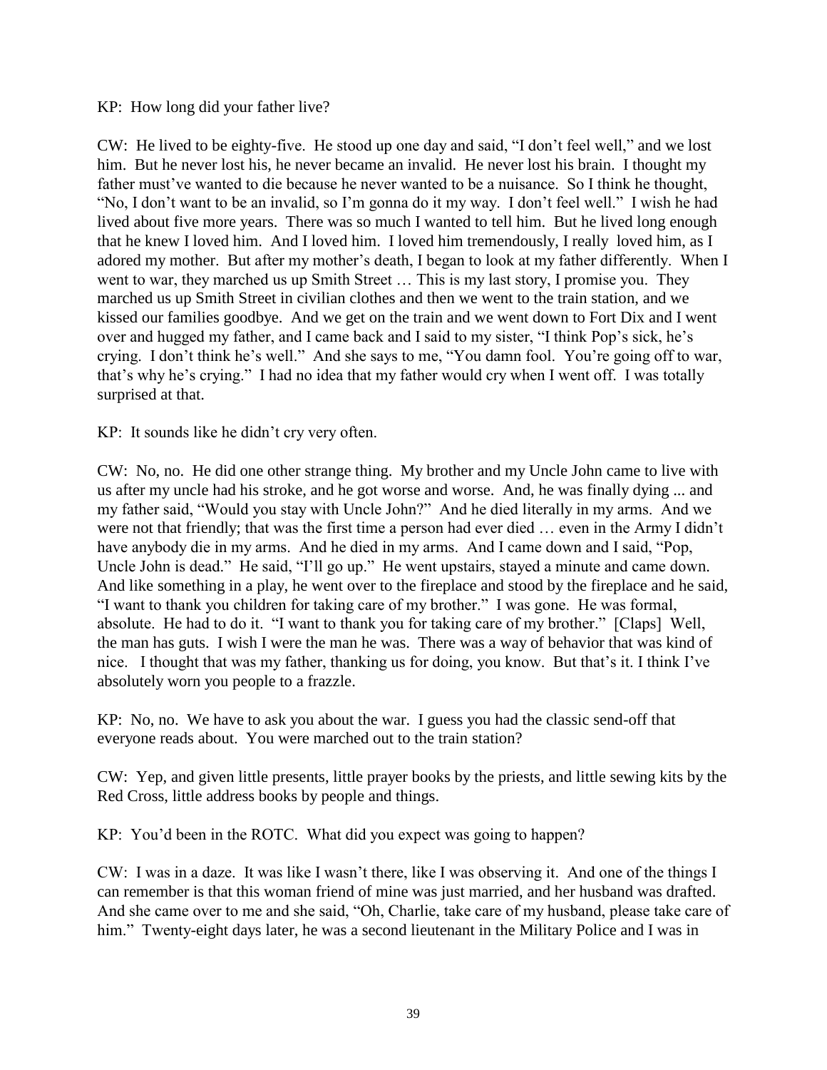KP: How long did your father live?

CW: He lived to be eighty-five. He stood up one day and said, "I don't feel well," and we lost him. But he never lost his, he never became an invalid. He never lost his brain. I thought my father must've wanted to die because he never wanted to be a nuisance. So I think he thought, "No, I don't want to be an invalid, so I'm gonna do it my way. I don't feel well." I wish he had lived about five more years. There was so much I wanted to tell him. But he lived long enough that he knew I loved him. And I loved him. I loved him tremendously, I really loved him, as I adored my mother. But after my mother's death, I began to look at my father differently. When I went to war, they marched us up Smith Street … This is my last story, I promise you. They marched us up Smith Street in civilian clothes and then we went to the train station, and we kissed our families goodbye. And we get on the train and we went down to Fort Dix and I went over and hugged my father, and I came back and I said to my sister, "I think Pop's sick, he's crying. I don't think he's well." And she says to me, "You damn fool. You're going off to war, that's why he's crying." I had no idea that my father would cry when I went off. I was totally surprised at that.

KP: It sounds like he didn't cry very often.

CW: No, no. He did one other strange thing. My brother and my Uncle John came to live with us after my uncle had his stroke, and he got worse and worse. And, he was finally dying ... and my father said, "Would you stay with Uncle John?" And he died literally in my arms. And we were not that friendly; that was the first time a person had ever died … even in the Army I didn't have anybody die in my arms. And he died in my arms. And I came down and I said, "Pop, Uncle John is dead." He said, "I'll go up." He went upstairs, stayed a minute and came down. And like something in a play, he went over to the fireplace and stood by the fireplace and he said, "I want to thank you children for taking care of my brother." I was gone. He was formal, absolute. He had to do it. "I want to thank you for taking care of my brother." [Claps] Well, the man has guts. I wish I were the man he was. There was a way of behavior that was kind of nice. I thought that was my father, thanking us for doing, you know. But that's it. I think I've absolutely worn you people to a frazzle.

KP: No, no. We have to ask you about the war. I guess you had the classic send-off that everyone reads about. You were marched out to the train station?

CW: Yep, and given little presents, little prayer books by the priests, and little sewing kits by the Red Cross, little address books by people and things.

KP: You'd been in the ROTC. What did you expect was going to happen?

CW: I was in a daze. It was like I wasn't there, like I was observing it. And one of the things I can remember is that this woman friend of mine was just married, and her husband was drafted. And she came over to me and she said, "Oh, Charlie, take care of my husband, please take care of him." Twenty-eight days later, he was a second lieutenant in the Military Police and I was in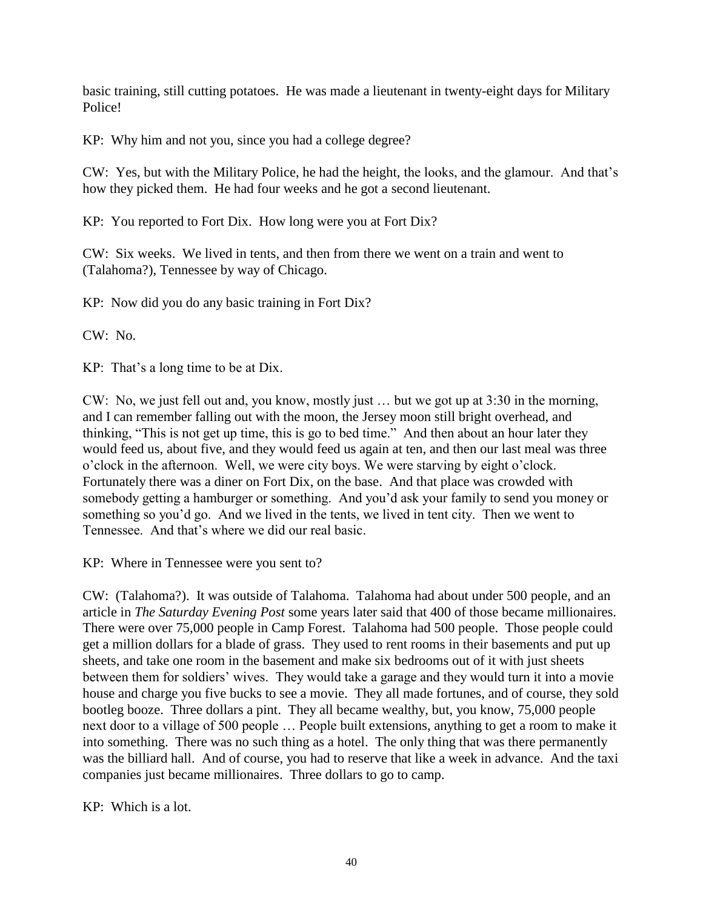basic training, still cutting potatoes. He was made a lieutenant in twenty-eight days for Military Police!

KP: Why him and not you, since you had a college degree?

CW: Yes, but with the Military Police, he had the height, the looks, and the glamour. And that's how they picked them. He had four weeks and he got a second lieutenant.

KP: You reported to Fort Dix. How long were you at Fort Dix?

CW: Six weeks. We lived in tents, and then from there we went on a train and went to (Talahoma?), Tennessee by way of Chicago.

KP: Now did you do any basic training in Fort Dix?

CW: No.

KP: That's a long time to be at Dix.

CW: No, we just fell out and, you know, mostly just … but we got up at 3:30 in the morning, and I can remember falling out with the moon, the Jersey moon still bright overhead, and thinking, "This is not get up time, this is go to bed time." And then about an hour later they would feed us, about five, and they would feed us again at ten, and then our last meal was three o'clock in the afternoon. Well, we were city boys. We were starving by eight o'clock. Fortunately there was a diner on Fort Dix, on the base. And that place was crowded with somebody getting a hamburger or something. And you'd ask your family to send you money or something so you'd go. And we lived in the tents, we lived in tent city. Then we went to Tennessee. And that's where we did our real basic.

KP: Where in Tennessee were you sent to?

CW: (Talahoma?). It was outside of Talahoma. Talahoma had about under 500 people, and an article in *The Saturday Evening Post* some years later said that 400 of those became millionaires. There were over 75,000 people in Camp Forest. Talahoma had 500 people. Those people could get a million dollars for a blade of grass. They used to rent rooms in their basements and put up sheets, and take one room in the basement and make six bedrooms out of it with just sheets between them for soldiers' wives. They would take a garage and they would turn it into a movie house and charge you five bucks to see a movie. They all made fortunes, and of course, they sold bootleg booze. Three dollars a pint. They all became wealthy, but, you know, 75,000 people next door to a village of 500 people … People built extensions, anything to get a room to make it into something. There was no such thing as a hotel. The only thing that was there permanently was the billiard hall. And of course, you had to reserve that like a week in advance. And the taxi companies just became millionaires. Three dollars to go to camp.

KP: Which is a lot.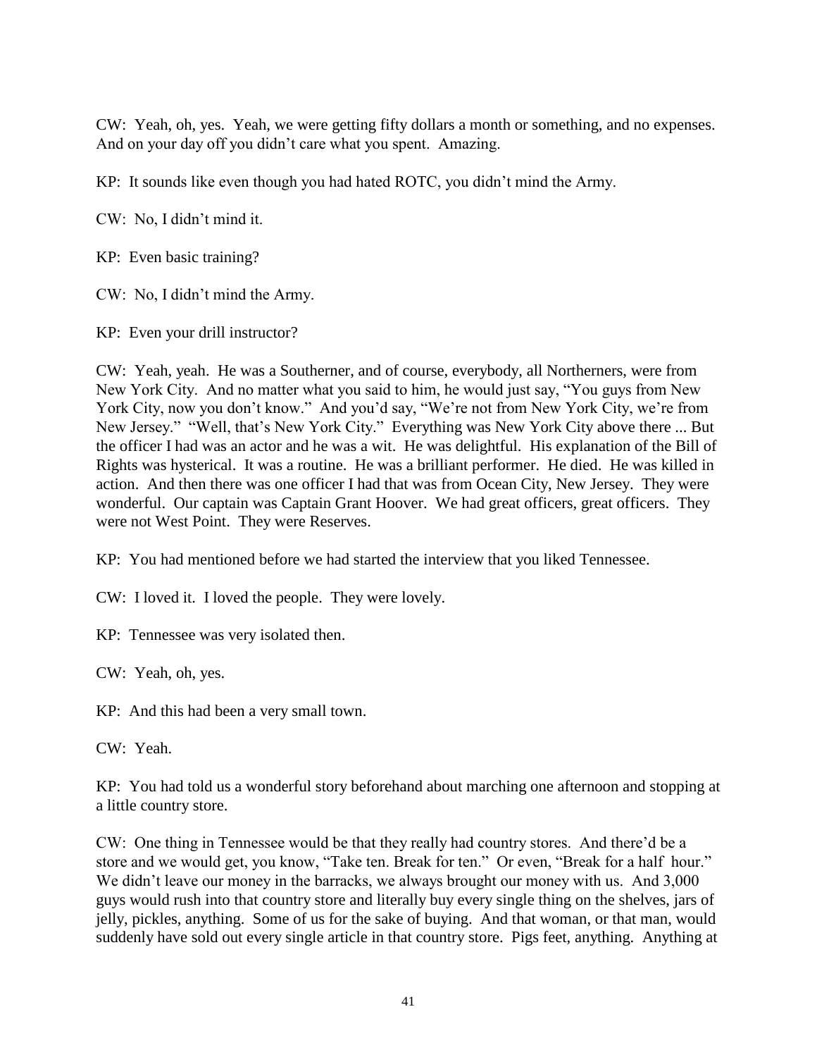CW: Yeah, oh, yes. Yeah, we were getting fifty dollars a month or something, and no expenses. And on your day off you didn't care what you spent. Amazing.

KP: It sounds like even though you had hated ROTC, you didn't mind the Army.

CW: No, I didn't mind it.

KP: Even basic training?

CW: No, I didn't mind the Army.

KP: Even your drill instructor?

CW: Yeah, yeah. He was a Southerner, and of course, everybody, all Northerners, were from New York City. And no matter what you said to him, he would just say, "You guys from New York City, now you don't know." And you'd say, "We're not from New York City, we're from New Jersey." "Well, that's New York City." Everything was New York City above there ... But the officer I had was an actor and he was a wit. He was delightful. His explanation of the Bill of Rights was hysterical. It was a routine. He was a brilliant performer. He died. He was killed in action. And then there was one officer I had that was from Ocean City, New Jersey. They were wonderful. Our captain was Captain Grant Hoover. We had great officers, great officers. They were not West Point. They were Reserves.

KP: You had mentioned before we had started the interview that you liked Tennessee.

CW: I loved it. I loved the people. They were lovely.

KP: Tennessee was very isolated then.

CW: Yeah, oh, yes.

KP: And this had been a very small town.

CW: Yeah.

KP: You had told us a wonderful story beforehand about marching one afternoon and stopping at a little country store.

CW: One thing in Tennessee would be that they really had country stores. And there'd be a store and we would get, you know, "Take ten. Break for ten." Or even, "Break for a half hour." We didn't leave our money in the barracks, we always brought our money with us. And 3,000 guys would rush into that country store and literally buy every single thing on the shelves, jars of jelly, pickles, anything. Some of us for the sake of buying. And that woman, or that man, would suddenly have sold out every single article in that country store. Pigs feet, anything. Anything at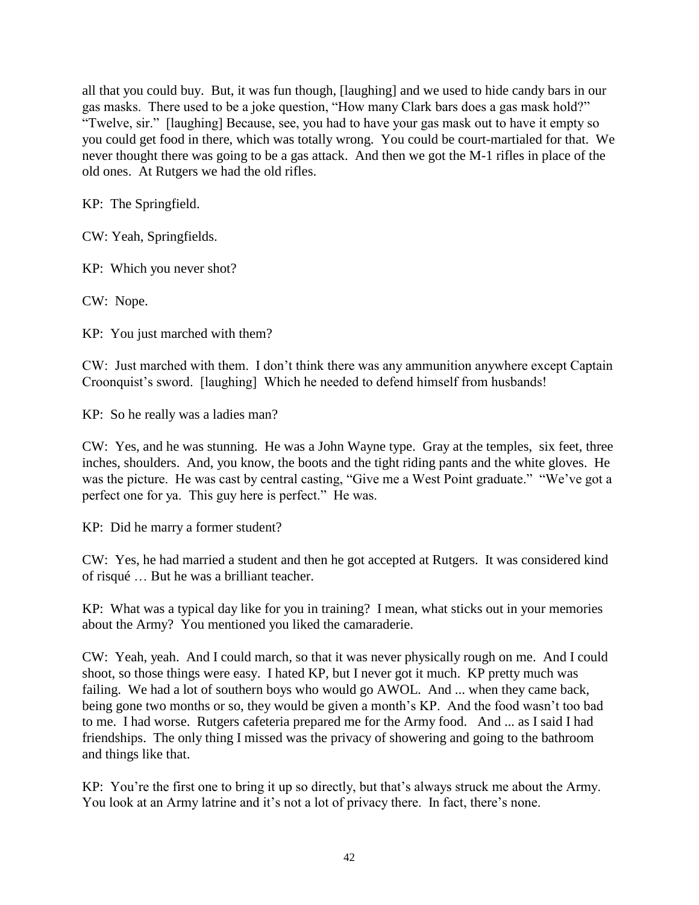all that you could buy. But, it was fun though, [laughing] and we used to hide candy bars in our gas masks. There used to be a joke question, "How many Clark bars does a gas mask hold?" "Twelve, sir." [laughing] Because, see, you had to have your gas mask out to have it empty so you could get food in there, which was totally wrong. You could be court-martialed for that. We never thought there was going to be a gas attack. And then we got the M-1 rifles in place of the old ones. At Rutgers we had the old rifles.

KP: The Springfield.

CW: Yeah, Springfields.

KP: Which you never shot?

CW: Nope.

KP: You just marched with them?

CW: Just marched with them. I don't think there was any ammunition anywhere except Captain Croonquist's sword. [laughing] Which he needed to defend himself from husbands!

KP: So he really was a ladies man?

CW: Yes, and he was stunning. He was a John Wayne type. Gray at the temples, six feet, three inches, shoulders. And, you know, the boots and the tight riding pants and the white gloves. He was the picture. He was cast by central casting, "Give me a West Point graduate." "We've got a perfect one for ya. This guy here is perfect." He was.

KP: Did he marry a former student?

CW: Yes, he had married a student and then he got accepted at Rutgers. It was considered kind of risqué … But he was a brilliant teacher.

KP: What was a typical day like for you in training? I mean, what sticks out in your memories about the Army? You mentioned you liked the camaraderie.

CW: Yeah, yeah. And I could march, so that it was never physically rough on me. And I could shoot, so those things were easy. I hated KP, but I never got it much. KP pretty much was failing. We had a lot of southern boys who would go AWOL. And ... when they came back, being gone two months or so, they would be given a month's KP. And the food wasn't too bad to me. I had worse. Rutgers cafeteria prepared me for the Army food. And ... as I said I had friendships. The only thing I missed was the privacy of showering and going to the bathroom and things like that.

KP: You're the first one to bring it up so directly, but that's always struck me about the Army. You look at an Army latrine and it's not a lot of privacy there. In fact, there's none.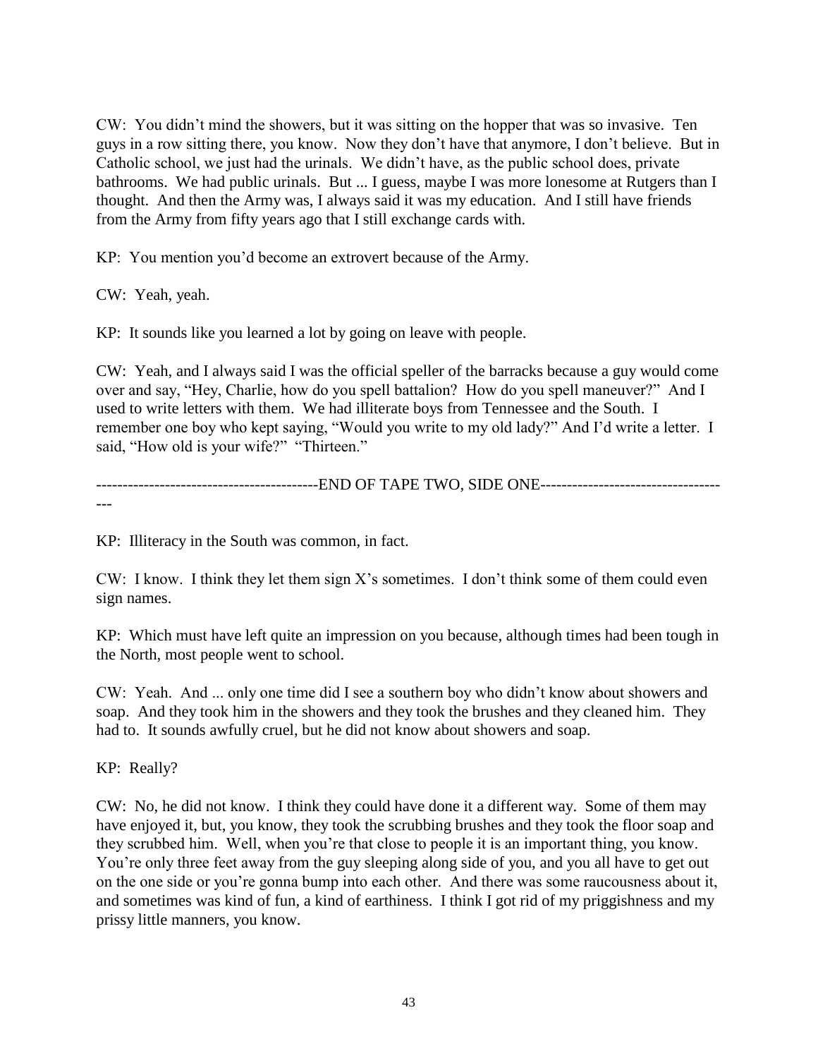CW: You didn't mind the showers, but it was sitting on the hopper that was so invasive. Ten guys in a row sitting there, you know. Now they don't have that anymore, I don't believe. But in Catholic school, we just had the urinals. We didn't have, as the public school does, private bathrooms. We had public urinals. But ... I guess, maybe I was more lonesome at Rutgers than I thought. And then the Army was, I always said it was my education. And I still have friends from the Army from fifty years ago that I still exchange cards with.

KP: You mention you'd become an extrovert because of the Army.

CW: Yeah, yeah.

KP: It sounds like you learned a lot by going on leave with people.

CW: Yeah, and I always said I was the official speller of the barracks because a guy would come over and say, "Hey, Charlie, how do you spell battalion? How do you spell maneuver?" And I used to write letters with them. We had illiterate boys from Tennessee and the South. I remember one boy who kept saying, "Would you write to my old lady?" And I'd write a letter. I said, "How old is your wife?" "Thirteen."

-----------------------------------------END OF TAPE TWO, SIDE ONE-------------------------------------

KP: Illiteracy in the South was common, in fact.

CW: I know. I think they let them sign X's sometimes. I don't think some of them could even sign names.

KP: Which must have left quite an impression on you because, although times had been tough in the North, most people went to school.

CW: Yeah. And ... only one time did I see a southern boy who didn't know about showers and soap. And they took him in the showers and they took the brushes and they cleaned him. They had to. It sounds awfully cruel, but he did not know about showers and soap.

KP: Really?

CW: No, he did not know. I think they could have done it a different way. Some of them may have enjoyed it, but, you know, they took the scrubbing brushes and they took the floor soap and they scrubbed him. Well, when you're that close to people it is an important thing, you know. You're only three feet away from the guy sleeping along side of you, and you all have to get out on the one side or you're gonna bump into each other. And there was some raucousness about it, and sometimes was kind of fun, a kind of earthiness. I think I got rid of my priggishness and my prissy little manners, you know.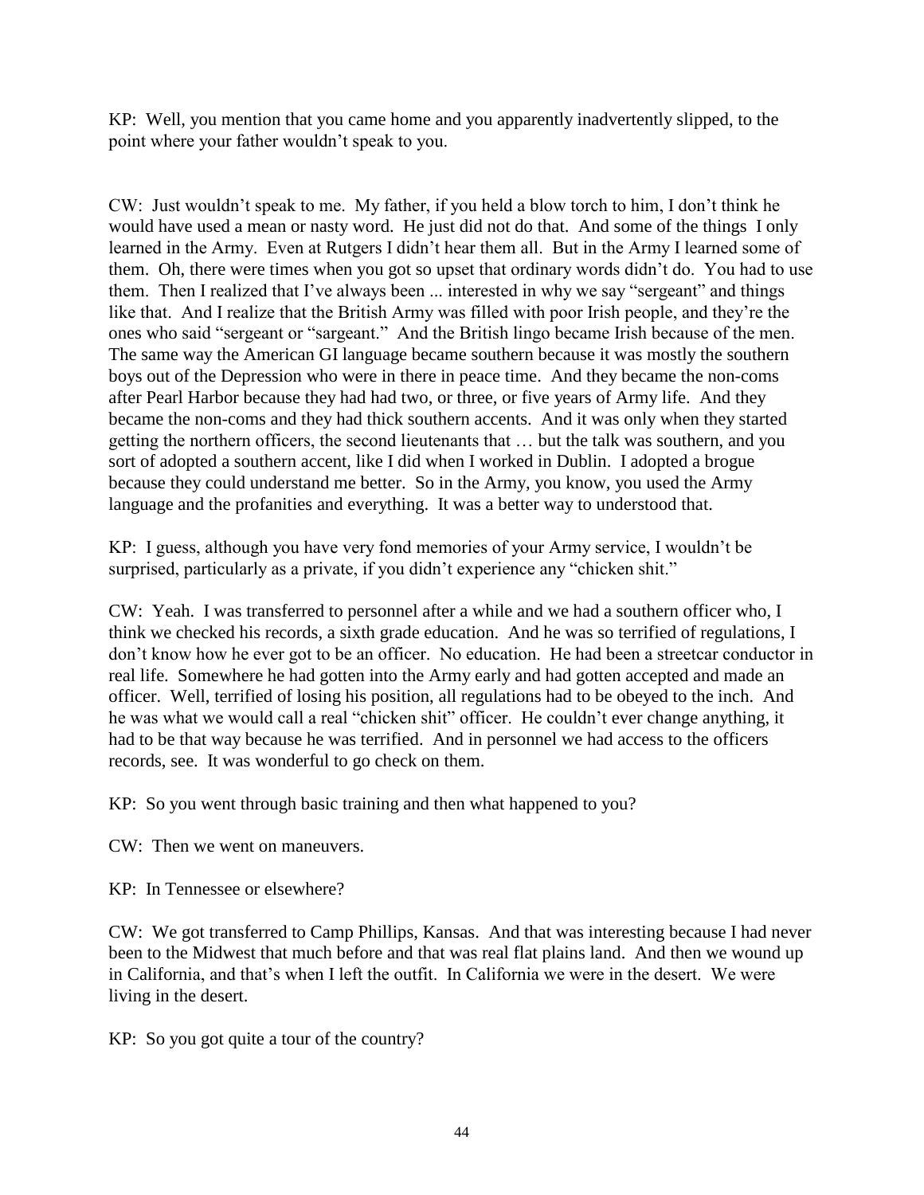KP: Well, you mention that you came home and you apparently inadvertently slipped, to the point where your father wouldn't speak to you.

CW: Just wouldn't speak to me. My father, if you held a blow torch to him, I don't think he would have used a mean or nasty word. He just did not do that. And some of the things I only learned in the Army. Even at Rutgers I didn't hear them all. But in the Army I learned some of them. Oh, there were times when you got so upset that ordinary words didn't do. You had to use them. Then I realized that I've always been ... interested in why we say "sergeant" and things like that. And I realize that the British Army was filled with poor Irish people, and they're the ones who said "sergeant or "sargeant." And the British lingo became Irish because of the men. The same way the American GI language became southern because it was mostly the southern boys out of the Depression who were in there in peace time. And they became the non-coms after Pearl Harbor because they had had two, or three, or five years of Army life. And they became the non-coms and they had thick southern accents. And it was only when they started getting the northern officers, the second lieutenants that … but the talk was southern, and you sort of adopted a southern accent, like I did when I worked in Dublin. I adopted a brogue because they could understand me better. So in the Army, you know, you used the Army language and the profanities and everything. It was a better way to understood that.

KP: I guess, although you have very fond memories of your Army service, I wouldn't be surprised, particularly as a private, if you didn't experience any "chicken shit."

CW: Yeah. I was transferred to personnel after a while and we had a southern officer who, I think we checked his records, a sixth grade education. And he was so terrified of regulations, I don't know how he ever got to be an officer. No education. He had been a streetcar conductor in real life. Somewhere he had gotten into the Army early and had gotten accepted and made an officer. Well, terrified of losing his position, all regulations had to be obeyed to the inch. And he was what we would call a real "chicken shit" officer. He couldn't ever change anything, it had to be that way because he was terrified. And in personnel we had access to the officers records, see. It was wonderful to go check on them.

KP: So you went through basic training and then what happened to you?

CW: Then we went on maneuvers.

KP: In Tennessee or elsewhere?

CW: We got transferred to Camp Phillips, Kansas. And that was interesting because I had never been to the Midwest that much before and that was real flat plains land. And then we wound up in California, and that's when I left the outfit. In California we were in the desert. We were living in the desert.

KP: So you got quite a tour of the country?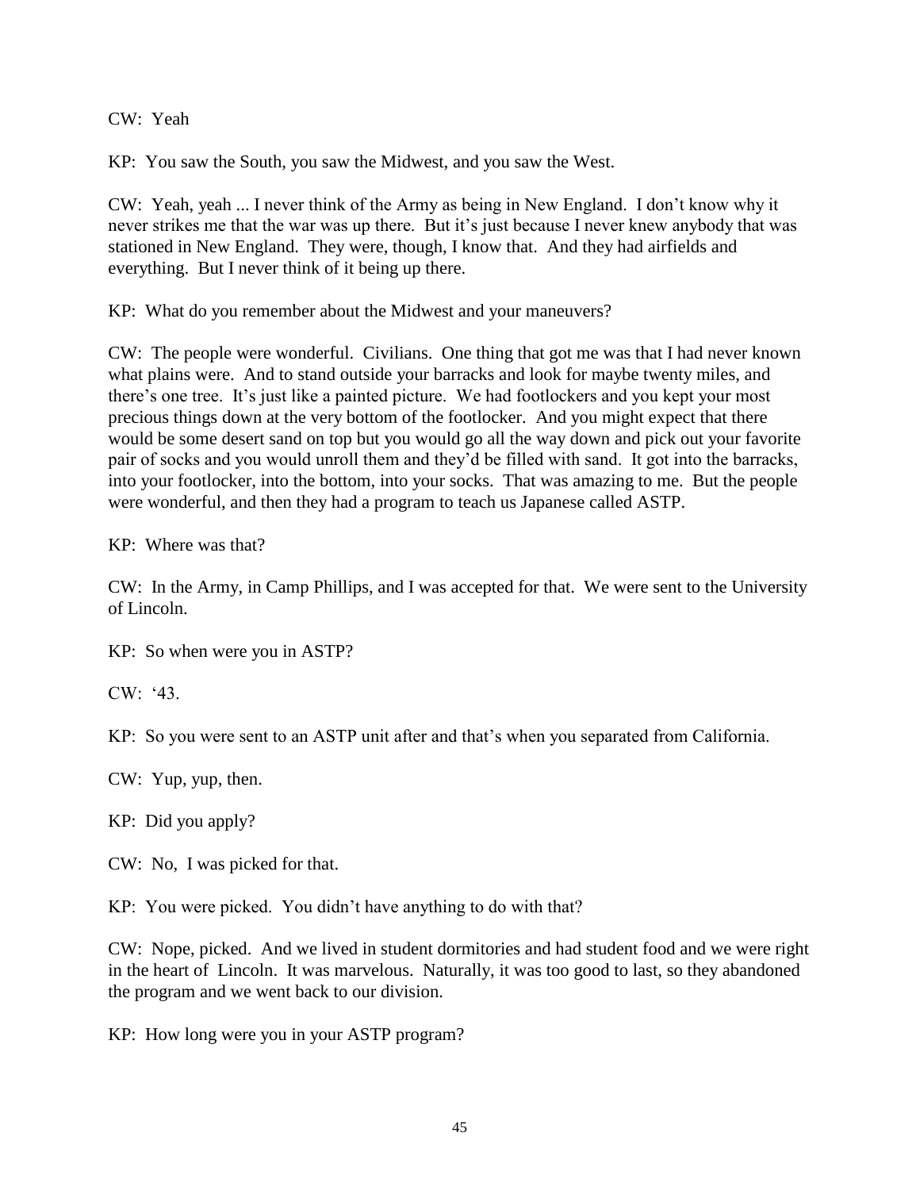CW: Yeah

KP: You saw the South, you saw the Midwest, and you saw the West.

CW: Yeah, yeah ... I never think of the Army as being in New England. I don't know why it never strikes me that the war was up there. But it's just because I never knew anybody that was stationed in New England. They were, though, I know that. And they had airfields and everything. But I never think of it being up there.

KP: What do you remember about the Midwest and your maneuvers?

CW: The people were wonderful. Civilians. One thing that got me was that I had never known what plains were. And to stand outside your barracks and look for maybe twenty miles, and there's one tree. It's just like a painted picture. We had footlockers and you kept your most precious things down at the very bottom of the footlocker. And you might expect that there would be some desert sand on top but you would go all the way down and pick out your favorite pair of socks and you would unroll them and they'd be filled with sand. It got into the barracks, into your footlocker, into the bottom, into your socks. That was amazing to me. But the people were wonderful, and then they had a program to teach us Japanese called ASTP.

KP: Where was that?

CW: In the Army, in Camp Phillips, and I was accepted for that. We were sent to the University of Lincoln.

KP: So when were you in ASTP?

CW: '43.

KP: So you were sent to an ASTP unit after and that's when you separated from California.

CW: Yup, yup, then.

KP: Did you apply?

CW: No, I was picked for that.

KP: You were picked. You didn't have anything to do with that?

CW: Nope, picked. And we lived in student dormitories and had student food and we were right in the heart of Lincoln. It was marvelous. Naturally, it was too good to last, so they abandoned the program and we went back to our division.

KP: How long were you in your ASTP program?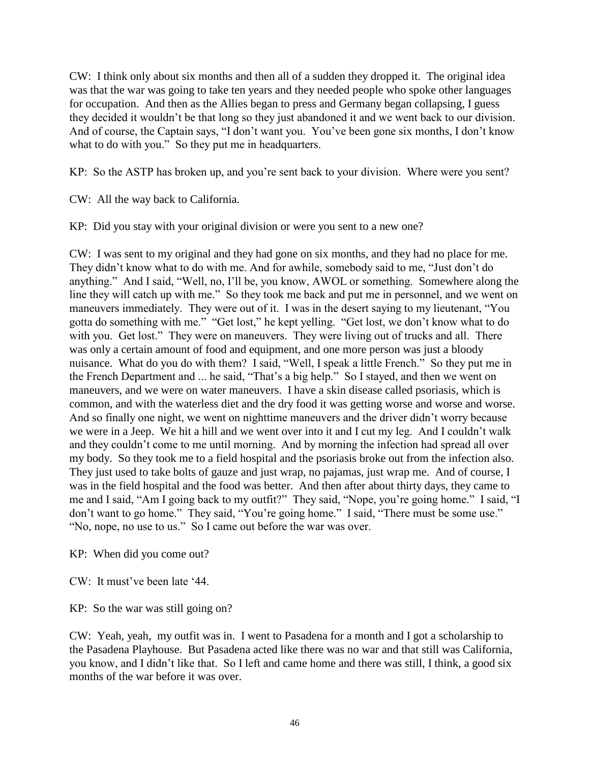CW: I think only about six months and then all of a sudden they dropped it. The original idea was that the war was going to take ten years and they needed people who spoke other languages for occupation. And then as the Allies began to press and Germany began collapsing, I guess they decided it wouldn't be that long so they just abandoned it and we went back to our division. And of course, the Captain says, "I don't want you. You've been gone six months, I don't know what to do with you." So they put me in headquarters.

KP: So the ASTP has broken up, and you're sent back to your division. Where were you sent?

CW: All the way back to California.

KP: Did you stay with your original division or were you sent to a new one?

CW: I was sent to my original and they had gone on six months, and they had no place for me. They didn't know what to do with me. And for awhile, somebody said to me, "Just don't do anything." And I said, "Well, no, I'll be, you know, AWOL or something. Somewhere along the line they will catch up with me." So they took me back and put me in personnel, and we went on maneuvers immediately. They were out of it. I was in the desert saying to my lieutenant, "You gotta do something with me." "Get lost," he kept yelling. "Get lost, we don't know what to do with you. Get lost." They were on maneuvers. They were living out of trucks and all. There was only a certain amount of food and equipment, and one more person was just a bloody nuisance. What do you do with them? I said, "Well, I speak a little French." So they put me in the French Department and ... he said, "That's a big help." So I stayed, and then we went on maneuvers, and we were on water maneuvers. I have a skin disease called psoriasis, which is common, and with the waterless diet and the dry food it was getting worse and worse and worse. And so finally one night, we went on nighttime maneuvers and the driver didn't worry because we were in a Jeep. We hit a hill and we went over into it and I cut my leg. And I couldn't walk and they couldn't come to me until morning. And by morning the infection had spread all over my body. So they took me to a field hospital and the psoriasis broke out from the infection also. They just used to take bolts of gauze and just wrap, no pajamas, just wrap me. And of course, I was in the field hospital and the food was better. And then after about thirty days, they came to me and I said, "Am I going back to my outfit?" They said, "Nope, you're going home." I said, "I don't want to go home." They said, "You're going home." I said, "There must be some use." "No, nope, no use to us." So I came out before the war was over.

KP: When did you come out?

CW: It must've been late '44.

KP: So the war was still going on?

CW: Yeah, yeah, my outfit was in. I went to Pasadena for a month and I got a scholarship to the Pasadena Playhouse. But Pasadena acted like there was no war and that still was California, you know, and I didn't like that. So I left and came home and there was still, I think, a good six months of the war before it was over.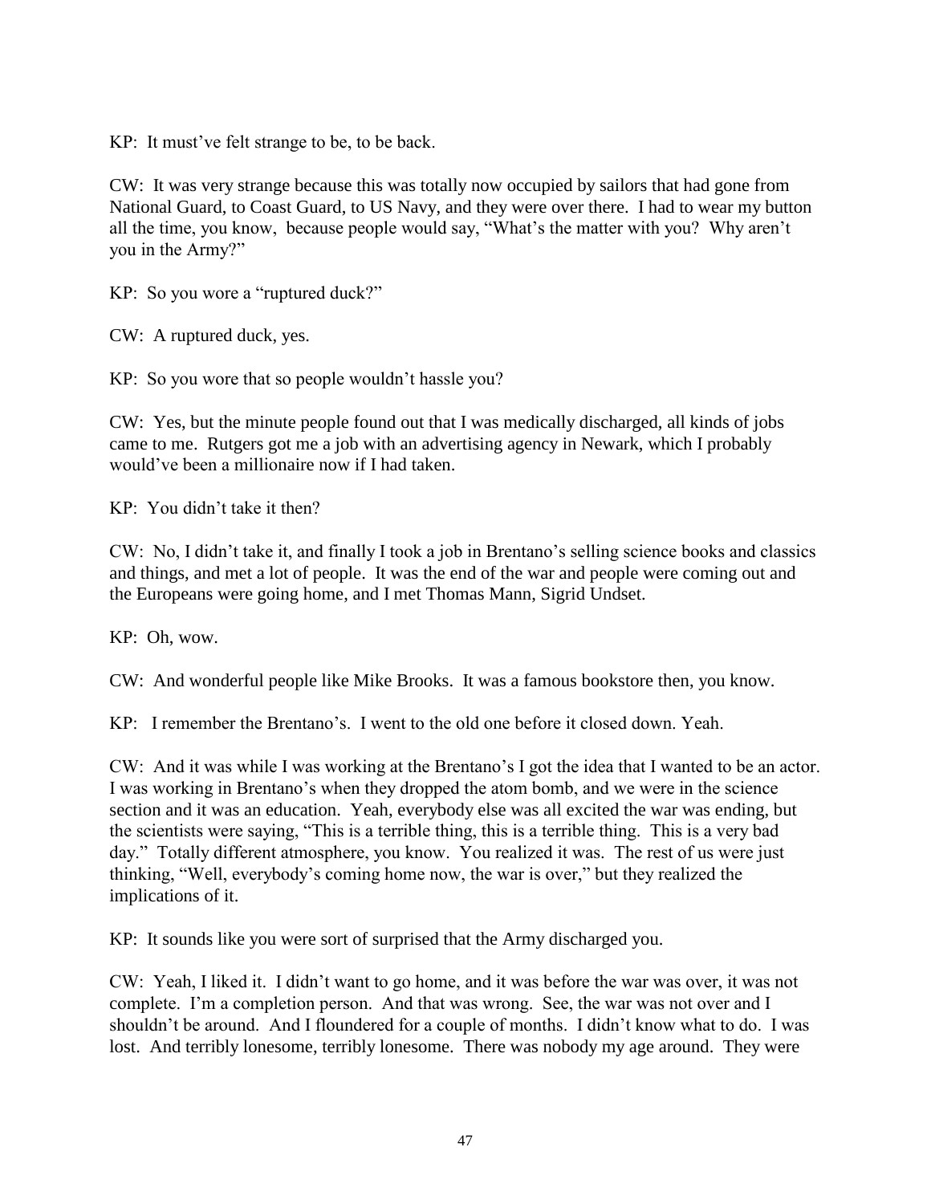KP: It must've felt strange to be, to be back.

CW: It was very strange because this was totally now occupied by sailors that had gone from National Guard, to Coast Guard, to US Navy, and they were over there. I had to wear my button all the time, you know, because people would say, "What's the matter with you? Why aren't you in the Army?"

KP: So you wore a "ruptured duck?"

CW: A ruptured duck, yes.

KP: So you wore that so people wouldn't hassle you?

CW: Yes, but the minute people found out that I was medically discharged, all kinds of jobs came to me. Rutgers got me a job with an advertising agency in Newark, which I probably would've been a millionaire now if I had taken.

KP: You didn't take it then?

CW: No, I didn't take it, and finally I took a job in Brentano's selling science books and classics and things, and met a lot of people. It was the end of the war and people were coming out and the Europeans were going home, and I met Thomas Mann, Sigrid Undset.

KP: Oh, wow.

CW: And wonderful people like Mike Brooks. It was a famous bookstore then, you know.

KP: I remember the Brentano's. I went to the old one before it closed down. Yeah.

CW: And it was while I was working at the Brentano's I got the idea that I wanted to be an actor. I was working in Brentano's when they dropped the atom bomb, and we were in the science section and it was an education. Yeah, everybody else was all excited the war was ending, but the scientists were saying, "This is a terrible thing, this is a terrible thing. This is a very bad day." Totally different atmosphere, you know. You realized it was. The rest of us were just thinking, "Well, everybody's coming home now, the war is over," but they realized the implications of it.

KP: It sounds like you were sort of surprised that the Army discharged you.

CW: Yeah, I liked it. I didn't want to go home, and it was before the war was over, it was not complete. I'm a completion person. And that was wrong. See, the war was not over and I shouldn't be around. And I floundered for a couple of months. I didn't know what to do. I was lost. And terribly lonesome, terribly lonesome. There was nobody my age around. They were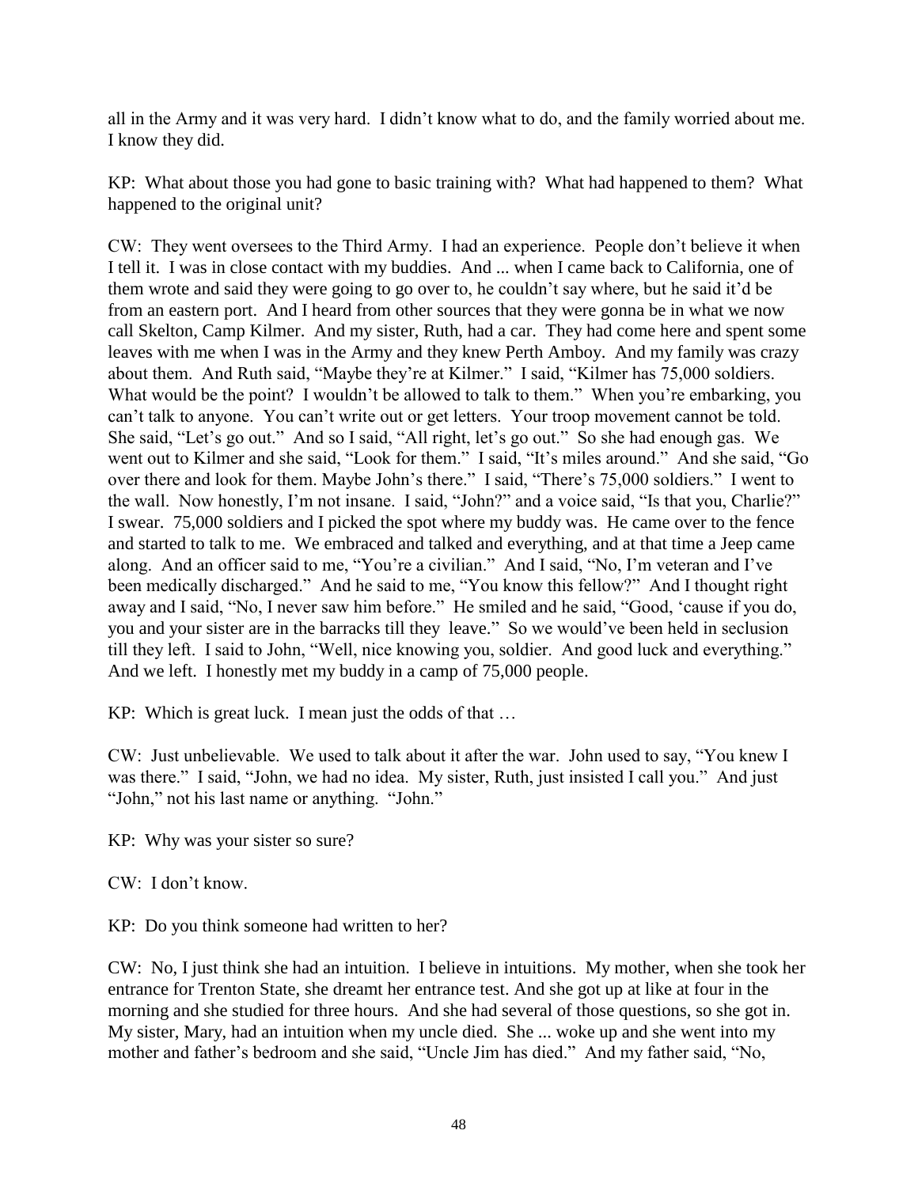all in the Army and it was very hard. I didn't know what to do, and the family worried about me. I know they did.

KP: What about those you had gone to basic training with? What had happened to them? What happened to the original unit?

CW: They went oversees to the Third Army. I had an experience. People don't believe it when I tell it. I was in close contact with my buddies. And ... when I came back to California, one of them wrote and said they were going to go over to, he couldn't say where, but he said it'd be from an eastern port. And I heard from other sources that they were gonna be in what we now call Skelton, Camp Kilmer. And my sister, Ruth, had a car. They had come here and spent some leaves with me when I was in the Army and they knew Perth Amboy. And my family was crazy about them. And Ruth said, "Maybe they're at Kilmer." I said, "Kilmer has 75,000 soldiers. What would be the point? I wouldn't be allowed to talk to them." When you're embarking, you can't talk to anyone. You can't write out or get letters. Your troop movement cannot be told. She said, "Let's go out." And so I said, "All right, let's go out." So she had enough gas. We went out to Kilmer and she said, "Look for them." I said, "It's miles around." And she said, "Go over there and look for them. Maybe John's there." I said, "There's 75,000 soldiers." I went to the wall. Now honestly, I'm not insane. I said, "John?" and a voice said, "Is that you, Charlie?" I swear. 75,000 soldiers and I picked the spot where my buddy was. He came over to the fence and started to talk to me. We embraced and talked and everything, and at that time a Jeep came along. And an officer said to me, "You're a civilian." And I said, "No, I'm veteran and I've been medically discharged." And he said to me, "You know this fellow?" And I thought right away and I said, "No, I never saw him before." He smiled and he said, "Good, 'cause if you do, you and your sister are in the barracks till they leave." So we would've been held in seclusion till they left. I said to John, "Well, nice knowing you, soldier. And good luck and everything." And we left. I honestly met my buddy in a camp of 75,000 people.

KP: Which is great luck. I mean just the odds of that …

CW: Just unbelievable. We used to talk about it after the war. John used to say, "You knew I was there." I said, "John, we had no idea. My sister, Ruth, just insisted I call you." And just "John," not his last name or anything. "John."

KP: Why was your sister so sure?

CW: I don't know.

KP: Do you think someone had written to her?

CW: No, I just think she had an intuition. I believe in intuitions. My mother, when she took her entrance for Trenton State, she dreamt her entrance test. And she got up at like at four in the morning and she studied for three hours. And she had several of those questions, so she got in. My sister, Mary, had an intuition when my uncle died. She ... woke up and she went into my mother and father's bedroom and she said, "Uncle Jim has died." And my father said, "No,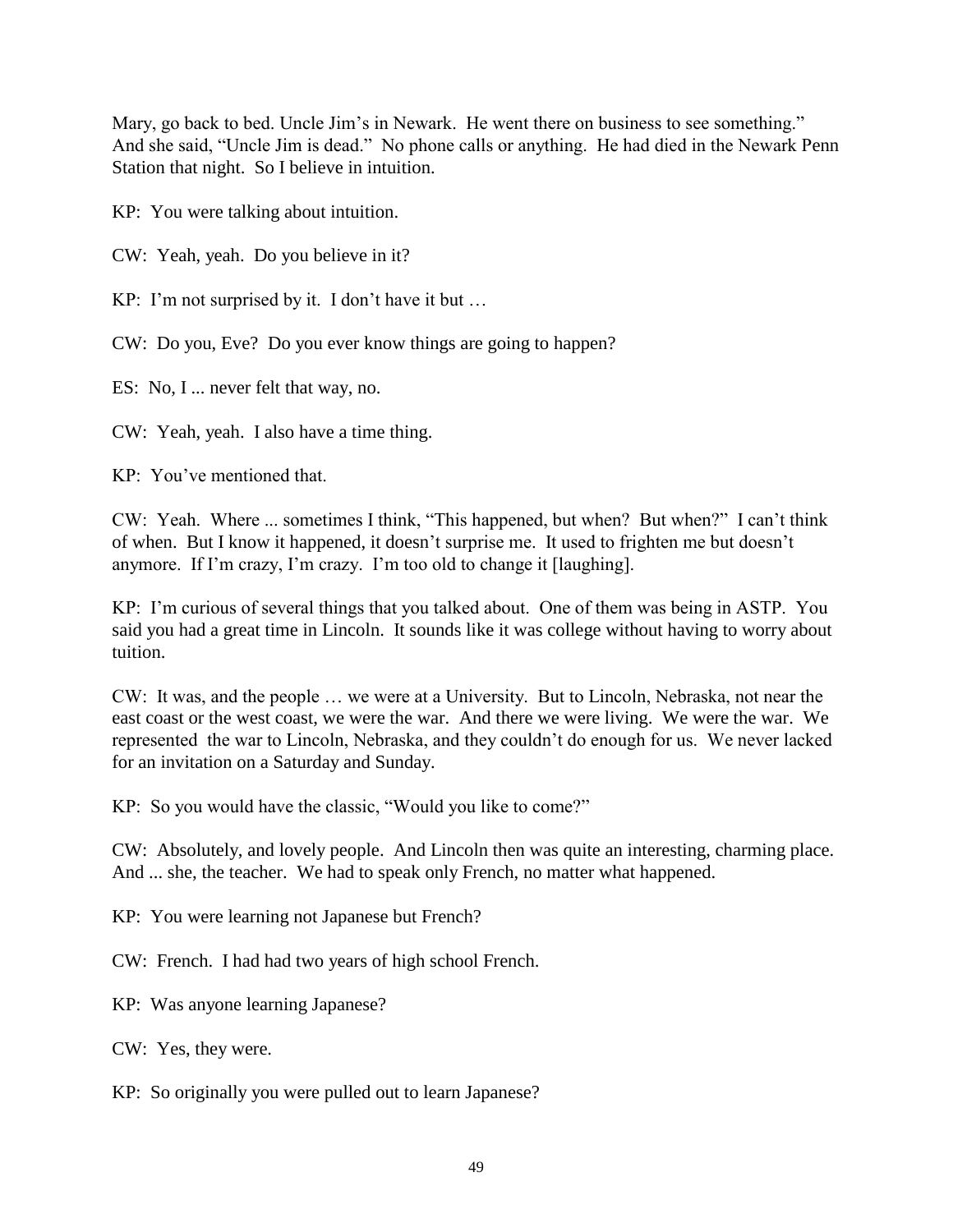Mary, go back to bed. Uncle Jim's in Newark. He went there on business to see something." And she said, "Uncle Jim is dead." No phone calls or anything. He had died in the Newark Penn Station that night. So I believe in intuition.

KP: You were talking about intuition.

CW: Yeah, yeah. Do you believe in it?

KP: I'm not surprised by it. I don't have it but …

CW: Do you, Eve? Do you ever know things are going to happen?

ES: No, I ... never felt that way, no.

CW: Yeah, yeah. I also have a time thing.

KP: You've mentioned that.

CW: Yeah. Where ... sometimes I think, "This happened, but when? But when?" I can't think of when. But I know it happened, it doesn't surprise me. It used to frighten me but doesn't anymore. If I'm crazy, I'm crazy. I'm too old to change it [laughing].

KP: I'm curious of several things that you talked about. One of them was being in ASTP. You said you had a great time in Lincoln. It sounds like it was college without having to worry about tuition.

CW: It was, and the people … we were at a University. But to Lincoln, Nebraska, not near the east coast or the west coast, we were the war. And there we were living. We were the war. We represented the war to Lincoln, Nebraska, and they couldn't do enough for us. We never lacked for an invitation on a Saturday and Sunday.

KP: So you would have the classic, "Would you like to come?"

CW: Absolutely, and lovely people. And Lincoln then was quite an interesting, charming place. And ... she, the teacher. We had to speak only French, no matter what happened.

KP: You were learning not Japanese but French?

CW: French. I had had two years of high school French.

KP: Was anyone learning Japanese?

CW: Yes, they were.

KP: So originally you were pulled out to learn Japanese?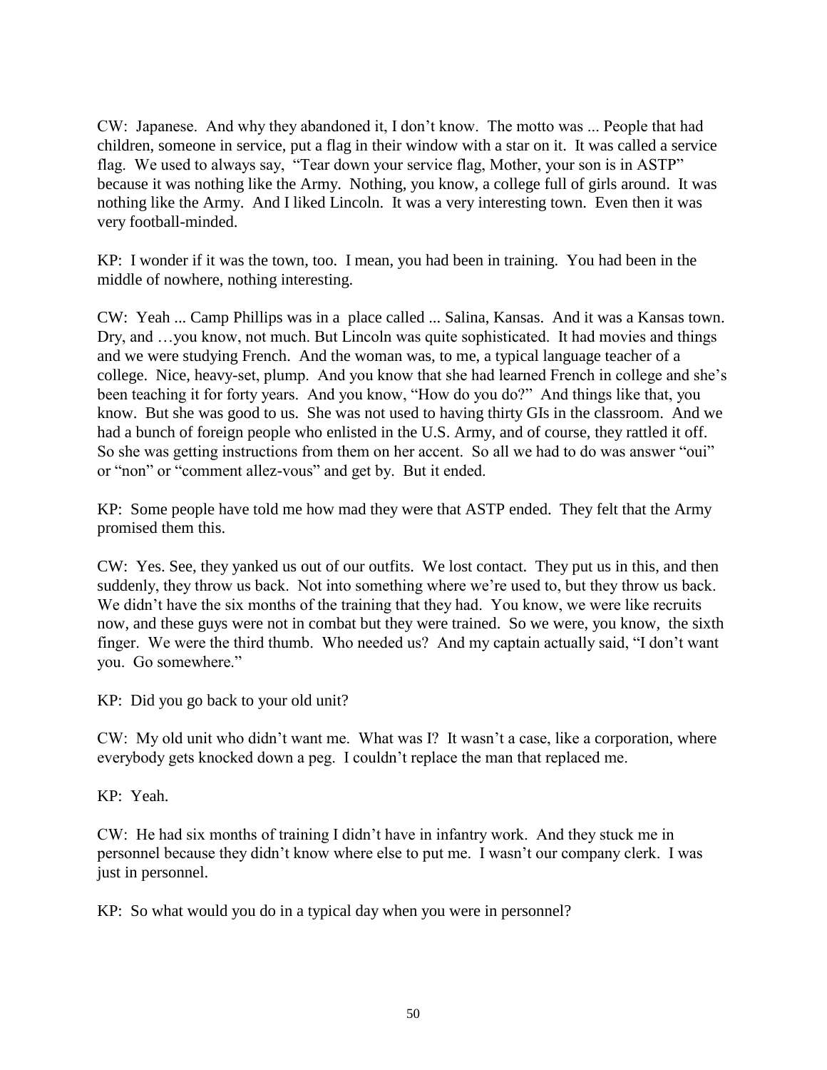CW: Japanese. And why they abandoned it, I don't know. The motto was ... People that had children, someone in service, put a flag in their window with a star on it. It was called a service flag. We used to always say, "Tear down your service flag, Mother, your son is in ASTP" because it was nothing like the Army. Nothing, you know, a college full of girls around. It was nothing like the Army. And I liked Lincoln. It was a very interesting town. Even then it was very football-minded.

KP: I wonder if it was the town, too. I mean, you had been in training. You had been in the middle of nowhere, nothing interesting.

CW: Yeah ... Camp Phillips was in a place called ... Salina, Kansas. And it was a Kansas town. Dry, and …you know, not much. But Lincoln was quite sophisticated. It had movies and things and we were studying French. And the woman was, to me, a typical language teacher of a college. Nice, heavy-set, plump. And you know that she had learned French in college and she's been teaching it for forty years. And you know, "How do you do?" And things like that, you know. But she was good to us. She was not used to having thirty GIs in the classroom. And we had a bunch of foreign people who enlisted in the U.S. Army, and of course, they rattled it off. So she was getting instructions from them on her accent. So all we had to do was answer "oui" or "non" or "comment allez-vous" and get by. But it ended.

KP: Some people have told me how mad they were that ASTP ended. They felt that the Army promised them this.

CW: Yes. See, they yanked us out of our outfits. We lost contact. They put us in this, and then suddenly, they throw us back. Not into something where we're used to, but they throw us back. We didn't have the six months of the training that they had. You know, we were like recruits now, and these guys were not in combat but they were trained. So we were, you know, the sixth finger. We were the third thumb. Who needed us? And my captain actually said, "I don't want you. Go somewhere."

KP: Did you go back to your old unit?

CW: My old unit who didn't want me. What was I? It wasn't a case, like a corporation, where everybody gets knocked down a peg. I couldn't replace the man that replaced me.

KP: Yeah.

CW: He had six months of training I didn't have in infantry work. And they stuck me in personnel because they didn't know where else to put me. I wasn't our company clerk. I was just in personnel.

KP: So what would you do in a typical day when you were in personnel?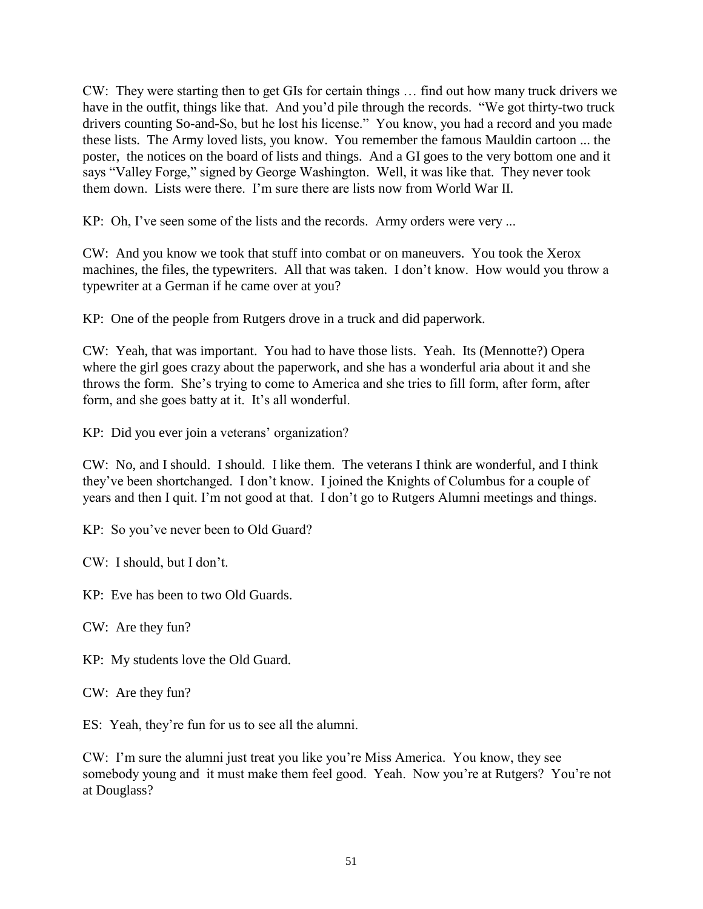CW: They were starting then to get GIs for certain things … find out how many truck drivers we have in the outfit, things like that. And you'd pile through the records. "We got thirty-two truck drivers counting So-and-So, but he lost his license." You know, you had a record and you made these lists. The Army loved lists, you know. You remember the famous Mauldin cartoon ... the poster, the notices on the board of lists and things. And a GI goes to the very bottom one and it says "Valley Forge," signed by George Washington. Well, it was like that. They never took them down. Lists were there. I'm sure there are lists now from World War II.

KP: Oh, I've seen some of the lists and the records. Army orders were very ...

CW: And you know we took that stuff into combat or on maneuvers. You took the Xerox machines, the files, the typewriters. All that was taken. I don't know. How would you throw a typewriter at a German if he came over at you?

KP: One of the people from Rutgers drove in a truck and did paperwork.

CW: Yeah, that was important. You had to have those lists. Yeah. Its (Mennotte?) Opera where the girl goes crazy about the paperwork, and she has a wonderful aria about it and she throws the form. She's trying to come to America and she tries to fill form, after form, after form, and she goes batty at it. It's all wonderful.

KP: Did you ever join a veterans' organization?

CW: No, and I should. I should. I like them. The veterans I think are wonderful, and I think they've been shortchanged. I don't know. I joined the Knights of Columbus for a couple of years and then I quit. I'm not good at that. I don't go to Rutgers Alumni meetings and things.

KP: So you've never been to Old Guard?

CW: I should, but I don't.

KP: Eve has been to two Old Guards.

CW: Are they fun?

KP: My students love the Old Guard.

CW: Are they fun?

ES: Yeah, they're fun for us to see all the alumni.

CW: I'm sure the alumni just treat you like you're Miss America. You know, they see somebody young and it must make them feel good. Yeah. Now you're at Rutgers? You're not at Douglass?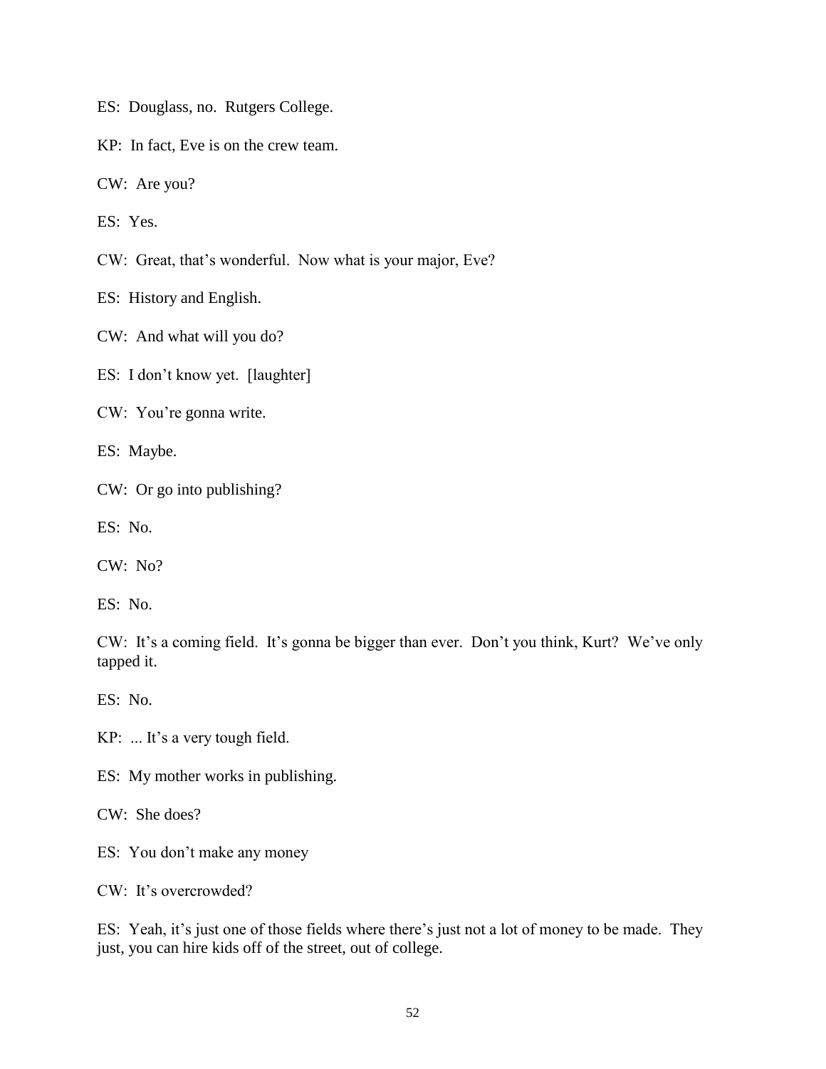ES: Douglass, no. Rutgers College.

KP: In fact, Eve is on the crew team.

CW: Are you?

ES: Yes.

CW: Great, that's wonderful. Now what is your major, Eve?

ES: History and English.

CW: And what will you do?

ES: I don't know yet. [laughter]

CW: You're gonna write.

ES: Maybe.

CW: Or go into publishing?

ES: No.

CW: No?

ES: No.

CW: It's a coming field. It's gonna be bigger than ever. Don't you think, Kurt? We've only tapped it.

ES: No.

KP: ... It's a very tough field.

ES: My mother works in publishing.

CW: She does?

ES: You don't make any money

CW: It's overcrowded?

ES: Yeah, it's just one of those fields where there's just not a lot of money to be made. They just, you can hire kids off of the street, out of college.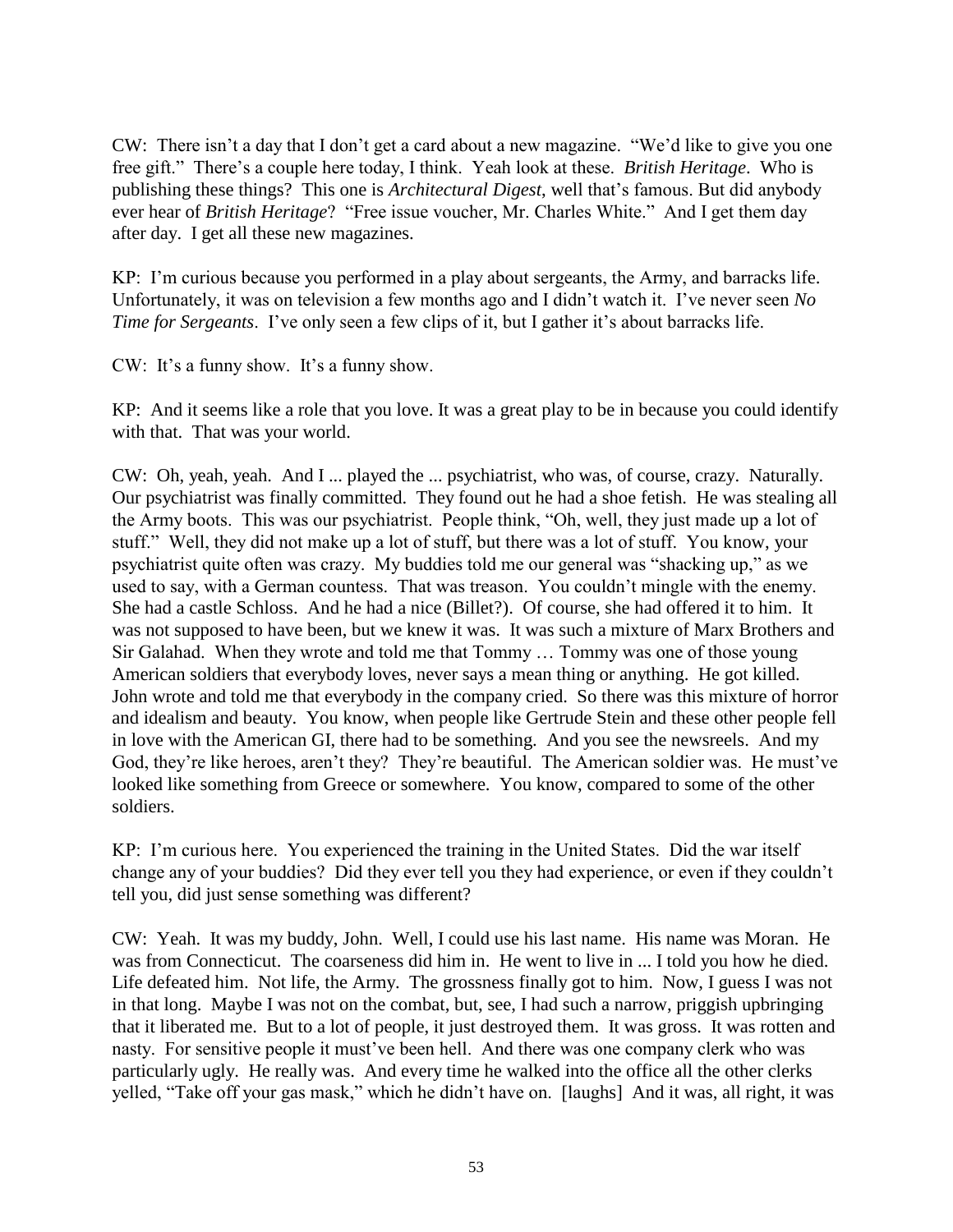CW: There isn't a day that I don't get a card about a new magazine. "We'd like to give you one free gift." There's a couple here today, I think. Yeah look at these. *British Heritage*. Who is publishing these things? This one is *Architectural Digest*, well that's famous. But did anybody ever hear of *British Heritage*? "Free issue voucher, Mr. Charles White." And I get them day after day. I get all these new magazines.

KP: I'm curious because you performed in a play about sergeants, the Army, and barracks life. Unfortunately, it was on television a few months ago and I didn't watch it. I've never seen *No Time for Sergeants*. I've only seen a few clips of it, but I gather it's about barracks life.

CW: It's a funny show. It's a funny show.

KP: And it seems like a role that you love. It was a great play to be in because you could identify with that. That was your world.

CW: Oh, yeah, yeah. And I ... played the ... psychiatrist, who was, of course, crazy. Naturally. Our psychiatrist was finally committed. They found out he had a shoe fetish. He was stealing all the Army boots. This was our psychiatrist. People think, "Oh, well, they just made up a lot of stuff." Well, they did not make up a lot of stuff, but there was a lot of stuff. You know, your psychiatrist quite often was crazy. My buddies told me our general was "shacking up," as we used to say, with a German countess. That was treason. You couldn't mingle with the enemy. She had a castle Schloss. And he had a nice (Billet?). Of course, she had offered it to him. It was not supposed to have been, but we knew it was. It was such a mixture of Marx Brothers and Sir Galahad. When they wrote and told me that Tommy … Tommy was one of those young American soldiers that everybody loves, never says a mean thing or anything. He got killed. John wrote and told me that everybody in the company cried. So there was this mixture of horror and idealism and beauty. You know, when people like Gertrude Stein and these other people fell in love with the American GI, there had to be something. And you see the newsreels. And my God, they're like heroes, aren't they? They're beautiful. The American soldier was. He must've looked like something from Greece or somewhere. You know, compared to some of the other soldiers.

KP: I'm curious here. You experienced the training in the United States. Did the war itself change any of your buddies? Did they ever tell you they had experience, or even if they couldn't tell you, did just sense something was different?

CW: Yeah. It was my buddy, John. Well, I could use his last name. His name was Moran. He was from Connecticut. The coarseness did him in. He went to live in ... I told you how he died. Life defeated him. Not life, the Army. The grossness finally got to him. Now, I guess I was not in that long. Maybe I was not on the combat, but, see, I had such a narrow, priggish upbringing that it liberated me. But to a lot of people, it just destroyed them. It was gross. It was rotten and nasty. For sensitive people it must've been hell. And there was one company clerk who was particularly ugly. He really was. And every time he walked into the office all the other clerks yelled, "Take off your gas mask," which he didn't have on. [laughs] And it was, all right, it was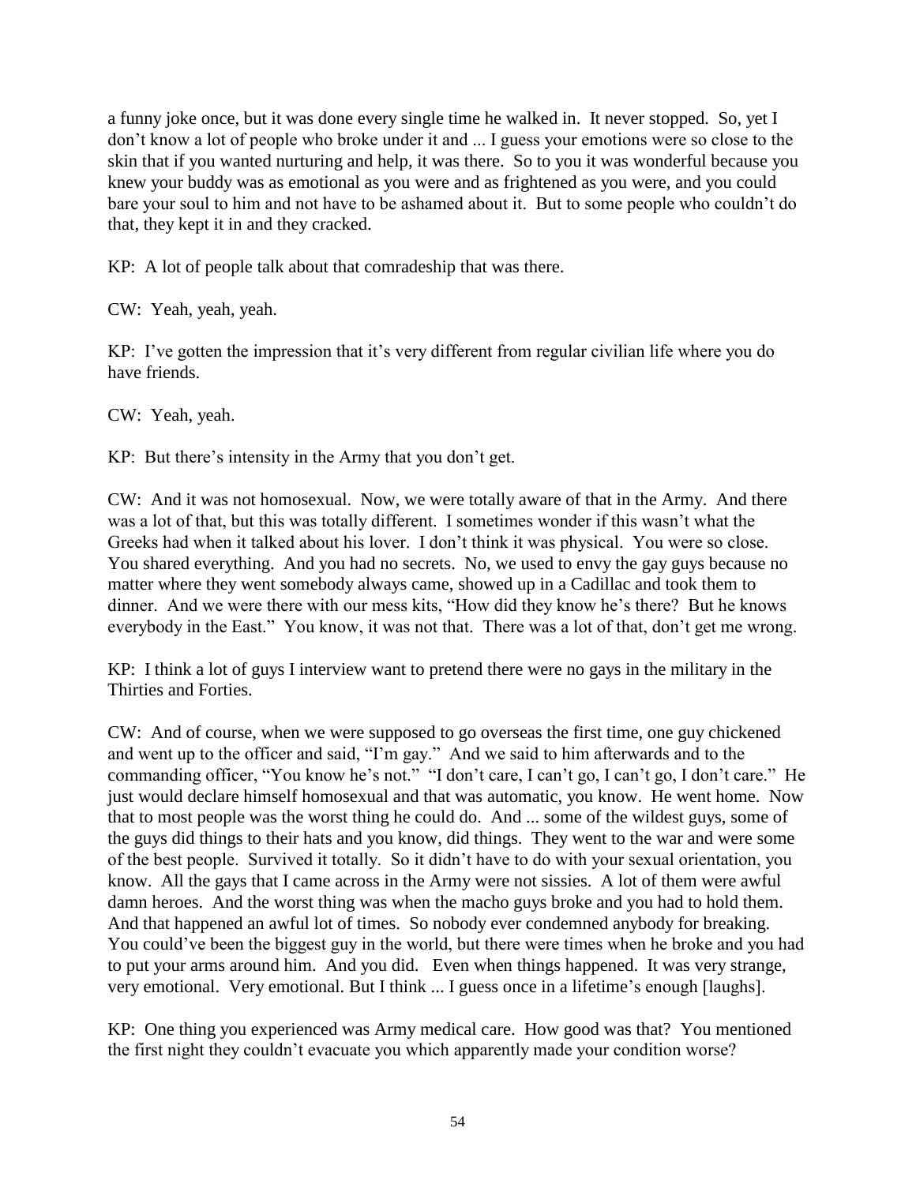a funny joke once, but it was done every single time he walked in. It never stopped. So, yet I don't know a lot of people who broke under it and ... I guess your emotions were so close to the skin that if you wanted nurturing and help, it was there. So to you it was wonderful because you knew your buddy was as emotional as you were and as frightened as you were, and you could bare your soul to him and not have to be ashamed about it. But to some people who couldn't do that, they kept it in and they cracked.

KP: A lot of people talk about that comradeship that was there.

CW: Yeah, yeah, yeah.

KP: I've gotten the impression that it's very different from regular civilian life where you do have friends.

CW: Yeah, yeah.

KP: But there's intensity in the Army that you don't get.

CW: And it was not homosexual. Now, we were totally aware of that in the Army. And there was a lot of that, but this was totally different. I sometimes wonder if this wasn't what the Greeks had when it talked about his lover. I don't think it was physical. You were so close. You shared everything. And you had no secrets. No, we used to envy the gay guys because no matter where they went somebody always came, showed up in a Cadillac and took them to dinner. And we were there with our mess kits, "How did they know he's there? But he knows everybody in the East." You know, it was not that. There was a lot of that, don't get me wrong.

KP: I think a lot of guys I interview want to pretend there were no gays in the military in the Thirties and Forties.

CW: And of course, when we were supposed to go overseas the first time, one guy chickened and went up to the officer and said, "I'm gay." And we said to him afterwards and to the commanding officer, "You know he's not." "I don't care, I can't go, I can't go, I don't care." He just would declare himself homosexual and that was automatic, you know. He went home. Now that to most people was the worst thing he could do. And ... some of the wildest guys, some of the guys did things to their hats and you know, did things. They went to the war and were some of the best people. Survived it totally. So it didn't have to do with your sexual orientation, you know. All the gays that I came across in the Army were not sissies. A lot of them were awful damn heroes. And the worst thing was when the macho guys broke and you had to hold them. And that happened an awful lot of times. So nobody ever condemned anybody for breaking. You could've been the biggest guy in the world, but there were times when he broke and you had to put your arms around him. And you did. Even when things happened. It was very strange, very emotional. Very emotional. But I think ... I guess once in a lifetime's enough [laughs].

KP: One thing you experienced was Army medical care. How good was that? You mentioned the first night they couldn't evacuate you which apparently made your condition worse?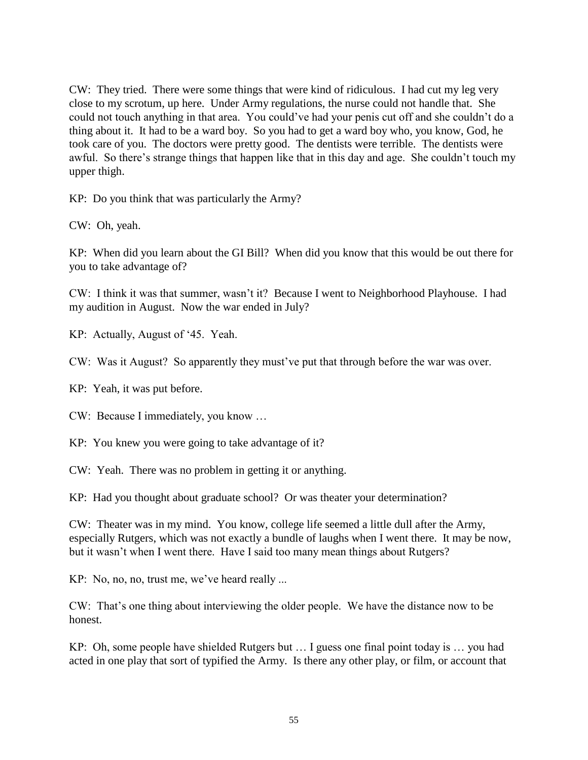CW: They tried. There were some things that were kind of ridiculous. I had cut my leg very close to my scrotum, up here. Under Army regulations, the nurse could not handle that. She could not touch anything in that area. You could've had your penis cut off and she couldn't do a thing about it. It had to be a ward boy. So you had to get a ward boy who, you know, God, he took care of you. The doctors were pretty good. The dentists were terrible. The dentists were awful. So there's strange things that happen like that in this day and age. She couldn't touch my upper thigh.

KP: Do you think that was particularly the Army?

CW: Oh, yeah.

KP: When did you learn about the GI Bill? When did you know that this would be out there for you to take advantage of?

CW: I think it was that summer, wasn't it? Because I went to Neighborhood Playhouse. I had my audition in August. Now the war ended in July?

KP: Actually, August of '45. Yeah.

CW: Was it August? So apparently they must've put that through before the war was over.

KP: Yeah, it was put before.

CW: Because I immediately, you know …

KP: You knew you were going to take advantage of it?

CW: Yeah. There was no problem in getting it or anything.

KP: Had you thought about graduate school? Or was theater your determination?

CW: Theater was in my mind. You know, college life seemed a little dull after the Army, especially Rutgers, which was not exactly a bundle of laughs when I went there. It may be now, but it wasn't when I went there. Have I said too many mean things about Rutgers?

KP: No, no, no, trust me, we've heard really ...

CW: That's one thing about interviewing the older people. We have the distance now to be honest.

KP: Oh, some people have shielded Rutgers but … I guess one final point today is … you had acted in one play that sort of typified the Army. Is there any other play, or film, or account that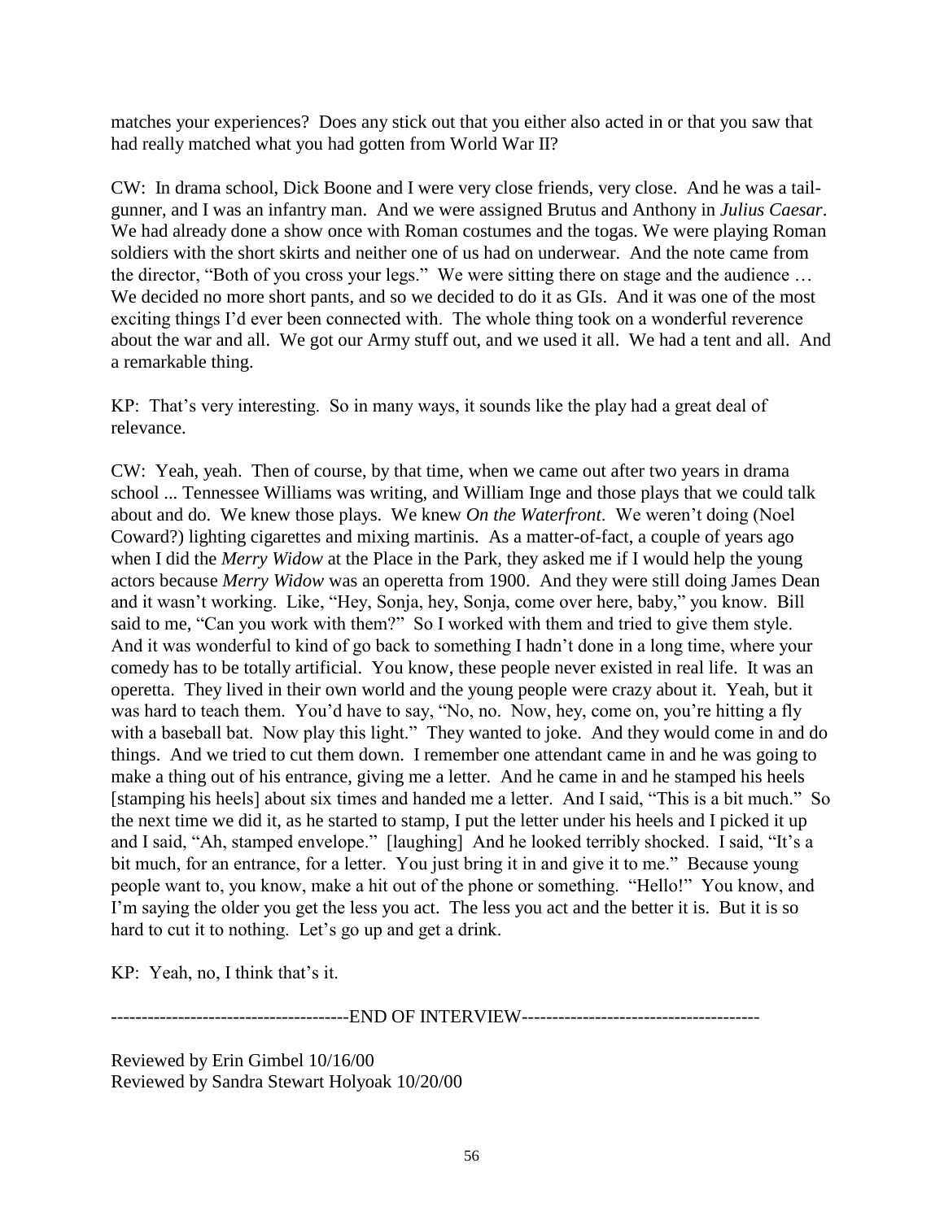matches your experiences? Does any stick out that you either also acted in or that you saw that had really matched what you had gotten from World War II?

CW: In drama school, Dick Boone and I were very close friends, very close. And he was a tail-gunner, and I was an infantry man. And we were assigned Brutus and Anthony in *Julius Caesar*. We had already done a show once with Roman costumes and the togas. We were playing Roman soldiers with the short skirts and neither one of us had on underwear. And the note came from the director, "Both of you cross your legs." We were sitting there on stage and the audience … We decided no more short pants, and so we decided to do it as GIs. And it was one of the most exciting things I'd ever been connected with. The whole thing took on a wonderful reverence about the war and all. We got our Army stuff out, and we used it all. We had a tent and all. And a remarkable thing.

KP: That's very interesting. So in many ways, it sounds like the play had a great deal of relevance.

CW: Yeah, yeah. Then of course, by that time, when we came out after two years in drama school ... Tennessee Williams was writing, and William Inge and those plays that we could talk about and do. We knew those plays. We knew *On the Waterfront*. We weren't doing (Noel Coward?) lighting cigarettes and mixing martinis. As a matter-of-fact, a couple of years ago when I did the *Merry Widow* at the Place in the Park, they asked me if I would help the young actors because *Merry Widow* was an operetta from 1900. And they were still doing James Dean and it wasn't working. Like, "Hey, Sonja, hey, Sonja, come over here, baby," you know. Bill said to me, "Can you work with them?" So I worked with them and tried to give them style. And it was wonderful to kind of go back to something I hadn't done in a long time, where your comedy has to be totally artificial. You know, these people never existed in real life. It was an operetta. They lived in their own world and the young people were crazy about it. Yeah, but it was hard to teach them. You'd have to say, "No, no. Now, hey, come on, you're hitting a fly with a baseball bat. Now play this light." They wanted to joke. And they would come in and do things. And we tried to cut them down. I remember one attendant came in and he was going to make a thing out of his entrance, giving me a letter. And he came in and he stamped his heels [stamping his heels] about six times and handed me a letter. And I said, "This is a bit much." So the next time we did it, as he started to stamp, I put the letter under his heels and I picked it up and I said, "Ah, stamped envelope." [laughing] And he looked terribly shocked. I said, "It's a bit much, for an entrance, for a letter. You just bring it in and give it to me." Because young people want to, you know, make a hit out of the phone or something. "Hello!" You know, and I'm saying the older you get the less you act. The less you act and the better it is. But it is so hard to cut it to nothing. Let's go up and get a drink.

KP: Yeah, no, I think that's it.

---------------------------------------END OF INTERVIEW---------------------------------------

Reviewed by Erin Gimbel 10/16/00
Reviewed by Sandra Stewart Holyoak 10/20/00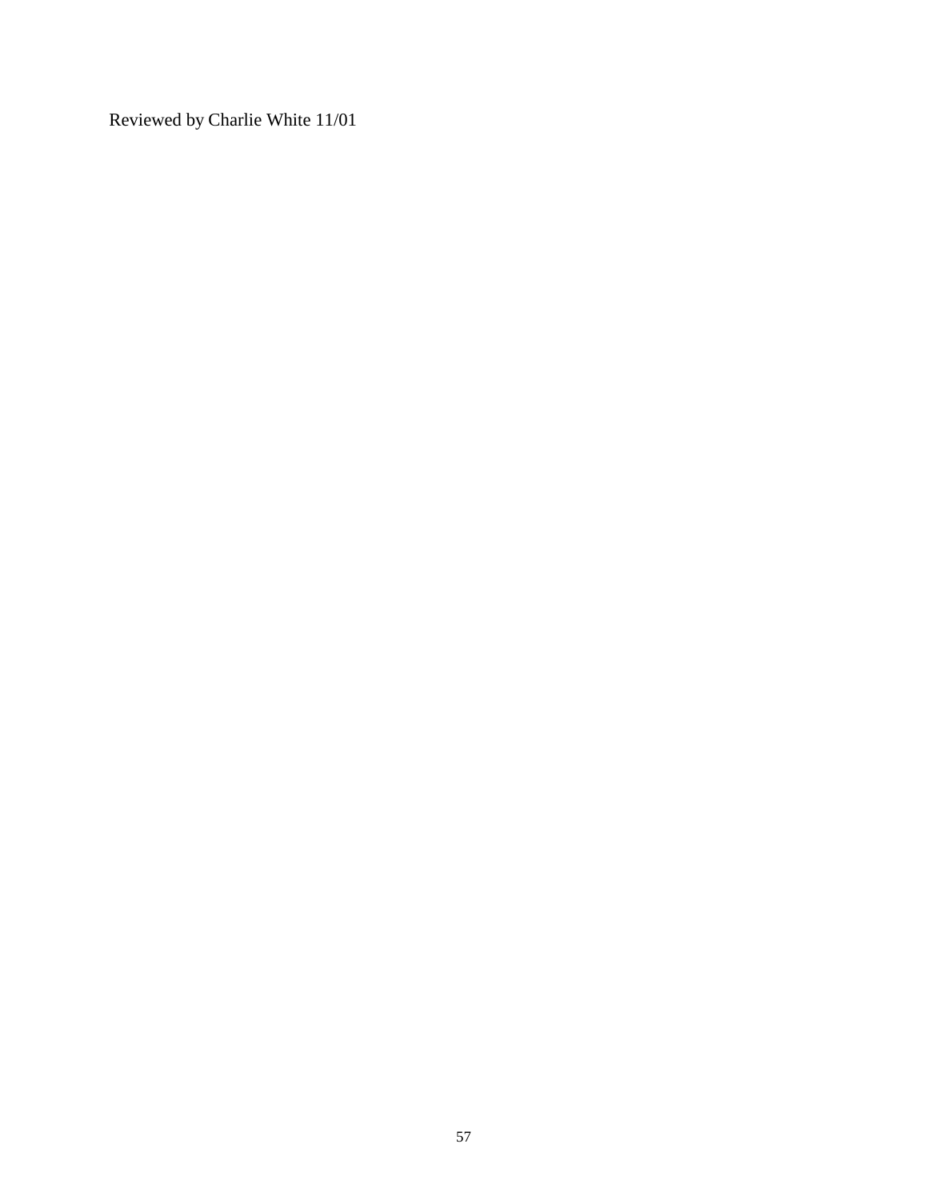Reviewed by Charlie White 11/01